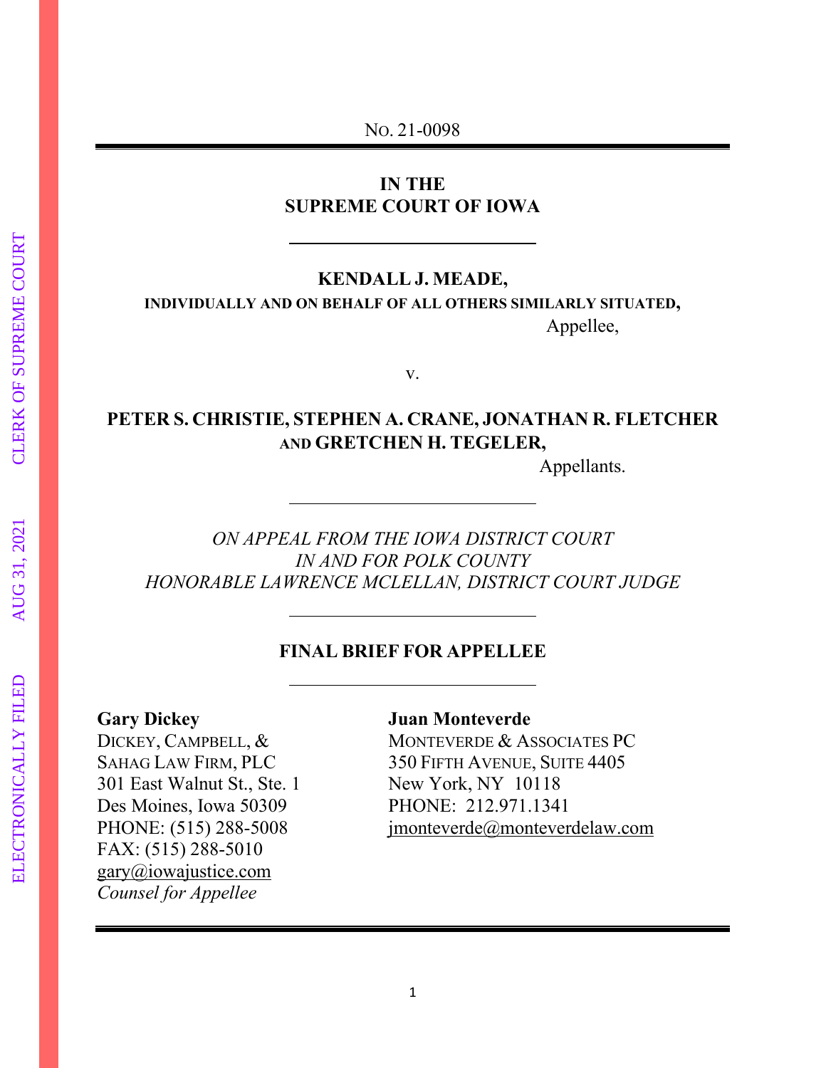No. 21-0098

**IN THE**
**SUPREME COURT OF IOWA**

---

**KENDALL J. MEADE,**
**INDIVIDUALLY AND ON BEHALF OF ALL OTHERS SIMILARLY SITUATED,**
Appellee,

v.

**PETER S. CHRISTIE, STEPHEN A. CRANE, JONATHAN R. FLETCHER AND GRETCHEN H. TEGELER,**
Appellants.

---

*ON APPEAL FROM THE IOWA DISTRICT COURT*
*IN AND FOR POLK COUNTY*
*HONORABLE LAWRENCE MCLELLAN, DISTRICT COURT JUDGE*

---

**FINAL BRIEF FOR APPELLEE**

---

**Gary Dickey**
DICKEY, CAMPBELL, &
SAHAG LAW FIRM, PLC
301 East Walnut St., Ste. 1
Des Moines, Iowa 50309
PHONE: (515) 288-5008
FAX: (515) 288-5010
gary@iowajustice.com
*Counsel for Appellee*

**Juan Monteverde**
MONTEVERDE & ASSOCIATES PC
350 FIFTH AVENUE, SUITE 4405
New York, NY 10118
PHONE: 212.971.1341
jmonteverde@monteverdelaw.com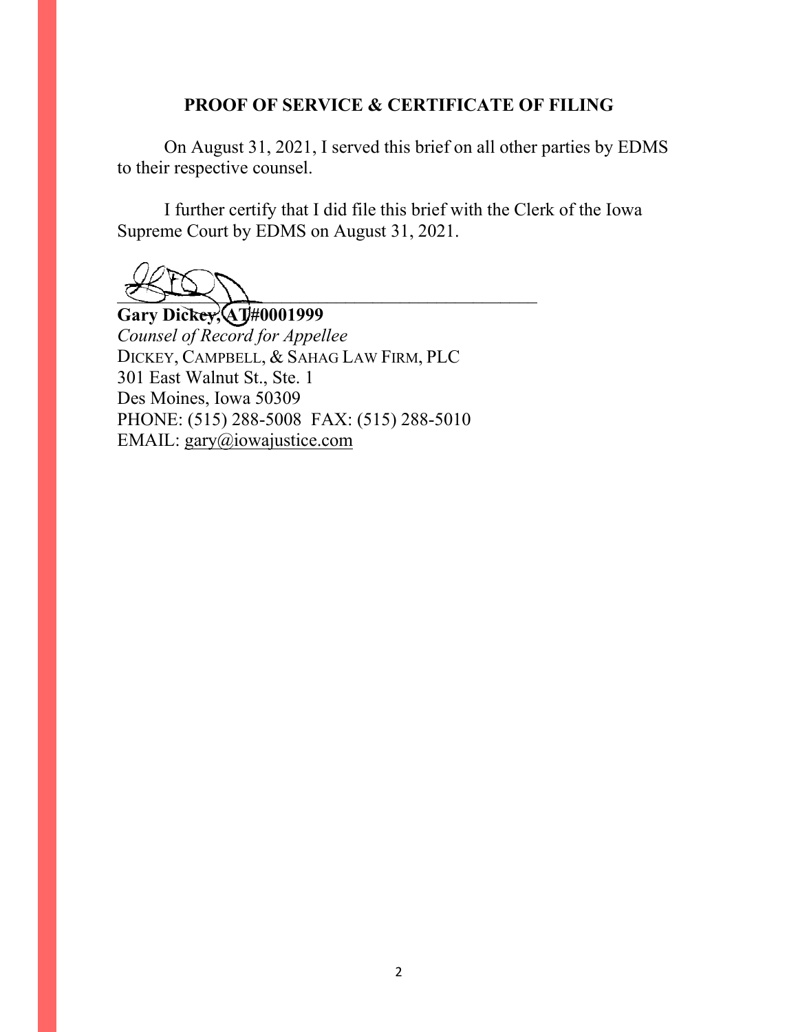## PROOF OF SERVICE & CERTIFICATE OF FILING

On August 31, 2021, I served this brief on all other parties by EDMS to their respective counsel.

I further certify that I did file this brief with the Clerk of the Iowa Supreme Court by EDMS on August 31, 2021.

______________________________________________

**Gary Dickey, AT#0001999**
*Counsel of Record for Appellee*
DICKEY, CAMPBELL, & SAHAG LAW FIRM, PLC
301 East Walnut St., Ste. 1
Des Moines, Iowa 50309
PHONE: (515) 288-5008 FAX: (515) 288-5010
EMAIL: gary@iowajustice.com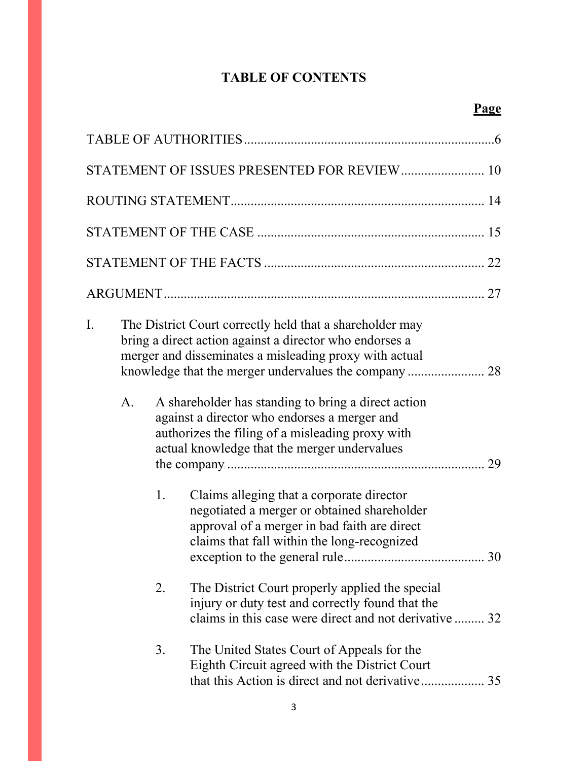# TABLE OF CONTENTS

**Page**

TABLE OF AUTHORITIES .......... 6

STATEMENT OF ISSUES PRESENTED FOR REVIEW .......... 10

ROUTING STATEMENT .......... 14

STATEMENT OF THE CASE .......... 15

STATEMENT OF THE FACTS .......... 22

ARGUMENT .......... 27

I. The District Court correctly held that a shareholder may bring a direct action against a director who endorses a merger and disseminates a misleading proxy with actual knowledge that the merger undervalues the company .......... 28

   A. A shareholder has standing to bring a direct action against a director who endorses a merger and authorizes the filing of a misleading proxy with actual knowledge that the merger undervalues the company .......... 29

      1. Claims alleging that a corporate director negotiated a merger or obtained shareholder approval of a merger in bad faith are direct claims that fall within the long-recognized exception to the general rule .......... 30

      2. The District Court properly applied the special injury or duty test and correctly found that the claims in this case were direct and not derivative .......... 32

      3. The United States Court of Appeals for the Eighth Circuit agreed with the District Court that this Action is direct and not derivative .......... 35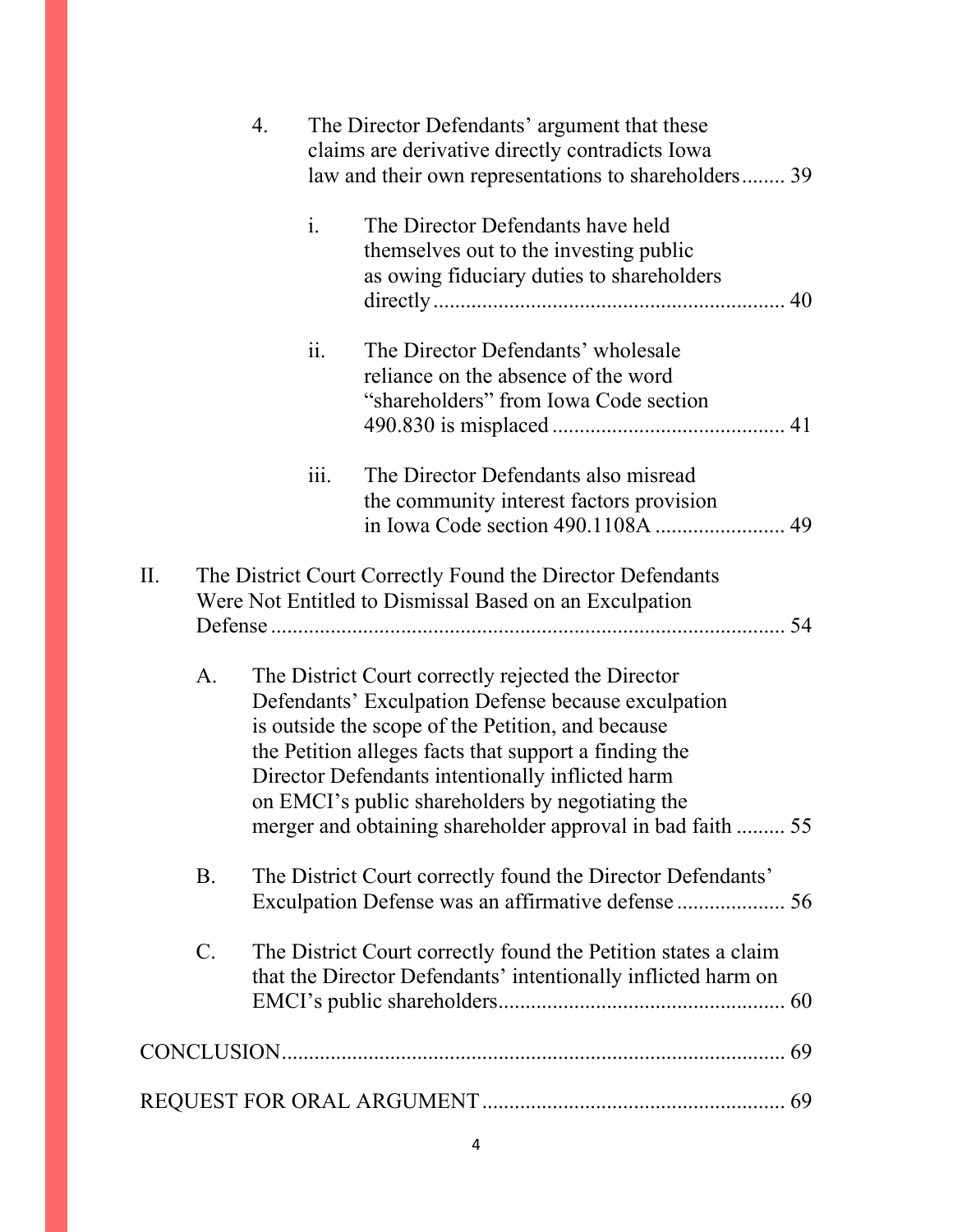4. The Director Defendants' argument that these claims are derivative directly contradicts Iowa law and their own representations to shareholders........ 39

   i. The Director Defendants have held themselves out to the investing public as owing fiduciary duties to shareholders directly................................................................ 40

   ii. The Director Defendants' wholesale reliance on the absence of the word "shareholders" from Iowa Code section 490.830 is misplaced.......................................... 41

   iii. The Director Defendants also misread the community interest factors provision in Iowa Code section 490.1108A........................ 49

II. The District Court Correctly Found the Director Defendants Were Not Entitled to Dismissal Based on an Exculpation Defense............................................................................... 54

   A. The District Court correctly rejected the Director Defendants' Exculpation Defense because exculpation is outside the scope of the Petition, and because the Petition alleges facts that support a finding the Director Defendants intentionally inflicted harm on EMCI's public shareholders by negotiating the merger and obtaining shareholder approval in bad faith ......... 55

   B. The District Court correctly found the Director Defendants' Exculpation Defense was an affirmative defense.................... 56

   C. The District Court correctly found the Petition states a claim that the Director Defendants' intentionally inflicted harm on EMCI's public shareholders.................................................... 60

CONCLUSION............................................................................... 69

REQUEST FOR ORAL ARGUMENT....................................................... 69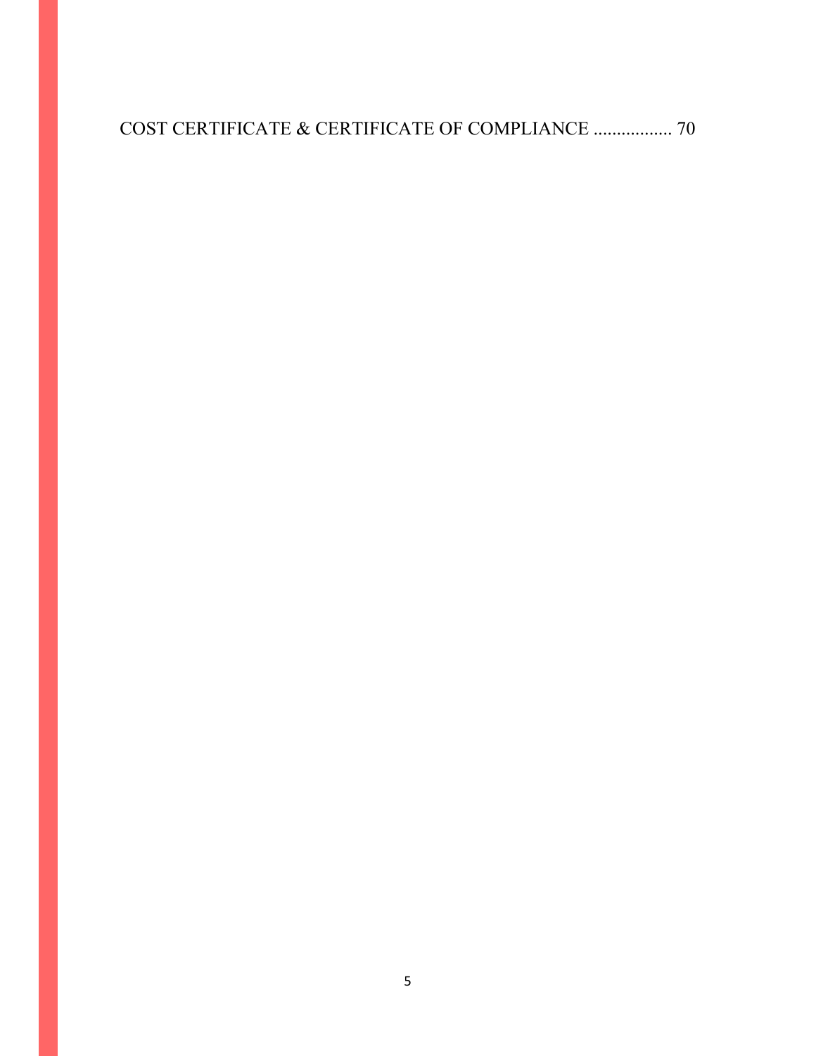COST CERTIFICATE & CERTIFICATE OF COMPLIANCE ................. 70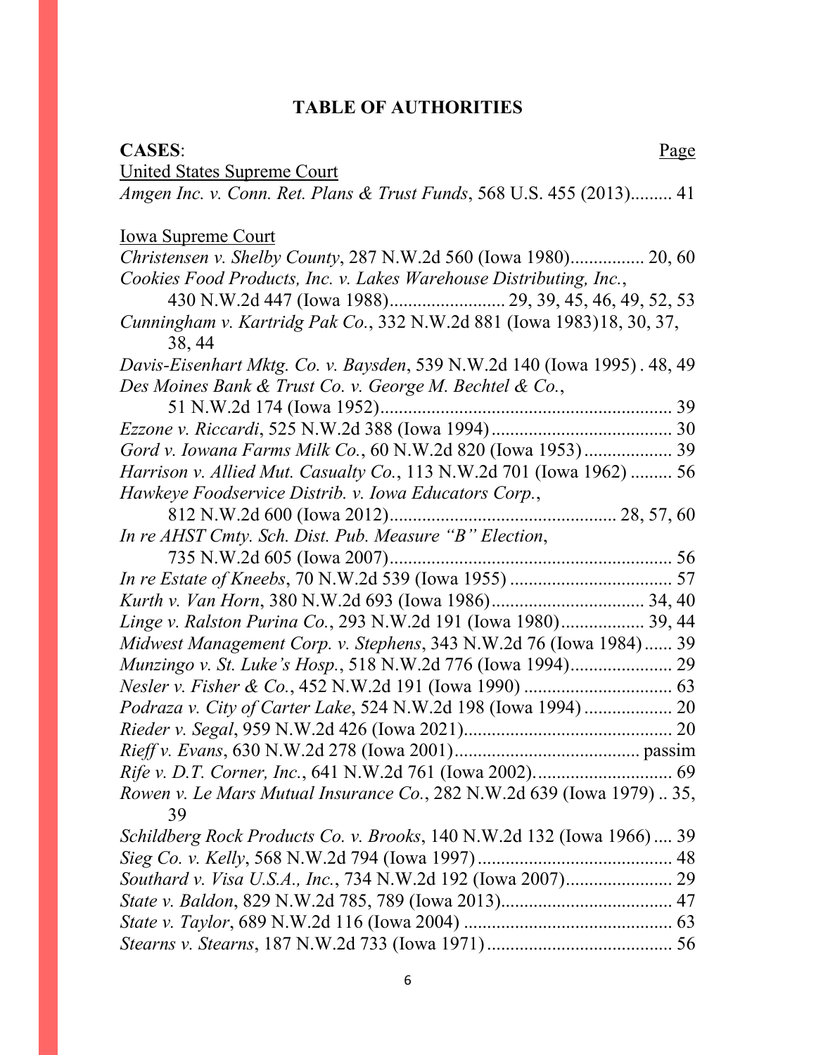# TABLE OF AUTHORITIES

**CASES**: Page

United States Supreme Court

*Amgen Inc. v. Conn. Ret. Plans & Trust Funds*, 568 U.S. 455 (2013)......... 41

Iowa Supreme Court

*Christensen v. Shelby County*, 287 N.W.2d 560 (Iowa 1980)................ 20, 60

*Cookies Food Products, Inc. v. Lakes Warehouse Distributing, Inc.*, 430 N.W.2d 447 (Iowa 1988)......................... 29, 39, 45, 46, 49, 52, 53

*Cunningham v. Kartridg Pak Co.*, 332 N.W.2d 881 (Iowa 1983)18, 30, 37, 38, 44

*Davis-Eisenhart Mktg. Co. v. Baysden*, 539 N.W.2d 140 (Iowa 1995) . 48, 49

*Des Moines Bank & Trust Co. v. George M. Bechtel & Co.*, 51 N.W.2d 174 (Iowa 1952)............................................................... 39

*Ezzone v. Riccardi*, 525 N.W.2d 388 (Iowa 1994)....................................... 30

*Gord v. Iowana Farms Milk Co.*, 60 N.W.2d 820 (Iowa 1953)................... 39

*Harrison v. Allied Mut. Casualty Co.*, 113 N.W.2d 701 (Iowa 1962) ......... 56

*Hawkeye Foodservice Distrib. v. Iowa Educators Corp.*, 812 N.W.2d 600 (Iowa 2012)................................................. 28, 57, 60

*In re AHST Cmty. Sch. Dist. Pub. Measure "B" Election*, 735 N.W.2d 605 (Iowa 2007)............................................................. 56

*In re Estate of Kneebs*, 70 N.W.2d 539 (Iowa 1955) .................................. 57

*Kurth v. Van Horn*, 380 N.W.2d 693 (Iowa 1986)................................ 34, 40

*Linge v. Ralston Purina Co.*, 293 N.W.2d 191 (Iowa 1980)................. 39, 44

*Midwest Management Corp. v. Stephens*, 343 N.W.2d 76 (Iowa 1984)...... 39

*Munzingo v. St. Luke's Hosp.*, 518 N.W.2d 776 (Iowa 1994)...................... 29

*Nesler v. Fisher & Co.*, 452 N.W.2d 191 (Iowa 1990) ................................ 63

*Podraza v. City of Carter Lake*, 524 N.W.2d 198 (Iowa 1994) ................... 20

*Rieder v. Segal*, 959 N.W.2d 426 (Iowa 2021)............................................ 20

*Rieff v. Evans*, 630 N.W.2d 278 (Iowa 2001)........................................ passim

*Rife v. D.T. Corner, Inc.*, 641 N.W.2d 761 (Iowa 2002)............................. 69

*Rowen v. Le Mars Mutual Insurance Co.*, 282 N.W.2d 639 (Iowa 1979) .. 35, 39

*Schildberg Rock Products Co. v. Brooks*, 140 N.W.2d 132 (Iowa 1966) .... 39

*Sieg Co. v. Kelly*, 568 N.W.2d 794 (Iowa 1997).......................................... 48

*Southard v. Visa U.S.A., Inc.*, 734 N.W.2d 192 (Iowa 2007)....................... 29

*State v. Baldon*, 829 N.W.2d 785, 789 (Iowa 2013)..................................... 47

*State v. Taylor*, 689 N.W.2d 116 (Iowa 2004) ............................................. 63

*Stearns v. Stearns*, 187 N.W.2d 733 (Iowa 1971)........................................ 56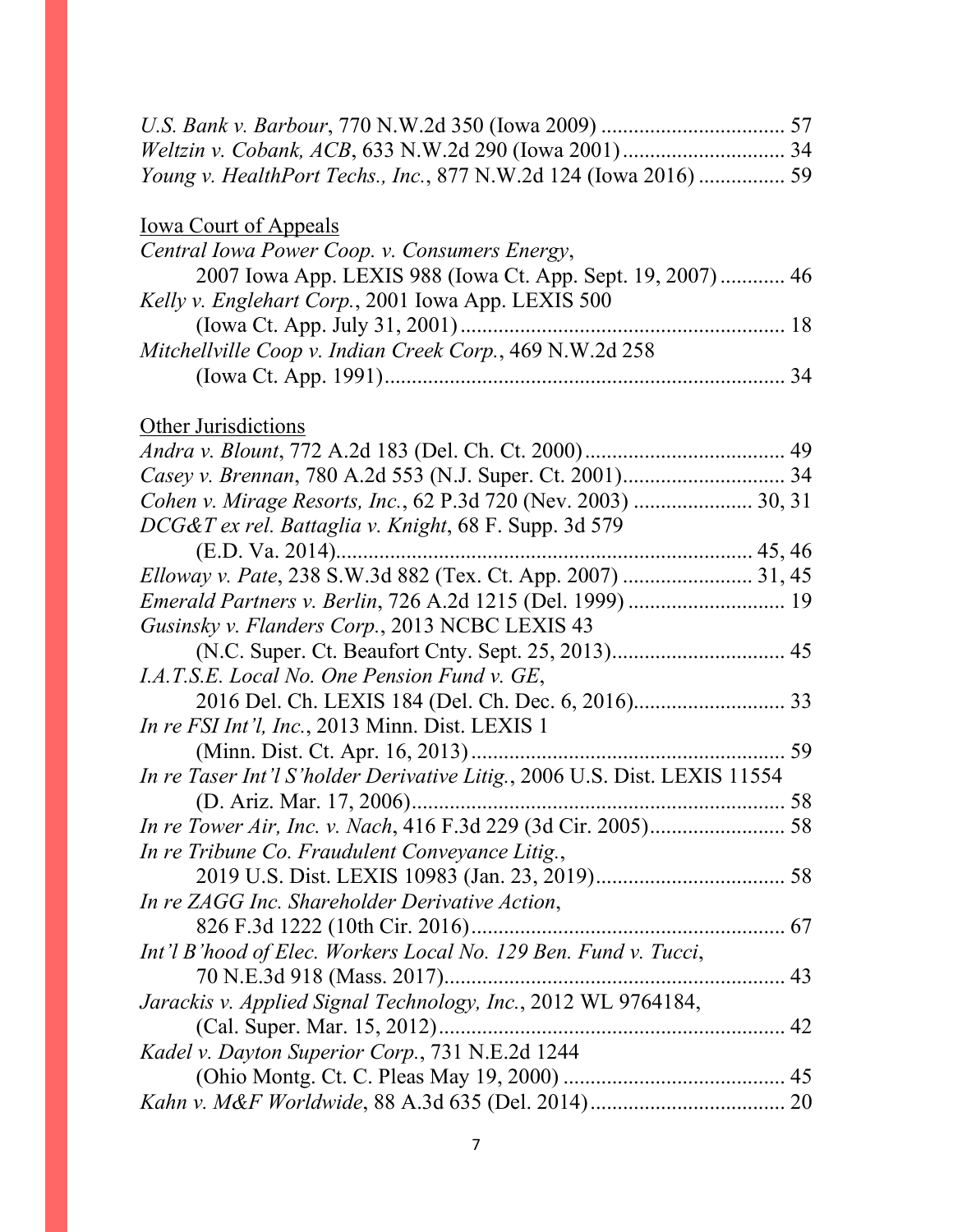*U.S. Bank v. Barbour*, 770 N.W.2d 350 (Iowa 2009) .................................. 57
*Weltzin v. Cobank, ACB*, 633 N.W.2d 290 (Iowa 2001) ............................. 34
*Young v. HealthPort Techs., Inc.*, 877 N.W.2d 124 (Iowa 2016) ................ 59

<u>Iowa Court of Appeals</u>

*Central Iowa Power Coop. v. Consumers Energy*,
 2007 Iowa App. LEXIS 988 (Iowa Ct. App. Sept. 19, 2007) ............ 46
*Kelly v. Englehart Corp.*, 2001 Iowa App. LEXIS 500
 (Iowa Ct. App. July 31, 2001) ............................................................ 18
*Mitchellville Coop v. Indian Creek Corp.*, 469 N.W.2d 258
 (Iowa Ct. App. 1991) .......................................................................... 34

<u>Other Jurisdictions</u>

*Andra v. Blount*, 772 A.2d 183 (Del. Ch. Ct. 2000) ..................................... 49
*Casey v. Brennan*, 780 A.2d 553 (N.J. Super. Ct. 2001) .............................. 34
*Cohen v. Mirage Resorts, Inc.*, 62 P.3d 720 (Nev. 2003) ...................... 30, 31
*DCG&T ex rel. Battaglia v. Knight*, 68 F. Supp. 3d 579
 (E.D. Va. 2014) ............................................................................. 45, 46
*Elloway v. Pate*, 238 S.W.3d 882 (Tex. Ct. App. 2007) ........................ 31, 45
*Emerald Partners v. Berlin*, 726 A.2d 1215 (Del. 1999) ............................. 19
*Gusinsky v. Flanders Corp.*, 2013 NCBC LEXIS 43
 (N.C. Super. Ct. Beaufort Cnty. Sept. 25, 2013) ................................. 45
*I.A.T.S.E. Local No. One Pension Fund v. GE*,
 2016 Del. Ch. LEXIS 184 (Del. Ch. Dec. 6, 2016) ............................ 33
*In re FSI Int'l, Inc.*, 2013 Minn. Dist. LEXIS 1
 (Minn. Dist. Ct. Apr. 16, 2013) .......................................................... 59
*In re Taser Int'l S'holder Derivative Litig.*, 2006 U.S. Dist. LEXIS 11554
 (D. Ariz. Mar. 17, 2006) ..................................................................... 58
*In re Tower Air, Inc. v. Nach*, 416 F.3d 229 (3d Cir. 2005) ......................... 58
*In re Tribune Co. Fraudulent Conveyance Litig.*,
 2019 U.S. Dist. LEXIS 10983 (Jan. 23, 2019) ................................... 58
*In re ZAGG Inc. Shareholder Derivative Action*,
 826 F.3d 1222 (10th Cir. 2016) .......................................................... 67
*Int'l B'hood of Elec. Workers Local No. 129 Ben. Fund v. Tucci*,
 70 N.E.3d 918 (Mass. 2017) ............................................................... 43
*Jarackis v. Applied Signal Technology, Inc.*, 2012 WL 9764184,
 (Cal. Super. Mar. 15, 2012) ................................................................ 42
*Kadel v. Dayton Superior Corp.*, 731 N.E.2d 1244
 (Ohio Montg. Ct. C. Pleas May 19, 2000) .......................................... 45
*Kahn v. M&F Worldwide*, 88 A.3d 635 (Del. 2014) ..................................... 20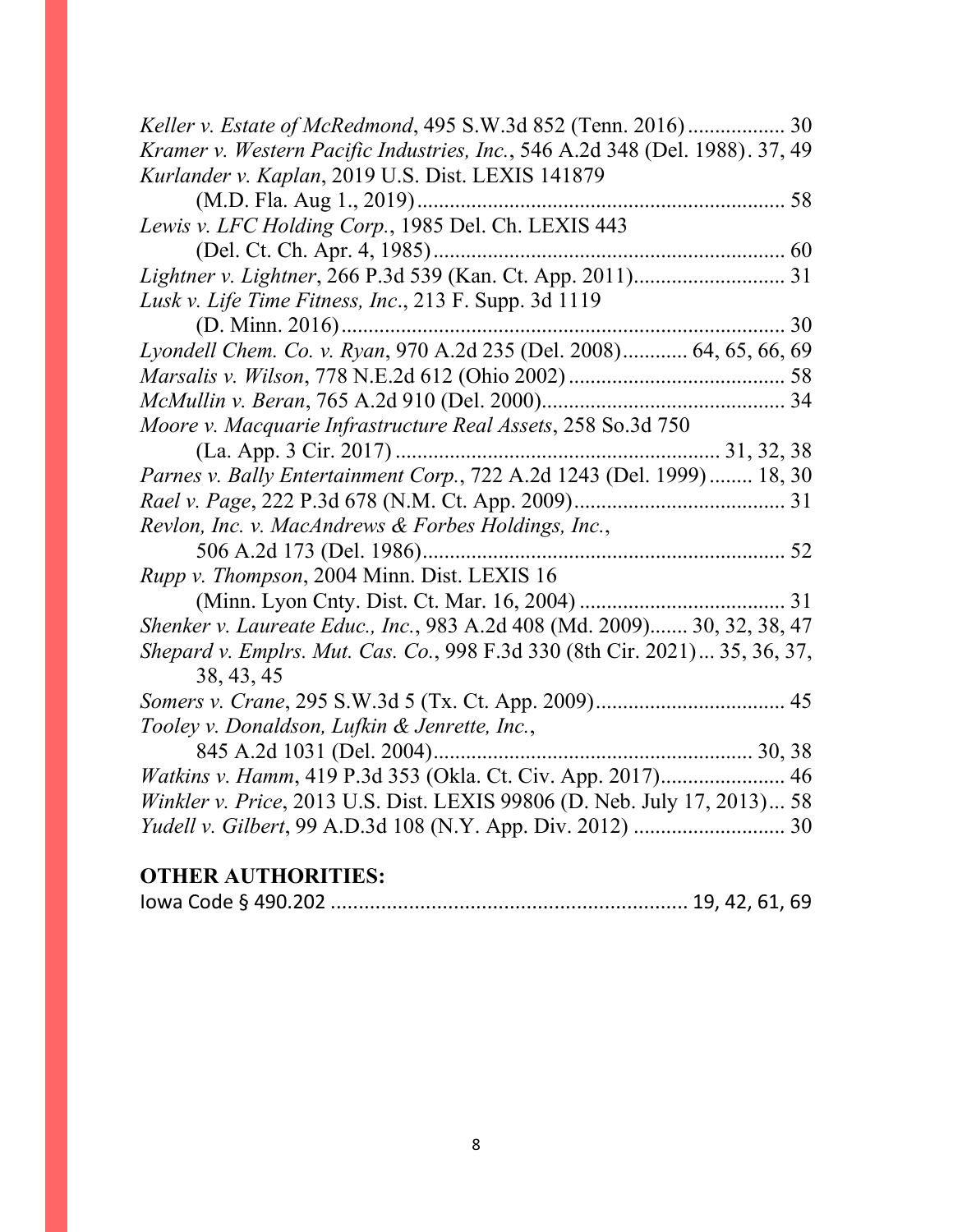*Keller v. Estate of McRedmond*, 495 S.W.3d 852 (Tenn. 2016) .................. 30

*Kramer v. Western Pacific Industries, Inc.*, 546 A.2d 348 (Del. 1988). 37, 49

*Kurlander v. Kaplan*, 2019 U.S. Dist. LEXIS 141879 (M.D. Fla. Aug 1., 2019) .................................................................... 58

*Lewis v. LFC Holding Corp.*, 1985 Del. Ch. LEXIS 443 (Del. Ct. Ch. Apr. 4, 1985) ................................................................. 60

*Lightner v. Lightner*, 266 P.3d 539 (Kan. Ct. App. 2011)........................... 31

*Lusk v. Life Time Fitness, Inc*., 213 F. Supp. 3d 1119 (D. Minn. 2016) .................................................................................. 30

*Lyondell Chem. Co. v. Ryan*, 970 A.2d 235 (Del. 2008)............ 64, 65, 66, 69

*Marsalis v. Wilson*, 778 N.E.2d 612 (Ohio 2002) ........................................ 58

*McMullin v. Beran*, 765 A.2d 910 (Del. 2000)............................................. 34

*Moore v. Macquarie Infrastructure Real Assets*, 258 So.3d 750 (La. App. 3 Cir. 2017) ........................................................... 31, 32, 38

*Parnes v. Bally Entertainment Corp.*, 722 A.2d 1243 (Del. 1999) ........ 18, 30

*Rael v. Page*, 222 P.3d 678 (N.M. Ct. App. 2009)....................................... 31

*Revlon, Inc. v. MacAndrews & Forbes Holdings, Inc.*, 506 A.2d 173 (Del. 1986).................................................................. 52

*Rupp v. Thompson*, 2004 Minn. Dist. LEXIS 16 (Minn. Lyon Cnty. Dist. Ct. Mar. 16, 2004) ...................................... 31

*Shenker v. Laureate Educ., Inc.*, 983 A.2d 408 (Md. 2009)....... 30, 32, 38, 47

*Shepard v. Emplrs. Mut. Cas. Co.*, 998 F.3d 330 (8th Cir. 2021) ... 35, 36, 37, 38, 43, 45

*Somers v. Crane*, 295 S.W.3d 5 (Tx. Ct. App. 2009)................................... 45

*Tooley v. Donaldson, Lufkin & Jenrette, Inc.*, 845 A.2d 1031 (Del. 2004).......................................................... 30, 38

*Watkins v. Hamm*, 419 P.3d 353 (Okla. Ct. Civ. App. 2017)....................... 46

*Winkler v. Price*, 2013 U.S. Dist. LEXIS 99806 (D. Neb. July 17, 2013)... 58

*Yudell v. Gilbert*, 99 A.D.3d 108 (N.Y. App. Div. 2012) ............................ 30

**OTHER AUTHORITIES:**

Iowa Code § 490.202 ................................................................ 19, 42, 61, 69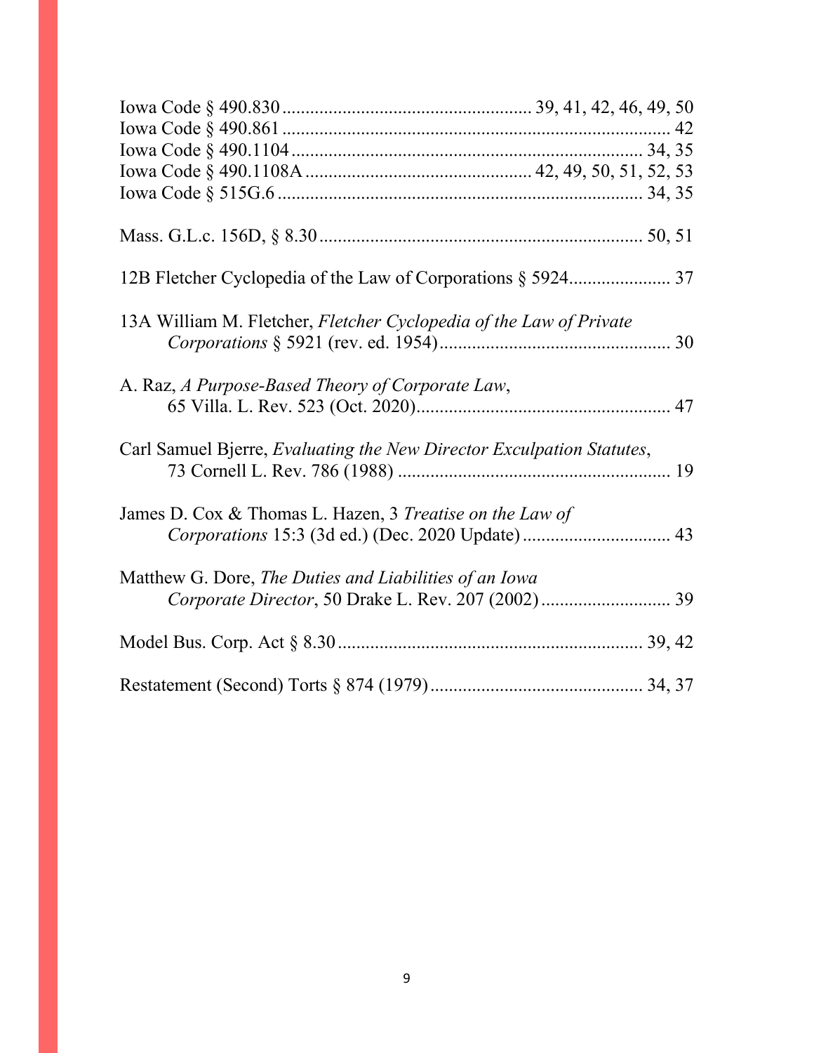Iowa Code § 490.830 .................................................... 39, 41, 42, 46, 49, 50
Iowa Code § 490.861 .................................................................................. 42
Iowa Code § 490.1104 ......................................................................... 34, 35
Iowa Code § 490.1108A ............................................... 42, 49, 50, 51, 52, 53
Iowa Code § 515G.6 ............................................................................. 34, 35

Mass. G.L.c. 156D, § 8.30 .................................................................... 50, 51

12B Fletcher Cyclopedia of the Law of Corporations § 5924..................... 37

13A William M. Fletcher, *Fletcher Cyclopedia of the Law of Private Corporations* § 5921 (rev. ed. 1954)................................................. 30

A. Raz, *A Purpose-Based Theory of Corporate Law*, 65 Villa. L. Rev. 523 (Oct. 2020)...................................................... 47

Carl Samuel Bjerre, *Evaluating the New Director Exculpation Statutes*, 73 Cornell L. Rev. 786 (1988) .......................................................... 19

James D. Cox & Thomas L. Hazen, 3 *Treatise on the Law of Corporations* 15:3 (3d ed.) (Dec. 2020 Update)............................... 43

Matthew G. Dore, *The Duties and Liabilities of an Iowa Corporate Director*, 50 Drake L. Rev. 207 (2002)........................... 39

Model Bus. Corp. Act § 8.30................................................................. 39, 42

Restatement (Second) Torts § 874 (1979)............................................. 34, 37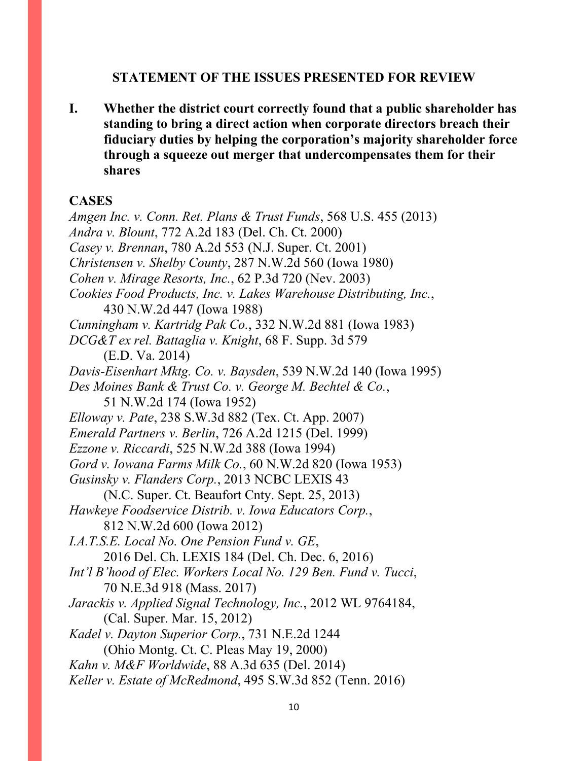## STATEMENT OF THE ISSUES PRESENTED FOR REVIEW

**I. Whether the district court correctly found that a public shareholder has standing to bring a direct action when corporate directors breach their fiduciary duties by helping the corporation's majority shareholder force through a squeeze out merger that undercompensates them for their shares**

### CASES

*Amgen Inc. v. Conn. Ret. Plans & Trust Funds*, 568 U.S. 455 (2013)
*Andra v. Blount*, 772 A.2d 183 (Del. Ch. Ct. 2000)
*Casey v. Brennan*, 780 A.2d 553 (N.J. Super. Ct. 2001)
*Christensen v. Shelby County*, 287 N.W.2d 560 (Iowa 1980)
*Cohen v. Mirage Resorts, Inc.*, 62 P.3d 720 (Nev. 2003)
*Cookies Food Products, Inc. v. Lakes Warehouse Distributing, Inc.*, 430 N.W.2d 447 (Iowa 1988)
*Cunningham v. Kartridg Pak Co.*, 332 N.W.2d 881 (Iowa 1983)
*DCG&T ex rel. Battaglia v. Knight*, 68 F. Supp. 3d 579 (E.D. Va. 2014)
*Davis-Eisenhart Mktg. Co. v. Baysden*, 539 N.W.2d 140 (Iowa 1995)
*Des Moines Bank & Trust Co. v. George M. Bechtel & Co.*, 51 N.W.2d 174 (Iowa 1952)
*Elloway v. Pate*, 238 S.W.3d 882 (Tex. Ct. App. 2007)
*Emerald Partners v. Berlin*, 726 A.2d 1215 (Del. 1999)
*Ezzone v. Riccardi*, 525 N.W.2d 388 (Iowa 1994)
*Gord v. Iowana Farms Milk Co.*, 60 N.W.2d 820 (Iowa 1953)
*Gusinsky v. Flanders Corp.*, 2013 NCBC LEXIS 43 (N.C. Super. Ct. Beaufort Cnty. Sept. 25, 2013)
*Hawkeye Foodservice Distrib. v. Iowa Educators Corp.*, 812 N.W.2d 600 (Iowa 2012)
*I.A.T.S.E. Local No. One Pension Fund v. GE*, 2016 Del. Ch. LEXIS 184 (Del. Ch. Dec. 6, 2016)
*Int'l B'hood of Elec. Workers Local No. 129 Ben. Fund v. Tucci*, 70 N.E.3d 918 (Mass. 2017)
*Jarackis v. Applied Signal Technology, Inc.*, 2012 WL 9764184, (Cal. Super. Mar. 15, 2012)
*Kadel v. Dayton Superior Corp.*, 731 N.E.2d 1244 (Ohio Montg. Ct. C. Pleas May 19, 2000)
*Kahn v. M&F Worldwide*, 88 A.3d 635 (Del. 2014)
*Keller v. Estate of McRedmond*, 495 S.W.3d 852 (Tenn. 2016)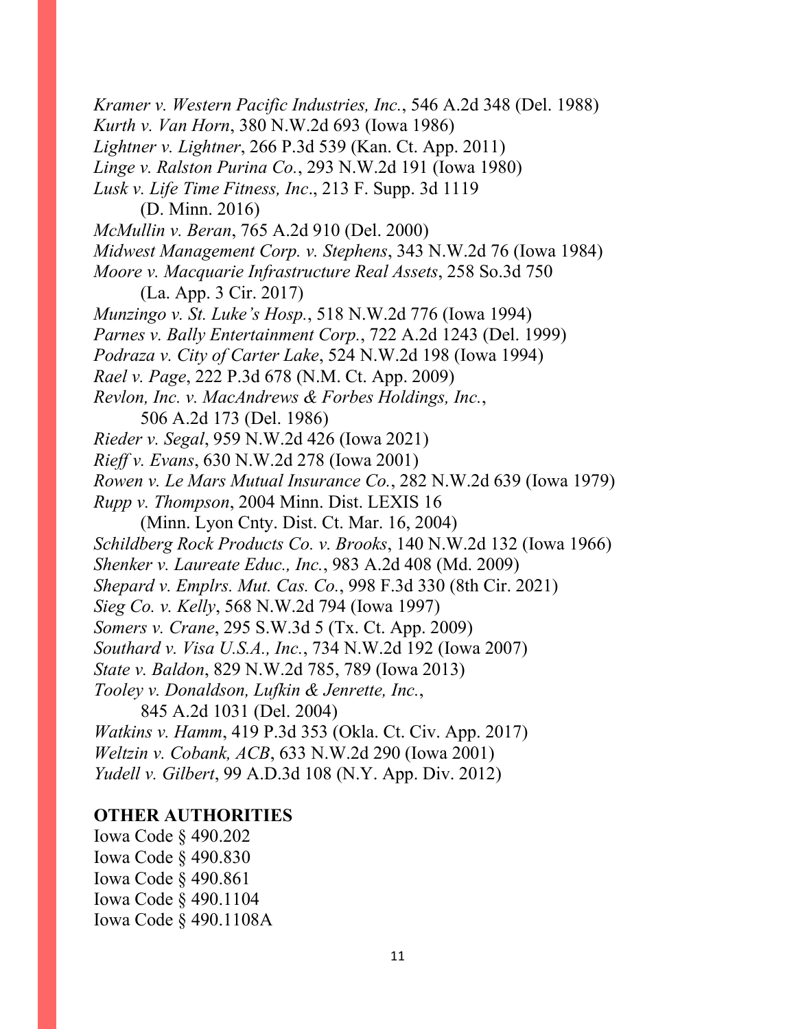*Kramer v. Western Pacific Industries, Inc.*, 546 A.2d 348 (Del. 1988)
*Kurth v. Van Horn*, 380 N.W.2d 693 (Iowa 1986)
*Lightner v. Lightner*, 266 P.3d 539 (Kan. Ct. App. 2011)
*Linge v. Ralston Purina Co.*, 293 N.W.2d 191 (Iowa 1980)
*Lusk v. Life Time Fitness, Inc*., 213 F. Supp. 3d 1119
(D. Minn. 2016)
*McMullin v. Beran*, 765 A.2d 910 (Del. 2000)
*Midwest Management Corp. v. Stephens*, 343 N.W.2d 76 (Iowa 1984)
*Moore v. Macquarie Infrastructure Real Assets*, 258 So.3d 750
(La. App. 3 Cir. 2017)
*Munzingo v. St. Luke's Hosp.*, 518 N.W.2d 776 (Iowa 1994)
*Parnes v. Bally Entertainment Corp.*, 722 A.2d 1243 (Del. 1999)
*Podraza v. City of Carter Lake*, 524 N.W.2d 198 (Iowa 1994)
*Rael v. Page*, 222 P.3d 678 (N.M. Ct. App. 2009)
*Revlon, Inc. v. MacAndrews & Forbes Holdings, Inc.*,
506 A.2d 173 (Del. 1986)
*Rieder v. Segal*, 959 N.W.2d 426 (Iowa 2021)
*Rieff v. Evans*, 630 N.W.2d 278 (Iowa 2001)
*Rowen v. Le Mars Mutual Insurance Co.*, 282 N.W.2d 639 (Iowa 1979)
*Rupp v. Thompson*, 2004 Minn. Dist. LEXIS 16
(Minn. Lyon Cnty. Dist. Ct. Mar. 16, 2004)
*Schildberg Rock Products Co. v. Brooks*, 140 N.W.2d 132 (Iowa 1966)
*Shenker v. Laureate Educ., Inc.*, 983 A.2d 408 (Md. 2009)
*Shepard v. Emplrs. Mut. Cas. Co.*, 998 F.3d 330 (8th Cir. 2021)
*Sieg Co. v. Kelly*, 568 N.W.2d 794 (Iowa 1997)
*Somers v. Crane*, 295 S.W.3d 5 (Tx. Ct. App. 2009)
*Southard v. Visa U.S.A., Inc.*, 734 N.W.2d 192 (Iowa 2007)
*State v. Baldon*, 829 N.W.2d 785, 789 (Iowa 2013)
*Tooley v. Donaldson, Lufkin & Jenrette, Inc.*,
845 A.2d 1031 (Del. 2004)
*Watkins v. Hamm*, 419 P.3d 353 (Okla. Ct. Civ. App. 2017)
*Weltzin v. Cobank, ACB*, 633 N.W.2d 290 (Iowa 2001)
*Yudell v. Gilbert*, 99 A.D.3d 108 (N.Y. App. Div. 2012)

**OTHER AUTHORITIES**

Iowa Code § 490.202
Iowa Code § 490.830
Iowa Code § 490.861
Iowa Code § 490.1104
Iowa Code § 490.1108A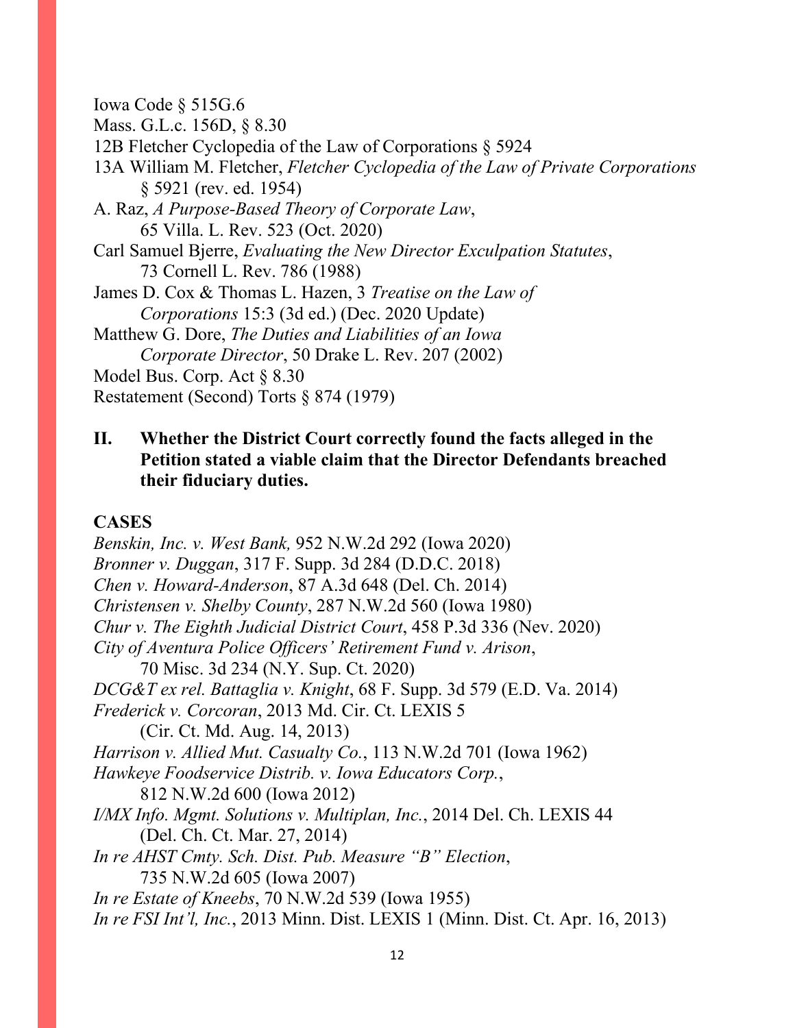Iowa Code § 515G.6

Mass. G.L.c. 156D, § 8.30

12B Fletcher Cyclopedia of the Law of Corporations § 5924

13A William M. Fletcher, *Fletcher Cyclopedia of the Law of Private Corporations* § 5921 (rev. ed. 1954)

A. Raz, *A Purpose-Based Theory of Corporate Law*, 65 Villa. L. Rev. 523 (Oct. 2020)

Carl Samuel Bjerre, *Evaluating the New Director Exculpation Statutes*, 73 Cornell L. Rev. 786 (1988)

James D. Cox & Thomas L. Hazen, 3 *Treatise on the Law of Corporations* 15:3 (3d ed.) (Dec. 2020 Update)

Matthew G. Dore, *The Duties and Liabilities of an Iowa Corporate Director*, 50 Drake L. Rev. 207 (2002)

Model Bus. Corp. Act § 8.30

Restatement (Second) Torts § 874 (1979)

**II. Whether the District Court correctly found the facts alleged in the Petition stated a viable claim that the Director Defendants breached their fiduciary duties.**

**CASES**

*Benskin, Inc. v. West Bank,* 952 N.W.2d 292 (Iowa 2020)

*Bronner v. Duggan*, 317 F. Supp. 3d 284 (D.D.C. 2018)

*Chen v. Howard-Anderson*, 87 A.3d 648 (Del. Ch. 2014)

*Christensen v. Shelby County*, 287 N.W.2d 560 (Iowa 1980)

*Chur v. The Eighth Judicial District Court*, 458 P.3d 336 (Nev. 2020)

*City of Aventura Police Officers' Retirement Fund v. Arison*, 70 Misc. 3d 234 (N.Y. Sup. Ct. 2020)

*DCG&T ex rel. Battaglia v. Knight*, 68 F. Supp. 3d 579 (E.D. Va. 2014)

*Frederick v. Corcoran*, 2013 Md. Cir. Ct. LEXIS 5 (Cir. Ct. Md. Aug. 14, 2013)

*Harrison v. Allied Mut. Casualty Co.*, 113 N.W.2d 701 (Iowa 1962)

*Hawkeye Foodservice Distrib. v. Iowa Educators Corp.*, 812 N.W.2d 600 (Iowa 2012)

*I/MX Info. Mgmt. Solutions v. Multiplan, Inc.*, 2014 Del. Ch. LEXIS 44 (Del. Ch. Ct. Mar. 27, 2014)

*In re AHST Cmty. Sch. Dist. Pub. Measure "B" Election*, 735 N.W.2d 605 (Iowa 2007)

*In re Estate of Kneebs*, 70 N.W.2d 539 (Iowa 1955)

*In re FSI Int'l, Inc.*, 2013 Minn. Dist. LEXIS 1 (Minn. Dist. Ct. Apr. 16, 2013)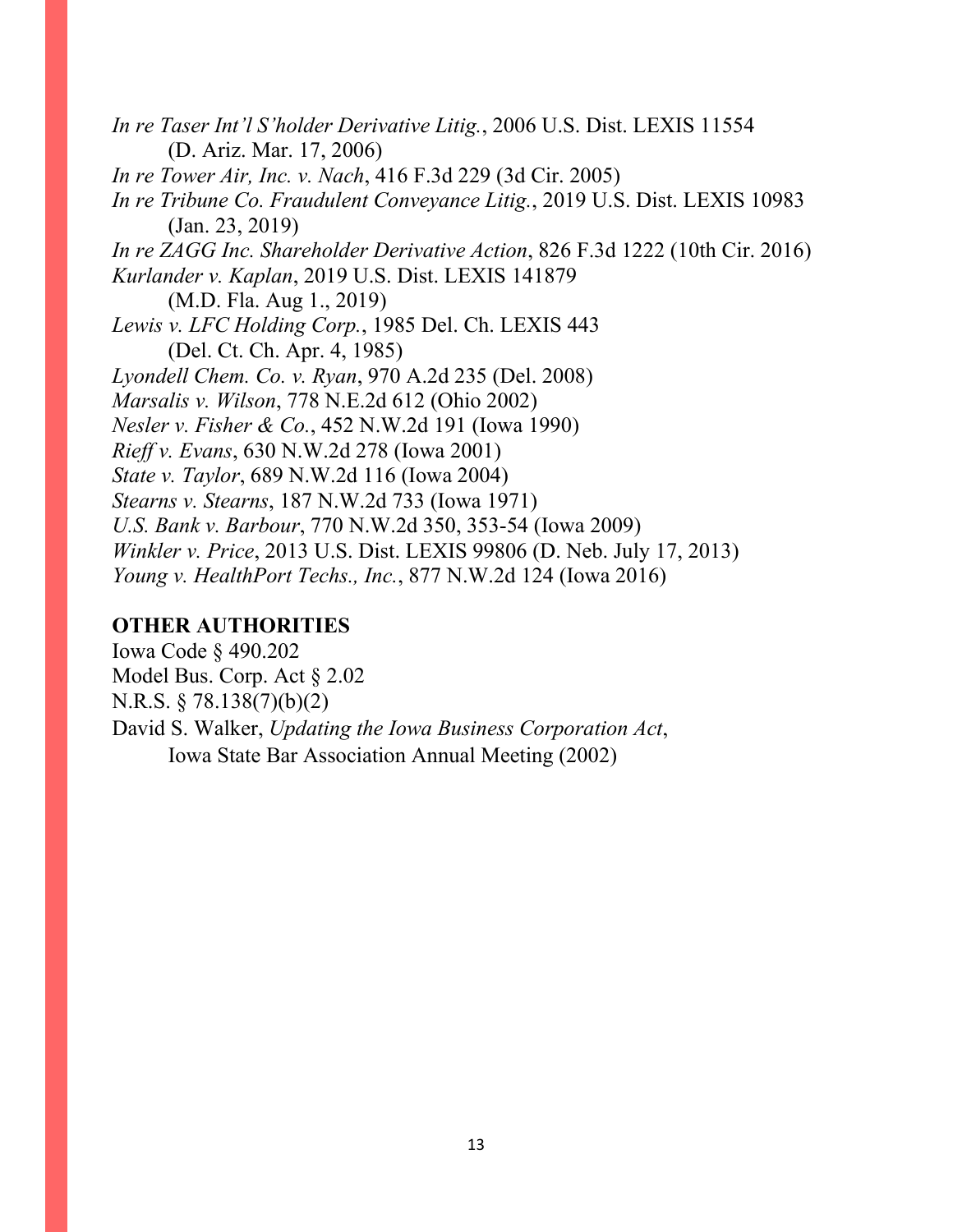*In re Taser Int'l S'holder Derivative Litig.*, 2006 U.S. Dist. LEXIS 11554 (D. Ariz. Mar. 17, 2006)

*In re Tower Air, Inc. v. Nach*, 416 F.3d 229 (3d Cir. 2005)

*In re Tribune Co. Fraudulent Conveyance Litig.*, 2019 U.S. Dist. LEXIS 10983 (Jan. 23, 2019)

*In re ZAGG Inc. Shareholder Derivative Action*, 826 F.3d 1222 (10th Cir. 2016)

*Kurlander v. Kaplan*, 2019 U.S. Dist. LEXIS 141879 (M.D. Fla. Aug 1., 2019)

*Lewis v. LFC Holding Corp.*, 1985 Del. Ch. LEXIS 443 (Del. Ct. Ch. Apr. 4, 1985)

*Lyondell Chem. Co. v. Ryan*, 970 A.2d 235 (Del. 2008)

*Marsalis v. Wilson*, 778 N.E.2d 612 (Ohio 2002)

*Nesler v. Fisher & Co.*, 452 N.W.2d 191 (Iowa 1990)

*Rieff v. Evans*, 630 N.W.2d 278 (Iowa 2001)

*State v. Taylor*, 689 N.W.2d 116 (Iowa 2004)

*Stearns v. Stearns*, 187 N.W.2d 733 (Iowa 1971)

*U.S. Bank v. Barbour*, 770 N.W.2d 350, 353-54 (Iowa 2009)

*Winkler v. Price*, 2013 U.S. Dist. LEXIS 99806 (D. Neb. July 17, 2013)

*Young v. HealthPort Techs., Inc.*, 877 N.W.2d 124 (Iowa 2016)

**OTHER AUTHORITIES**

Iowa Code § 490.202

Model Bus. Corp. Act § 2.02

N.R.S. § 78.138(7)(b)(2)

David S. Walker, *Updating the Iowa Business Corporation Act*, Iowa State Bar Association Annual Meeting (2002)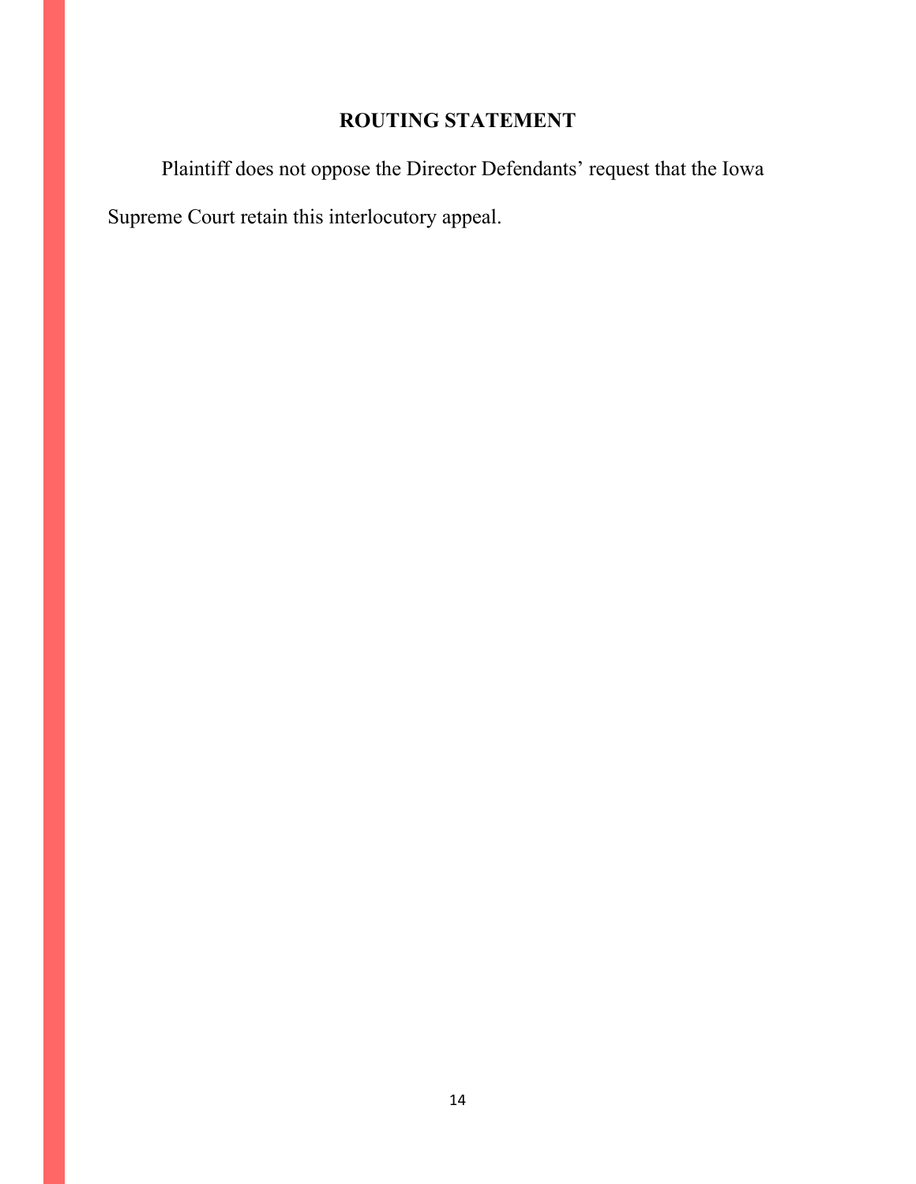## ROUTING STATEMENT

Plaintiff does not oppose the Director Defendants' request that the Iowa Supreme Court retain this interlocutory appeal.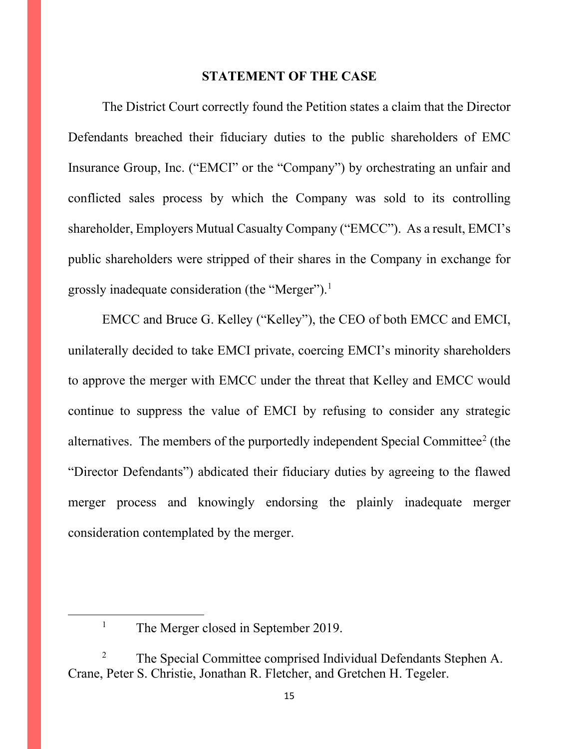## STATEMENT OF THE CASE

The District Court correctly found the Petition states a claim that the Director Defendants breached their fiduciary duties to the public shareholders of EMC Insurance Group, Inc. ("EMCI" or the "Company") by orchestrating an unfair and conflicted sales process by which the Company was sold to its controlling shareholder, Employers Mutual Casualty Company ("EMCC"). As a result, EMCI's public shareholders were stripped of their shares in the Company in exchange for grossly inadequate consideration (the "Merger").[1]

EMCC and Bruce G. Kelley ("Kelley"), the CEO of both EMCC and EMCI, unilaterally decided to take EMCI private, coercing EMCI's minority shareholders to approve the merger with EMCC under the threat that Kelley and EMCC would continue to suppress the value of EMCI by refusing to consider any strategic alternatives. The members of the purportedly independent Special Committee[2] (the "Director Defendants") abdicated their fiduciary duties by agreeing to the flawed merger process and knowingly endorsing the plainly inadequate merger consideration contemplated by the merger.

---

[1] The Merger closed in September 2019.

[2] The Special Committee comprised Individual Defendants Stephen A. Crane, Peter S. Christie, Jonathan R. Fletcher, and Gretchen H. Tegeler.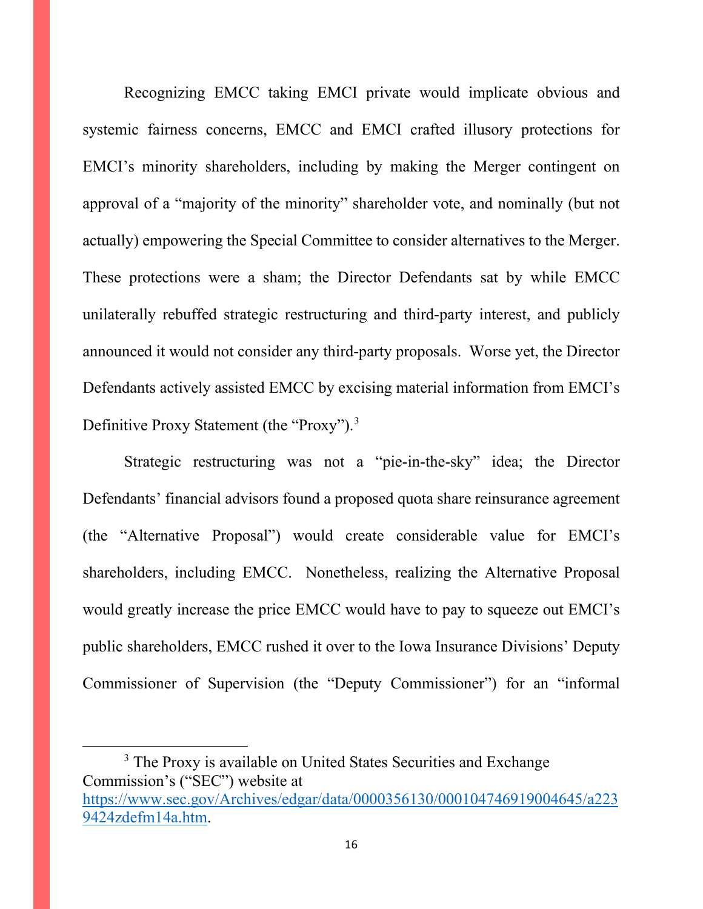Recognizing EMCC taking EMCI private would implicate obvious and systemic fairness concerns, EMCC and EMCI crafted illusory protections for EMCI's minority shareholders, including by making the Merger contingent on approval of a "majority of the minority" shareholder vote, and nominally (but not actually) empowering the Special Committee to consider alternatives to the Merger. These protections were a sham; the Director Defendants sat by while EMCC unilaterally rebuffed strategic restructuring and third-party interest, and publicly announced it would not consider any third-party proposals. Worse yet, the Director Defendants actively assisted EMCC by excising material information from EMCI's Definitive Proxy Statement (the "Proxy").[3]

Strategic restructuring was not a "pie-in-the-sky" idea; the Director Defendants' financial advisors found a proposed quota share reinsurance agreement (the "Alternative Proposal") would create considerable value for EMCI's shareholders, including EMCC. Nonetheless, realizing the Alternative Proposal would greatly increase the price EMCC would have to pay to squeeze out EMCI's public shareholders, EMCC rushed it over to the Iowa Insurance Divisions' Deputy Commissioner of Supervision (the "Deputy Commissioner") for an "informal

---

[3] The Proxy is available on United States Securities and Exchange Commission's ("SEC") website at https://www.sec.gov/Archives/edgar/data/0000356130/000104746919004645/a2239424zdefm14a.htm.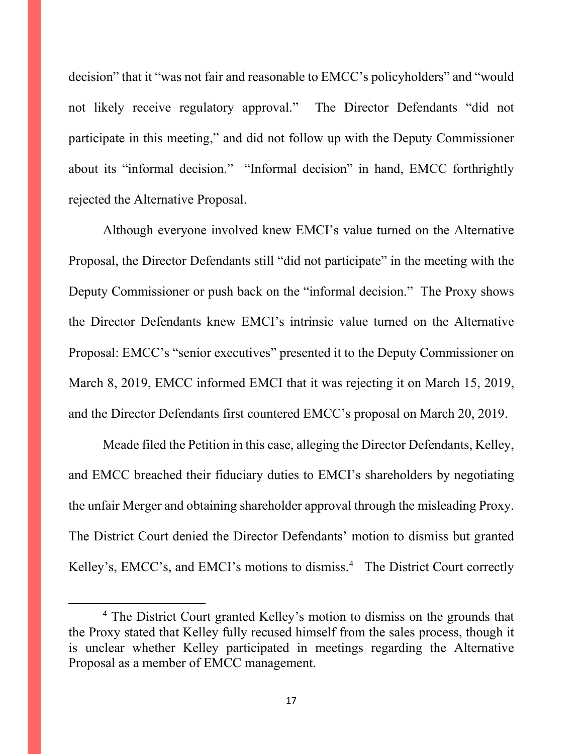decision" that it "was not fair and reasonable to EMCC's policyholders" and "would not likely receive regulatory approval." The Director Defendants "did not participate in this meeting," and did not follow up with the Deputy Commissioner about its "informal decision." "Informal decision" in hand, EMCC forthrightly rejected the Alternative Proposal.

Although everyone involved knew EMCI's value turned on the Alternative Proposal, the Director Defendants still "did not participate" in the meeting with the Deputy Commissioner or push back on the "informal decision." The Proxy shows the Director Defendants knew EMCI's intrinsic value turned on the Alternative Proposal: EMCC's "senior executives" presented it to the Deputy Commissioner on March 8, 2019, EMCC informed EMCI that it was rejecting it on March 15, 2019, and the Director Defendants first countered EMCC's proposal on March 20, 2019.

Meade filed the Petition in this case, alleging the Director Defendants, Kelley, and EMCC breached their fiduciary duties to EMCI's shareholders by negotiating the unfair Merger and obtaining shareholder approval through the misleading Proxy. The District Court denied the Director Defendants' motion to dismiss but granted Kelley's, EMCC's, and EMCI's motions to dismiss.[4] The District Court correctly

[4] The District Court granted Kelley's motion to dismiss on the grounds that the Proxy stated that Kelley fully recused himself from the sales process, though it is unclear whether Kelley participated in meetings regarding the Alternative Proposal as a member of EMCC management.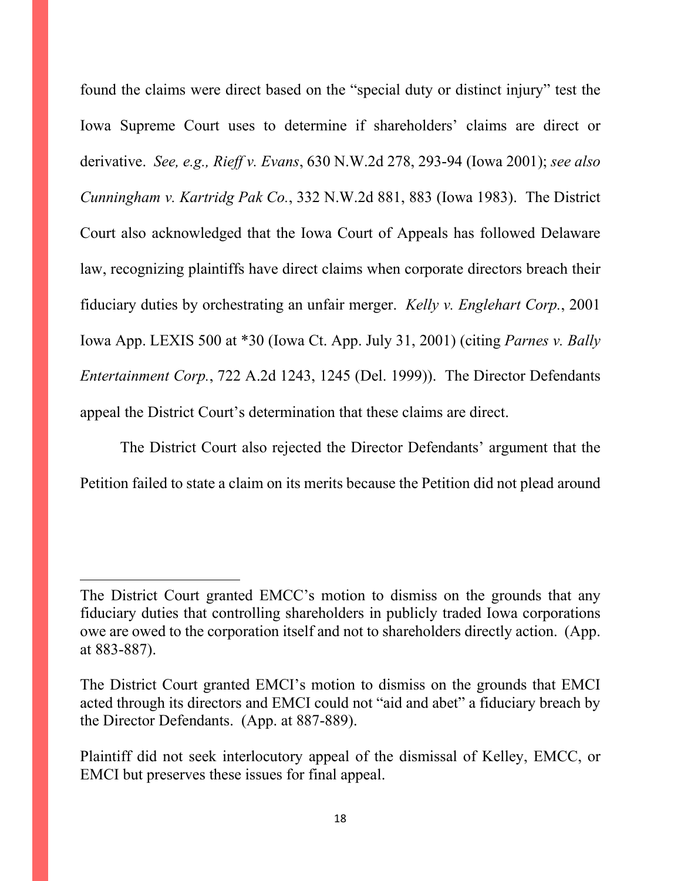found the claims were direct based on the "special duty or distinct injury" test the Iowa Supreme Court uses to determine if shareholders' claims are direct or derivative. *See, e.g., Rieff v. Evans*, 630 N.W.2d 278, 293-94 (Iowa 2001); *see also Cunningham v. Kartridg Pak Co.*, 332 N.W.2d 881, 883 (Iowa 1983). The District Court also acknowledged that the Iowa Court of Appeals has followed Delaware law, recognizing plaintiffs have direct claims when corporate directors breach their fiduciary duties by orchestrating an unfair merger. *Kelly v. Englehart Corp.*, 2001 Iowa App. LEXIS 500 at *30 (Iowa Ct. App. July 31, 2001) (citing *Parnes v. Bally Entertainment Corp.*, 722 A.2d 1243, 1245 (Del. 1999)). The Director Defendants appeal the District Court's determination that these claims are direct.

The District Court also rejected the Director Defendants' argument that the Petition failed to state a claim on its merits because the Petition did not plead around

---

The District Court granted EMCC's motion to dismiss on the grounds that any fiduciary duties that controlling shareholders in publicly traded Iowa corporations owe are owed to the corporation itself and not to shareholders directly action. (App. at 883-887).

The District Court granted EMCI's motion to dismiss on the grounds that EMCI acted through its directors and EMCI could not "aid and abet" a fiduciary breach by the Director Defendants. (App. at 887-889).

Plaintiff did not seek interlocutory appeal of the dismissal of Kelley, EMCC, or EMCI but preserves these issues for final appeal.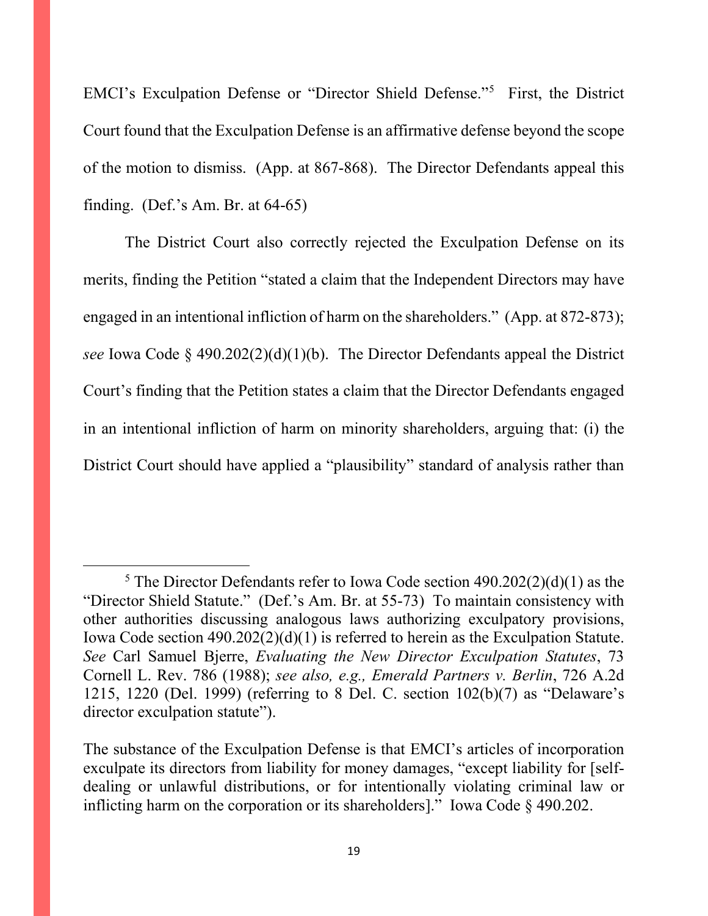EMCI's Exculpation Defense or "Director Shield Defense."[5] First, the District Court found that the Exculpation Defense is an affirmative defense beyond the scope of the motion to dismiss. (App. at 867-868). The Director Defendants appeal this finding. (Def.'s Am. Br. at 64-65)

The District Court also correctly rejected the Exculpation Defense on its merits, finding the Petition "stated a claim that the Independent Directors may have engaged in an intentional infliction of harm on the shareholders." (App. at 872-873); *see* Iowa Code § 490.202(2)(d)(1)(b). The Director Defendants appeal the District Court's finding that the Petition states a claim that the Director Defendants engaged in an intentional infliction of harm on minority shareholders, arguing that: (i) the District Court should have applied a "plausibility" standard of analysis rather than

---

[5] The Director Defendants refer to Iowa Code section 490.202(2)(d)(1) as the "Director Shield Statute." (Def.'s Am. Br. at 55-73) To maintain consistency with other authorities discussing analogous laws authorizing exculpatory provisions, Iowa Code section 490.202(2)(d)(1) is referred to herein as the Exculpation Statute. *See* Carl Samuel Bjerre, *Evaluating the New Director Exculpation Statutes*, 73 Cornell L. Rev. 786 (1988); *see also, e.g., Emerald Partners v. Berlin*, 726 A.2d 1215, 1220 (Del. 1999) (referring to 8 Del. C. section 102(b)(7) as "Delaware's director exculpation statute").

The substance of the Exculpation Defense is that EMCI's articles of incorporation exculpate its directors from liability for money damages, "except liability for [self-dealing or unlawful distributions, or for intentionally violating criminal law or inflicting harm on the corporation or its shareholders]." Iowa Code § 490.202.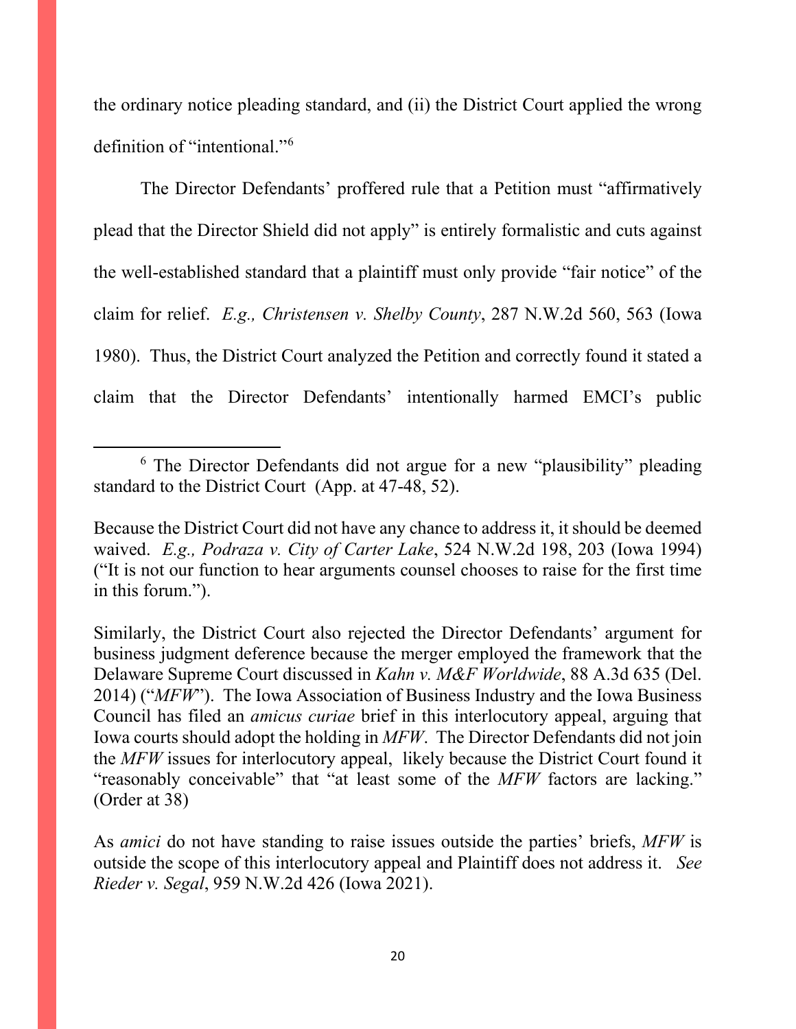the ordinary notice pleading standard, and (ii) the District Court applied the wrong definition of "intentional."[6]

The Director Defendants' proffered rule that a Petition must "affirmatively plead that the Director Shield did not apply" is entirely formalistic and cuts against the well-established standard that a plaintiff must only provide "fair notice" of the claim for relief. *E.g., Christensen v. Shelby County*, 287 N.W.2d 560, 563 (Iowa 1980). Thus, the District Court analyzed the Petition and correctly found it stated a claim that the Director Defendants' intentionally harmed EMCI's public

---

[6] The Director Defendants did not argue for a new "plausibility" pleading standard to the District Court (App. at 47-48, 52).

Because the District Court did not have any chance to address it, it should be deemed waived. *E.g., Podraza v. City of Carter Lake*, 524 N.W.2d 198, 203 (Iowa 1994) ("It is not our function to hear arguments counsel chooses to raise for the first time in this forum.").

Similarly, the District Court also rejected the Director Defendants' argument for business judgment deference because the merger employed the framework that the Delaware Supreme Court discussed in *Kahn v. M&F Worldwide*, 88 A.3d 635 (Del. 2014) ("*MFW*"). The Iowa Association of Business Industry and the Iowa Business Council has filed an *amicus curiae* brief in this interlocutory appeal, arguing that Iowa courts should adopt the holding in *MFW*. The Director Defendants did not join the *MFW* issues for interlocutory appeal, likely because the District Court found it "reasonably conceivable" that "at least some of the *MFW* factors are lacking." (Order at 38)

As *amici* do not have standing to raise issues outside the parties' briefs, *MFW* is outside the scope of this interlocutory appeal and Plaintiff does not address it. *See Rieder v. Segal*, 959 N.W.2d 426 (Iowa 2021).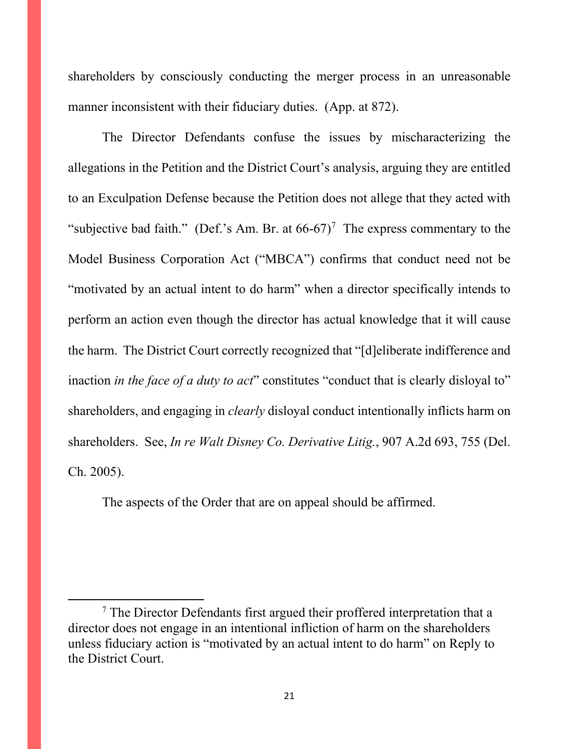shareholders by consciously conducting the merger process in an unreasonable manner inconsistent with their fiduciary duties. (App. at 872).

The Director Defendants confuse the issues by mischaracterizing the allegations in the Petition and the District Court's analysis, arguing they are entitled to an Exculpation Defense because the Petition does not allege that they acted with "subjective bad faith." (Def.'s Am. Br. at 66-67)[7] The express commentary to the Model Business Corporation Act ("MBCA") confirms that conduct need not be "motivated by an actual intent to do harm" when a director specifically intends to perform an action even though the director has actual knowledge that it will cause the harm. The District Court correctly recognized that "[d]eliberate indifference and inaction *in the face of a duty to act*" constitutes "conduct that is clearly disloyal to" shareholders, and engaging in *clearly* disloyal conduct intentionally inflicts harm on shareholders. See, *In re Walt Disney Co. Derivative Litig.*, 907 A.2d 693, 755 (Del. Ch. 2005).

The aspects of the Order that are on appeal should be affirmed.

---

[7] The Director Defendants first argued their proffered interpretation that a director does not engage in an intentional infliction of harm on the shareholders unless fiduciary action is "motivated by an actual intent to do harm" on Reply to the District Court.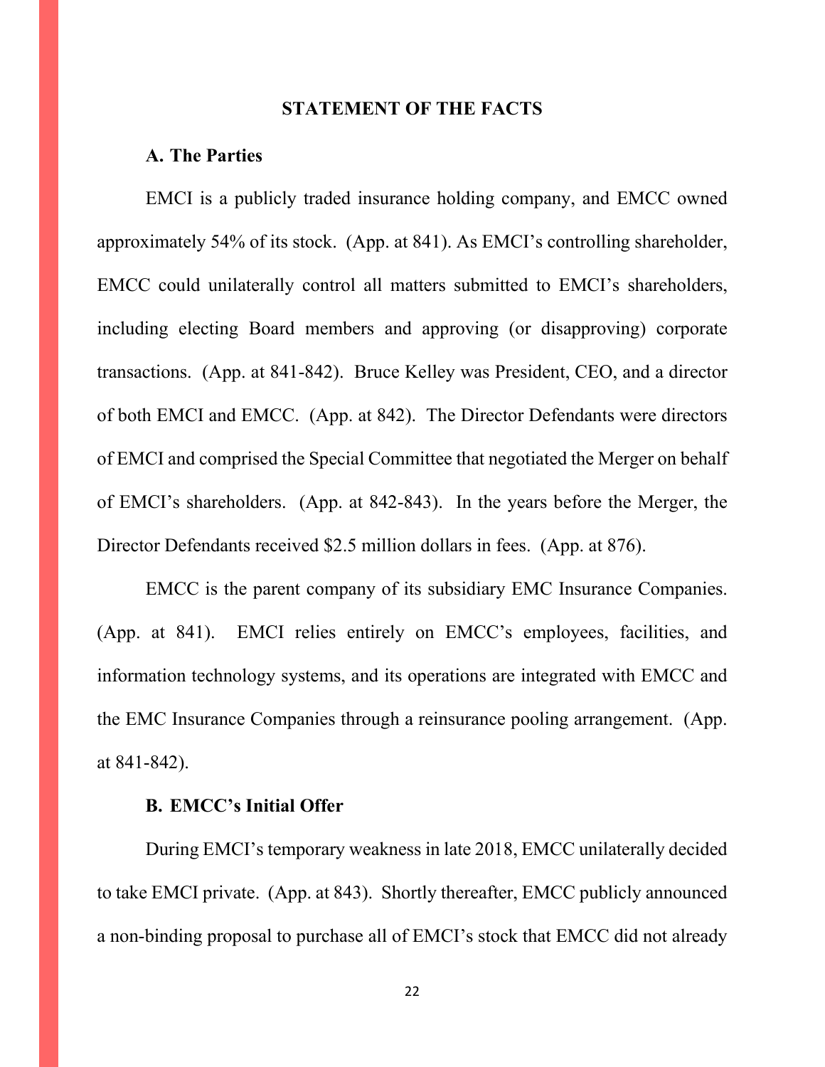## STATEMENT OF THE FACTS

### A. The Parties

EMCI is a publicly traded insurance holding company, and EMCC owned approximately 54% of its stock. (App. at 841). As EMCI's controlling shareholder, EMCC could unilaterally control all matters submitted to EMCI's shareholders, including electing Board members and approving (or disapproving) corporate transactions. (App. at 841-842). Bruce Kelley was President, CEO, and a director of both EMCI and EMCC. (App. at 842). The Director Defendants were directors of EMCI and comprised the Special Committee that negotiated the Merger on behalf of EMCI's shareholders. (App. at 842-843). In the years before the Merger, the Director Defendants received $2.5 million dollars in fees. (App. at 876).

EMCC is the parent company of its subsidiary EMC Insurance Companies. (App. at 841). EMCI relies entirely on EMCC's employees, facilities, and information technology systems, and its operations are integrated with EMCC and the EMC Insurance Companies through a reinsurance pooling arrangement. (App. at 841-842).

### B. EMCC's Initial Offer

During EMCI's temporary weakness in late 2018, EMCC unilaterally decided to take EMCI private. (App. at 843). Shortly thereafter, EMCC publicly announced a non-binding proposal to purchase all of EMCI's stock that EMCC did not already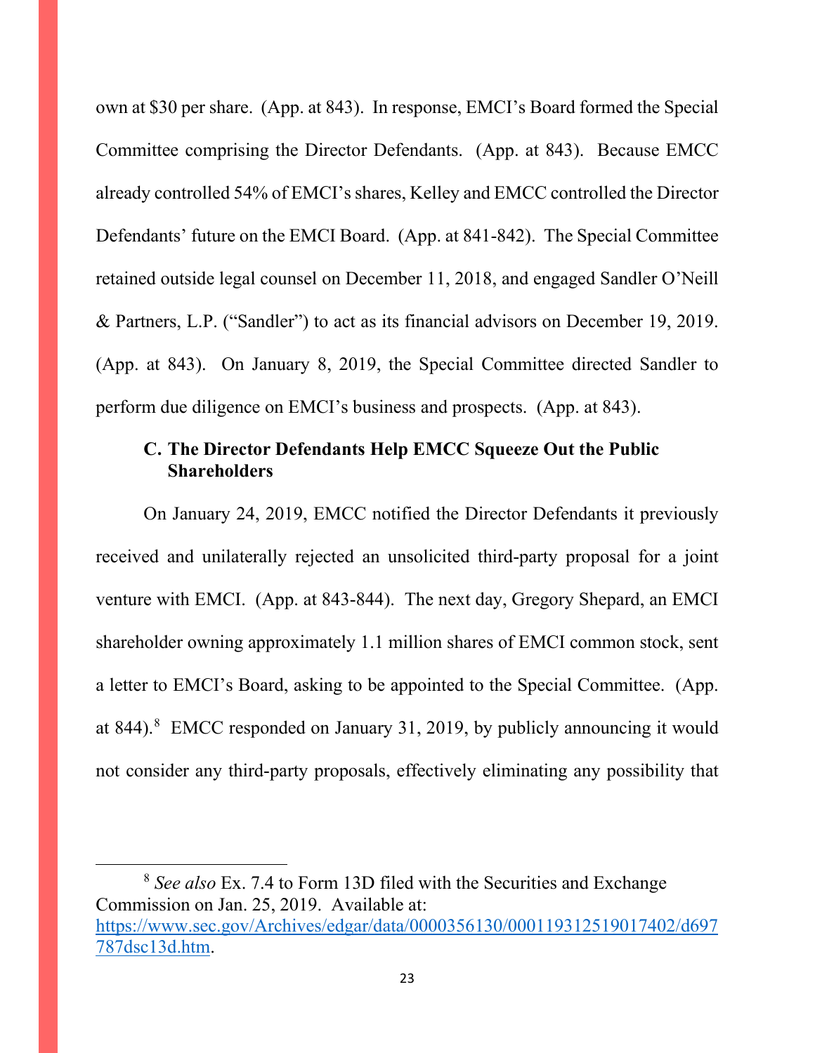own at $30 per share. (App. at 843). In response, EMCI's Board formed the Special Committee comprising the Director Defendants. (App. at 843). Because EMCC already controlled 54% of EMCI's shares, Kelley and EMCC controlled the Director Defendants' future on the EMCI Board. (App. at 841-842). The Special Committee retained outside legal counsel on December 11, 2018, and engaged Sandler O'Neill & Partners, L.P. ("Sandler") to act as its financial advisors on December 19, 2019. (App. at 843). On January 8, 2019, the Special Committee directed Sandler to perform due diligence on EMCI's business and prospects. (App. at 843).

### C. The Director Defendants Help EMCC Squeeze Out the Public Shareholders

On January 24, 2019, EMCC notified the Director Defendants it previously received and unilaterally rejected an unsolicited third-party proposal for a joint venture with EMCI. (App. at 843-844). The next day, Gregory Shepard, an EMCI shareholder owning approximately 1.1 million shares of EMCI common stock, sent a letter to EMCI's Board, asking to be appointed to the Special Committee. (App. at 844).[8] EMCC responded on January 31, 2019, by publicly announcing it would not consider any third-party proposals, effectively eliminating any possibility that

[8] *See also* Ex. 7.4 to Form 13D filed with the Securities and Exchange Commission on Jan. 25, 2019. Available at: [https://www.sec.gov/Archives/edgar/data/0000356130/000119312519017402/d697787dsc13d.htm](https://www.sec.gov/Archives/edgar/data/0000356130/000119312519017402/d697787dsc13d.htm).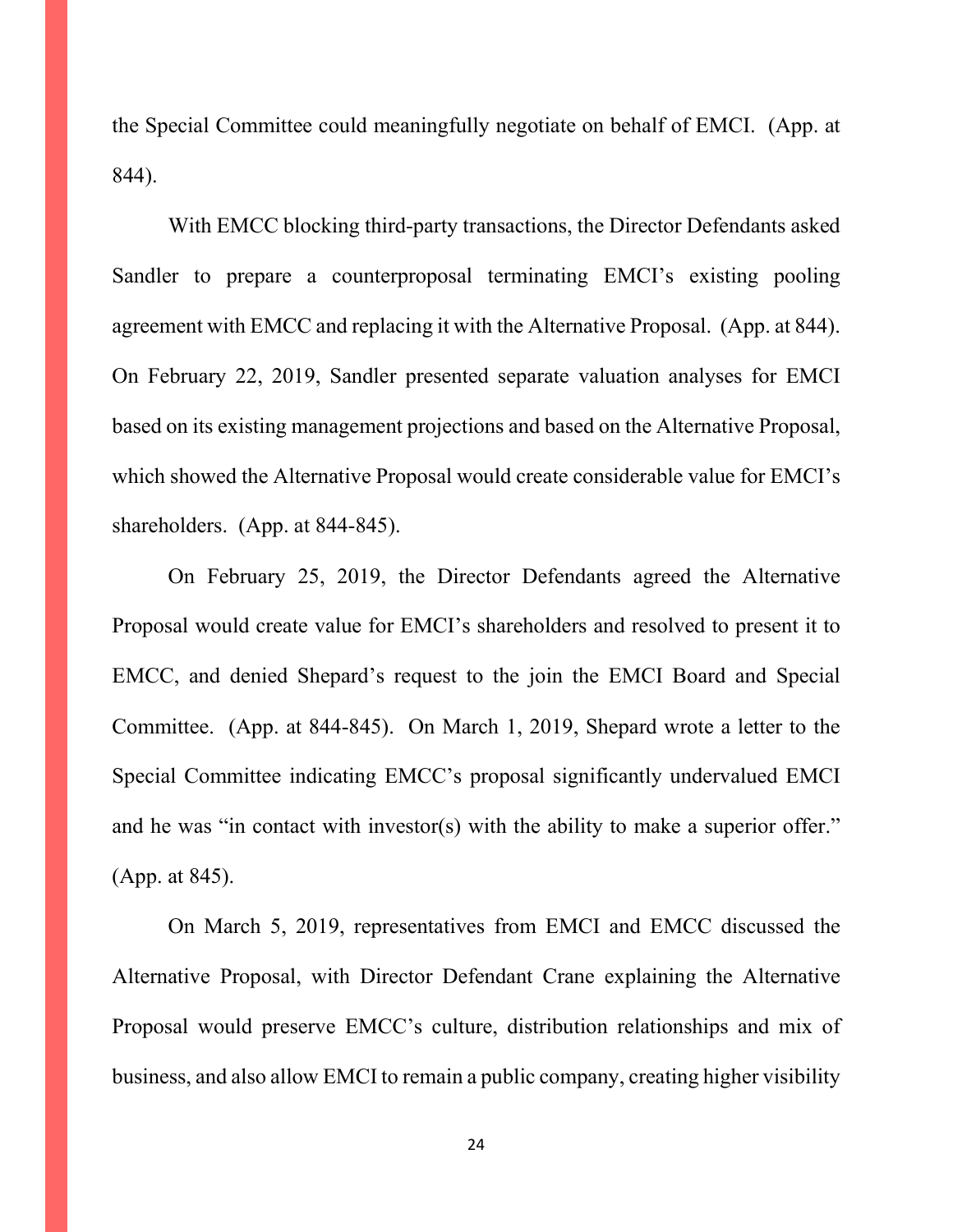the Special Committee could meaningfully negotiate on behalf of EMCI. (App. at 844).

With EMCC blocking third-party transactions, the Director Defendants asked Sandler to prepare a counterproposal terminating EMCI's existing pooling agreement with EMCC and replacing it with the Alternative Proposal. (App. at 844). On February 22, 2019, Sandler presented separate valuation analyses for EMCI based on its existing management projections and based on the Alternative Proposal, which showed the Alternative Proposal would create considerable value for EMCI's shareholders. (App. at 844-845).

On February 25, 2019, the Director Defendants agreed the Alternative Proposal would create value for EMCI's shareholders and resolved to present it to EMCC, and denied Shepard's request to the join the EMCI Board and Special Committee. (App. at 844-845). On March 1, 2019, Shepard wrote a letter to the Special Committee indicating EMCC's proposal significantly undervalued EMCI and he was "in contact with investor(s) with the ability to make a superior offer." (App. at 845).

On March 5, 2019, representatives from EMCI and EMCC discussed the Alternative Proposal, with Director Defendant Crane explaining the Alternative Proposal would preserve EMCC's culture, distribution relationships and mix of business, and also allow EMCI to remain a public company, creating higher visibility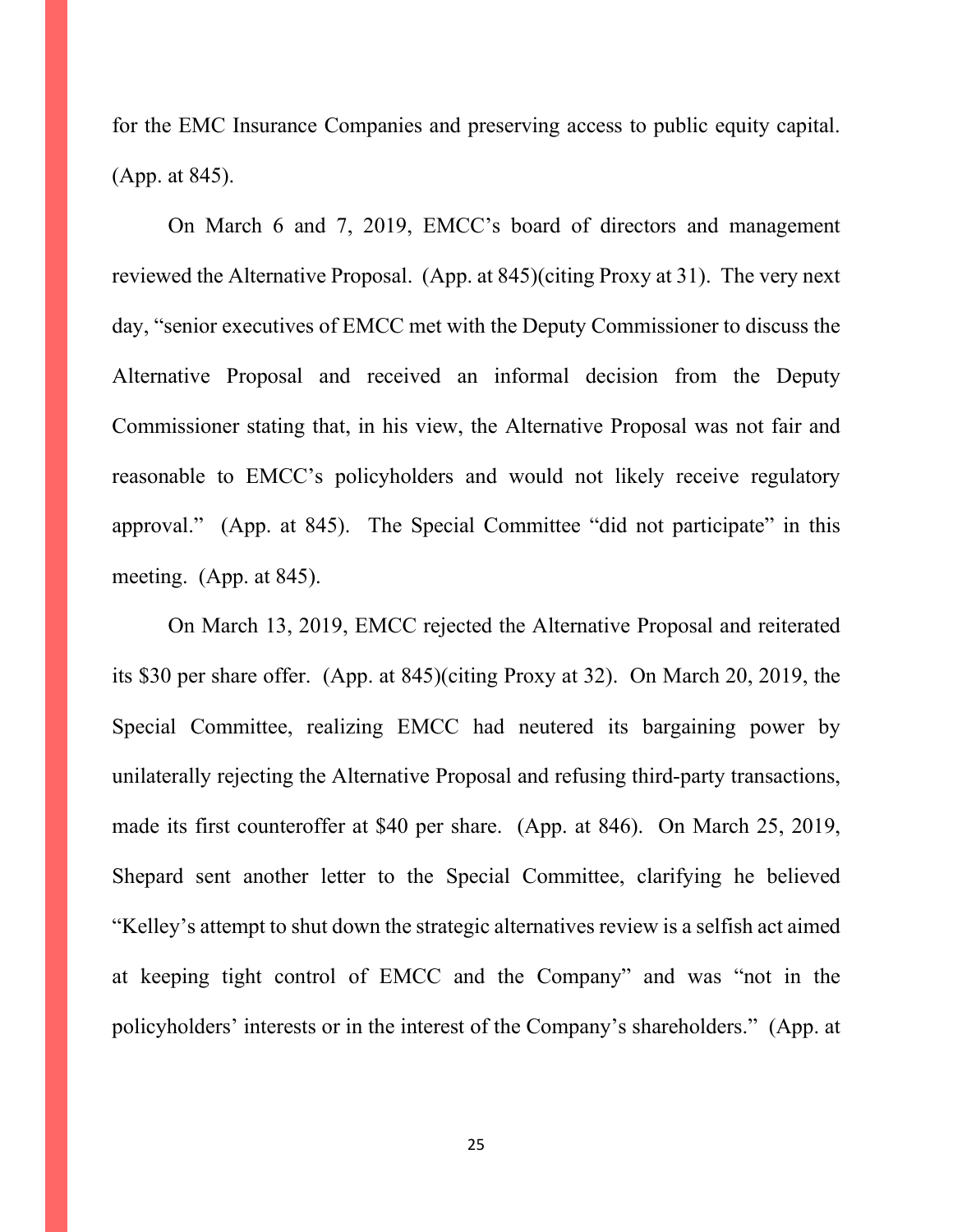for the EMC Insurance Companies and preserving access to public equity capital. (App. at 845).

On March 6 and 7, 2019, EMCC's board of directors and management reviewed the Alternative Proposal. (App. at 845)(citing Proxy at 31). The very next day, "senior executives of EMCC met with the Deputy Commissioner to discuss the Alternative Proposal and received an informal decision from the Deputy Commissioner stating that, in his view, the Alternative Proposal was not fair and reasonable to EMCC's policyholders and would not likely receive regulatory approval." (App. at 845). The Special Committee "did not participate" in this meeting. (App. at 845).

On March 13, 2019, EMCC rejected the Alternative Proposal and reiterated its $30 per share offer. (App. at 845)(citing Proxy at 32). On March 20, 2019, the Special Committee, realizing EMCC had neutered its bargaining power by unilaterally rejecting the Alternative Proposal and refusing third-party transactions, made its first counteroffer at $40 per share. (App. at 846). On March 25, 2019, Shepard sent another letter to the Special Committee, clarifying he believed "Kelley's attempt to shut down the strategic alternatives review is a selfish act aimed at keeping tight control of EMCC and the Company" and was "not in the policyholders' interests or in the interest of the Company's shareholders." (App. at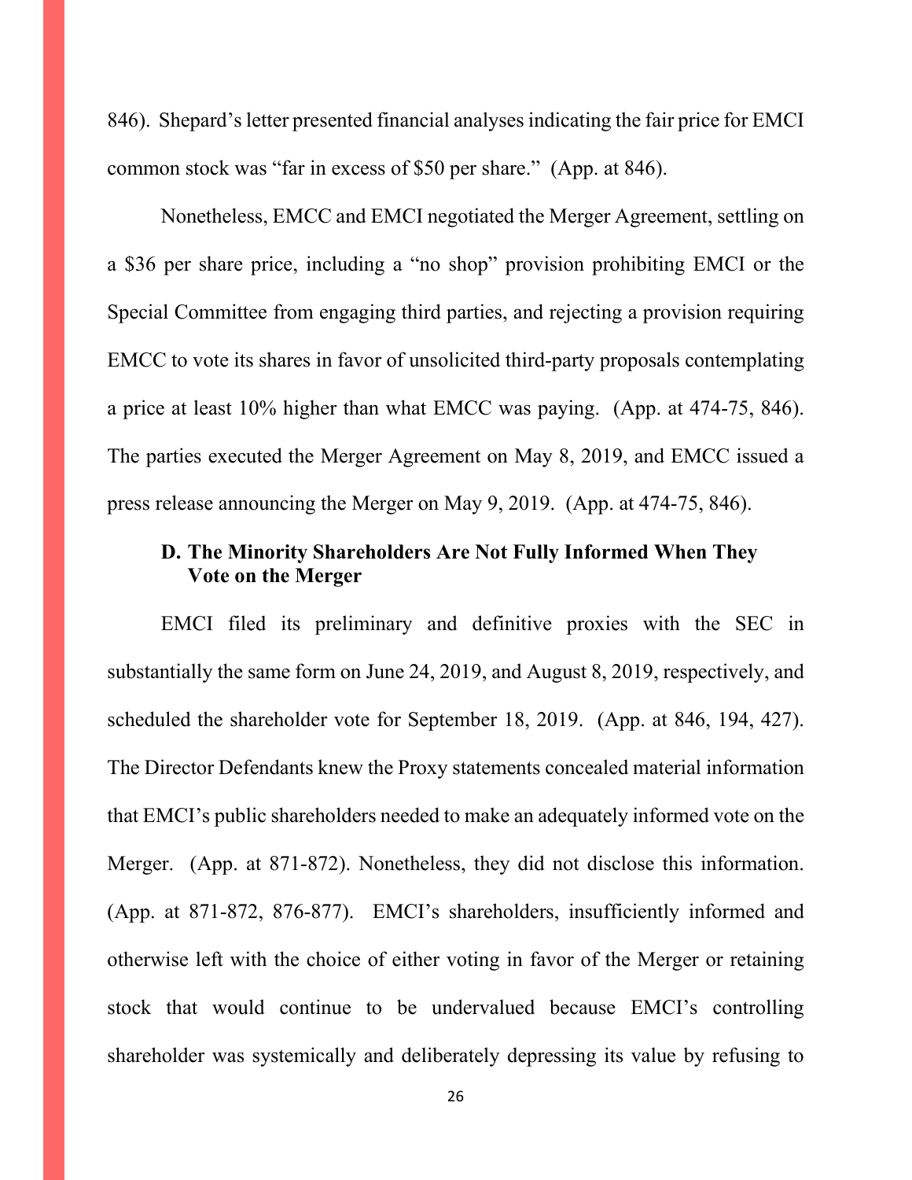846). Shepard's letter presented financial analyses indicating the fair price for EMCI common stock was "far in excess of $50 per share." (App. at 846).

Nonetheless, EMCC and EMCI negotiated the Merger Agreement, settling on a $36 per share price, including a "no shop" provision prohibiting EMCI or the Special Committee from engaging third parties, and rejecting a provision requiring EMCC to vote its shares in favor of unsolicited third-party proposals contemplating a price at least 10% higher than what EMCC was paying. (App. at 474-75, 846). The parties executed the Merger Agreement on May 8, 2019, and EMCC issued a press release announcing the Merger on May 9, 2019. (App. at 474-75, 846).

### D. The Minority Shareholders Are Not Fully Informed When They Vote on the Merger

EMCI filed its preliminary and definitive proxies with the SEC in substantially the same form on June 24, 2019, and August 8, 2019, respectively, and scheduled the shareholder vote for September 18, 2019. (App. at 846, 194, 427). The Director Defendants knew the Proxy statements concealed material information that EMCI's public shareholders needed to make an adequately informed vote on the Merger. (App. at 871-872). Nonetheless, they did not disclose this information. (App. at 871-872, 876-877). EMCI's shareholders, insufficiently informed and otherwise left with the choice of either voting in favor of the Merger or retaining stock that would continue to be undervalued because EMCI's controlling shareholder was systemically and deliberately depressing its value by refusing to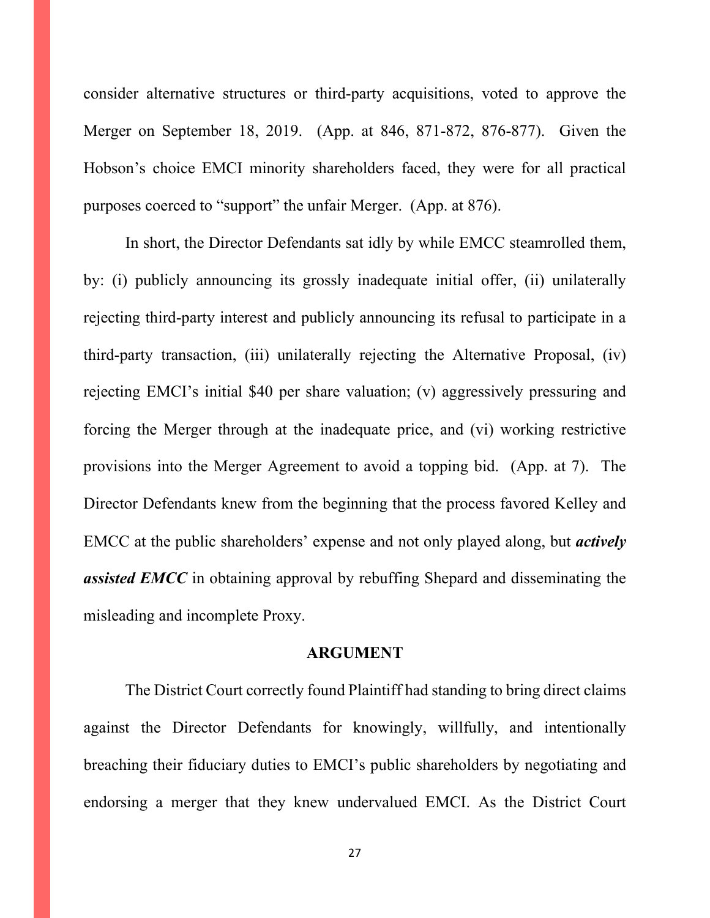consider alternative structures or third-party acquisitions, voted to approve the Merger on September 18, 2019. (App. at 846, 871-872, 876-877). Given the Hobson's choice EMCI minority shareholders faced, they were for all practical purposes coerced to "support" the unfair Merger. (App. at 876).

In short, the Director Defendants sat idly by while EMCC steamrolled them, by: (i) publicly announcing its grossly inadequate initial offer, (ii) unilaterally rejecting third-party interest and publicly announcing its refusal to participate in a third-party transaction, (iii) unilaterally rejecting the Alternative Proposal, (iv) rejecting EMCI's initial $40 per share valuation; (v) aggressively pressuring and forcing the Merger through at the inadequate price, and (vi) working restrictive provisions into the Merger Agreement to avoid a topping bid. (App. at 7). The Director Defendants knew from the beginning that the process favored Kelley and EMCC at the public shareholders' expense and not only played along, but ***actively assisted EMCC*** in obtaining approval by rebuffing Shepard and disseminating the misleading and incomplete Proxy.

## ARGUMENT

The District Court correctly found Plaintiff had standing to bring direct claims against the Director Defendants for knowingly, willfully, and intentionally breaching their fiduciary duties to EMCI's public shareholders by negotiating and endorsing a merger that they knew undervalued EMCI. As the District Court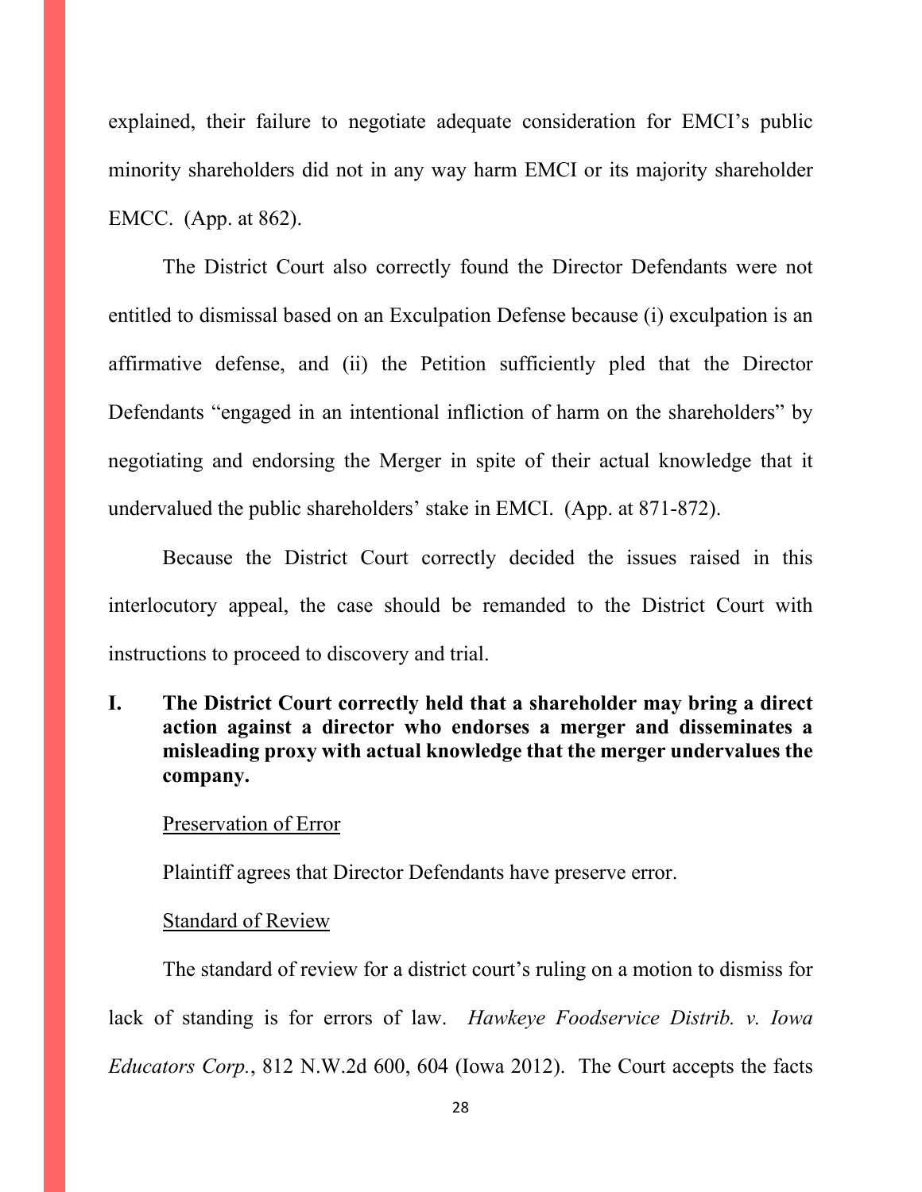explained, their failure to negotiate adequate consideration for EMCI's public minority shareholders did not in any way harm EMCI or its majority shareholder EMCC. (App. at 862).

The District Court also correctly found the Director Defendants were not entitled to dismissal based on an Exculpation Defense because (i) exculpation is an affirmative defense, and (ii) the Petition sufficiently pled that the Director Defendants "engaged in an intentional infliction of harm on the shareholders" by negotiating and endorsing the Merger in spite of their actual knowledge that it undervalued the public shareholders' stake in EMCI. (App. at 871-872).

Because the District Court correctly decided the issues raised in this interlocutory appeal, the case should be remanded to the District Court with instructions to proceed to discovery and trial.

## I. The District Court correctly held that a shareholder may bring a direct action against a director who endorses a merger and disseminates a misleading proxy with actual knowledge that the merger undervalues the company.

<u>Preservation of Error</u>

Plaintiff agrees that Director Defendants have preserve error.

<u>Standard of Review</u>

The standard of review for a district court's ruling on a motion to dismiss for lack of standing is for errors of law. *Hawkeye Foodservice Distrib. v. Iowa Educators Corp.*, 812 N.W.2d 600, 604 (Iowa 2012). The Court accepts the facts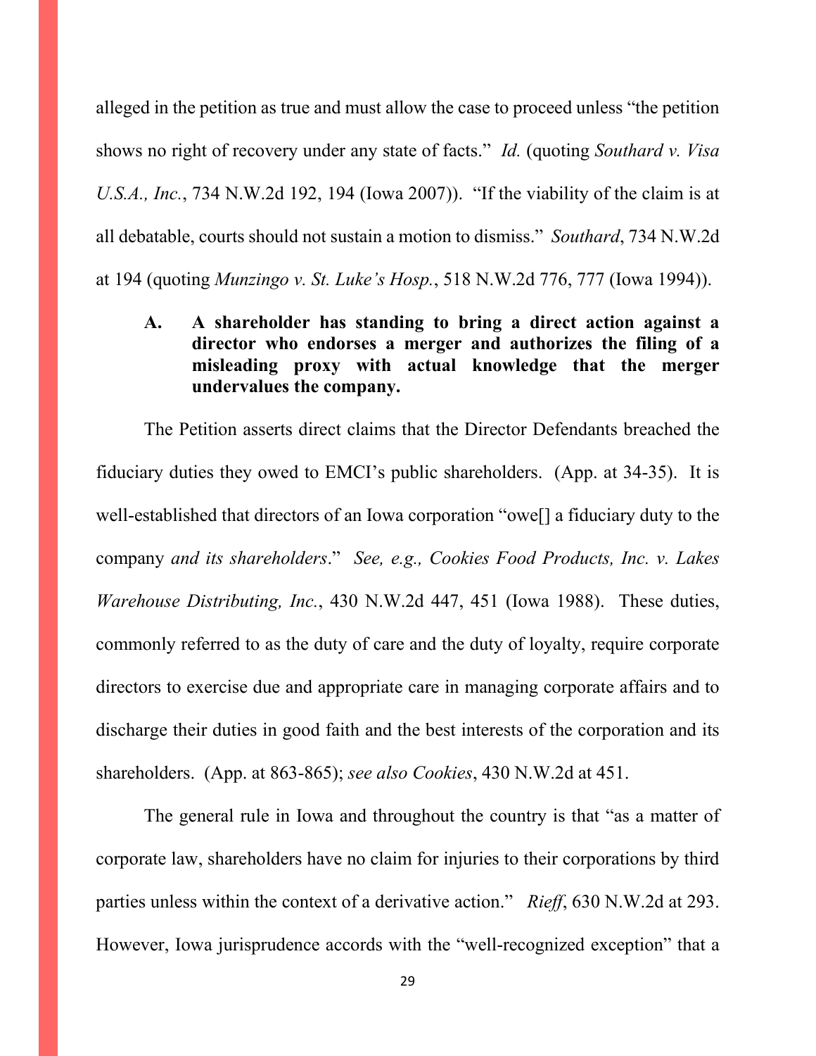alleged in the petition as true and must allow the case to proceed unless "the petition shows no right of recovery under any state of facts." *Id.* (quoting *Southard v. Visa U.S.A., Inc.*, 734 N.W.2d 192, 194 (Iowa 2007)). "If the viability of the claim is at all debatable, courts should not sustain a motion to dismiss." *Southard*, 734 N.W.2d at 194 (quoting *Munzingo v. St. Luke's Hosp.*, 518 N.W.2d 776, 777 (Iowa 1994)).

### A. A shareholder has standing to bring a direct action against a director who endorses a merger and authorizes the filing of a misleading proxy with actual knowledge that the merger undervalues the company.

The Petition asserts direct claims that the Director Defendants breached the fiduciary duties they owed to EMCI's public shareholders. (App. at 34-35). It is well-established that directors of an Iowa corporation "owe[] a fiduciary duty to the company *and its shareholders*." *See, e.g., Cookies Food Products, Inc. v. Lakes Warehouse Distributing, Inc.*, 430 N.W.2d 447, 451 (Iowa 1988). These duties, commonly referred to as the duty of care and the duty of loyalty, require corporate directors to exercise due and appropriate care in managing corporate affairs and to discharge their duties in good faith and the best interests of the corporation and its shareholders. (App. at 863-865); *see also Cookies*, 430 N.W.2d at 451.

The general rule in Iowa and throughout the country is that "as a matter of corporate law, shareholders have no claim for injuries to their corporations by third parties unless within the context of a derivative action." *Rieff*, 630 N.W.2d at 293. However, Iowa jurisprudence accords with the "well-recognized exception" that a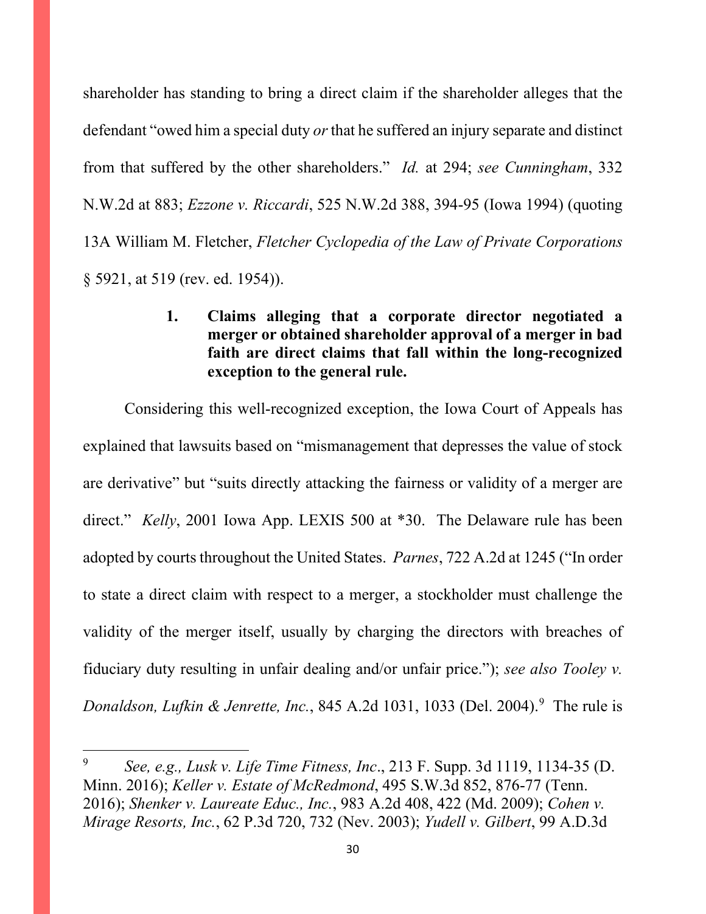shareholder has standing to bring a direct claim if the shareholder alleges that the defendant "owed him a special duty *or* that he suffered an injury separate and distinct from that suffered by the other shareholders." *Id.* at 294; *see Cunningham*, 332 N.W.2d at 883; *Ezzone v. Riccardi*, 525 N.W.2d 388, 394-95 (Iowa 1994) (quoting 13A William M. Fletcher, *Fletcher Cyclopedia of the Law of Private Corporations* § 5921, at 519 (rev. ed. 1954)).

**1. Claims alleging that a corporate director negotiated a merger or obtained shareholder approval of a merger in bad faith are direct claims that fall within the long-recognized exception to the general rule.**

Considering this well-recognized exception, the Iowa Court of Appeals has explained that lawsuits based on "mismanagement that depresses the value of stock are derivative" but "suits directly attacking the fairness or validity of a merger are direct." *Kelly*, 2001 Iowa App. LEXIS 500 at *30. The Delaware rule has been adopted by courts throughout the United States. *Parnes*, 722 A.2d at 1245 ("In order to state a direct claim with respect to a merger, a stockholder must challenge the validity of the merger itself, usually by charging the directors with breaches of fiduciary duty resulting in unfair dealing and/or unfair price."); *see also Tooley v. Donaldson, Lufkin & Jenrette, Inc.*, 845 A.2d 1031, 1033 (Del. 2004).[9] The rule is

[9] *See, e.g., Lusk v. Life Time Fitness, Inc*., 213 F. Supp. 3d 1119, 1134-35 (D. Minn. 2016); *Keller v. Estate of McRedmond*, 495 S.W.3d 852, 876-77 (Tenn. 2016); *Shenker v. Laureate Educ., Inc.*, 983 A.2d 408, 422 (Md. 2009); *Cohen v. Mirage Resorts, Inc.*, 62 P.3d 720, 732 (Nev. 2003); *Yudell v. Gilbert*, 99 A.D.3d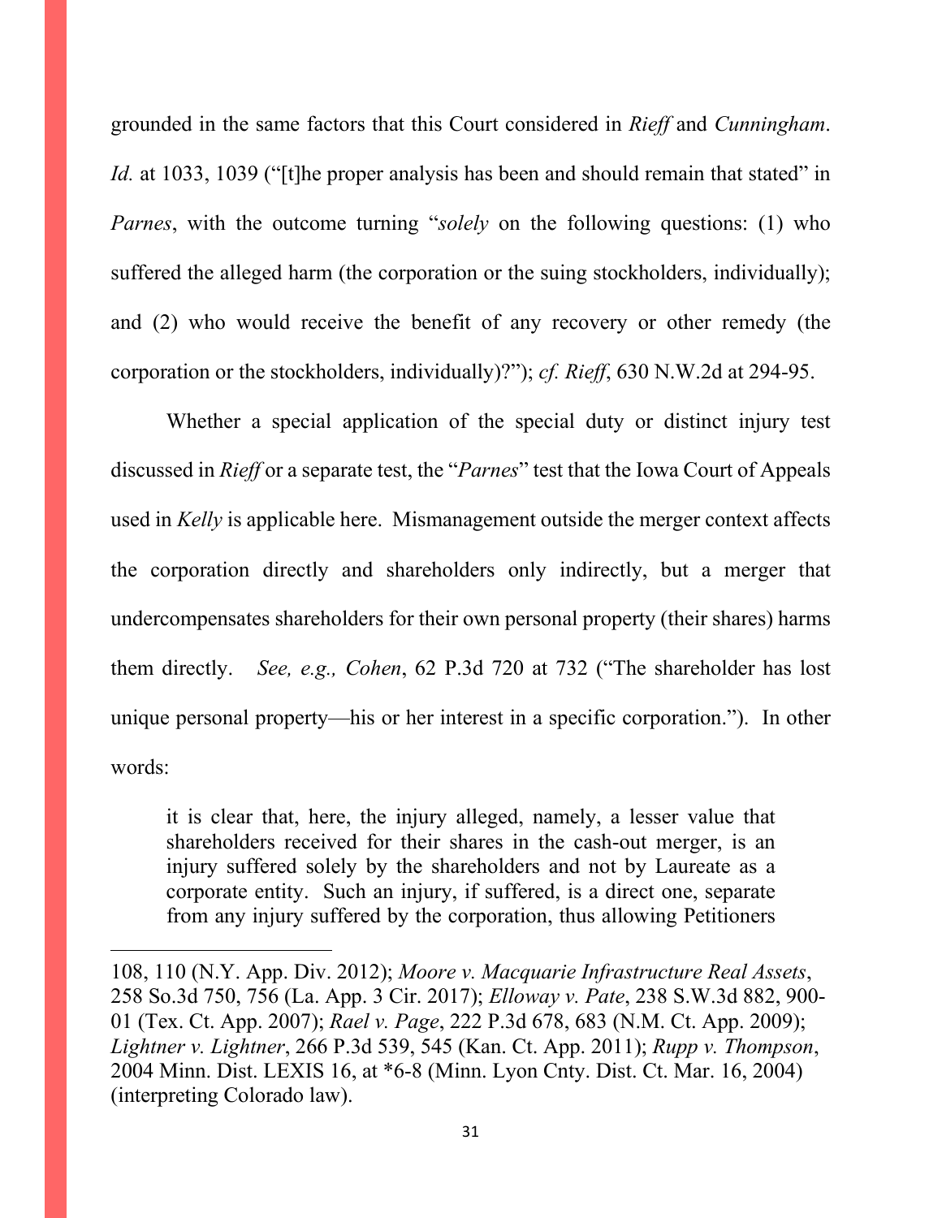grounded in the same factors that this Court considered in *Rieff* and *Cunningham*. *Id.* at 1033, 1039 ("[t]he proper analysis has been and should remain that stated" in *Parnes*, with the outcome turning "*solely* on the following questions: (1) who suffered the alleged harm (the corporation or the suing stockholders, individually); and (2) who would receive the benefit of any recovery or other remedy (the corporation or the stockholders, individually)?"); *cf. Rieff*, 630 N.W.2d at 294-95.

Whether a special application of the special duty or distinct injury test discussed in *Rieff* or a separate test, the "*Parnes*" test that the Iowa Court of Appeals used in *Kelly* is applicable here. Mismanagement outside the merger context affects the corporation directly and shareholders only indirectly, but a merger that undercompensates shareholders for their own personal property (their shares) harms them directly. *See, e.g., Cohen*, 62 P.3d 720 at 732 ("The shareholder has lost unique personal property—his or her interest in a specific corporation."). In other words:

> it is clear that, here, the injury alleged, namely, a lesser value that shareholders received for their shares in the cash-out merger, is an injury suffered solely by the shareholders and not by Laureate as a corporate entity. Such an injury, if suffered, is a direct one, separate from any injury suffered by the corporation, thus allowing Petitioners

---

108, 110 (N.Y. App. Div. 2012); *Moore v. Macquarie Infrastructure Real Assets*, 258 So.3d 750, 756 (La. App. 3 Cir. 2017); *Elloway v. Pate*, 238 S.W.3d 882, 900-01 (Tex. Ct. App. 2007); *Rael v. Page*, 222 P.3d 678, 683 (N.M. Ct. App. 2009); *Lightner v. Lightner*, 266 P.3d 539, 545 (Kan. Ct. App. 2011); *Rupp v. Thompson*, 2004 Minn. Dist. LEXIS 16, at *6-8 (Minn. Lyon Cnty. Dist. Ct. Mar. 16, 2004) (interpreting Colorado law).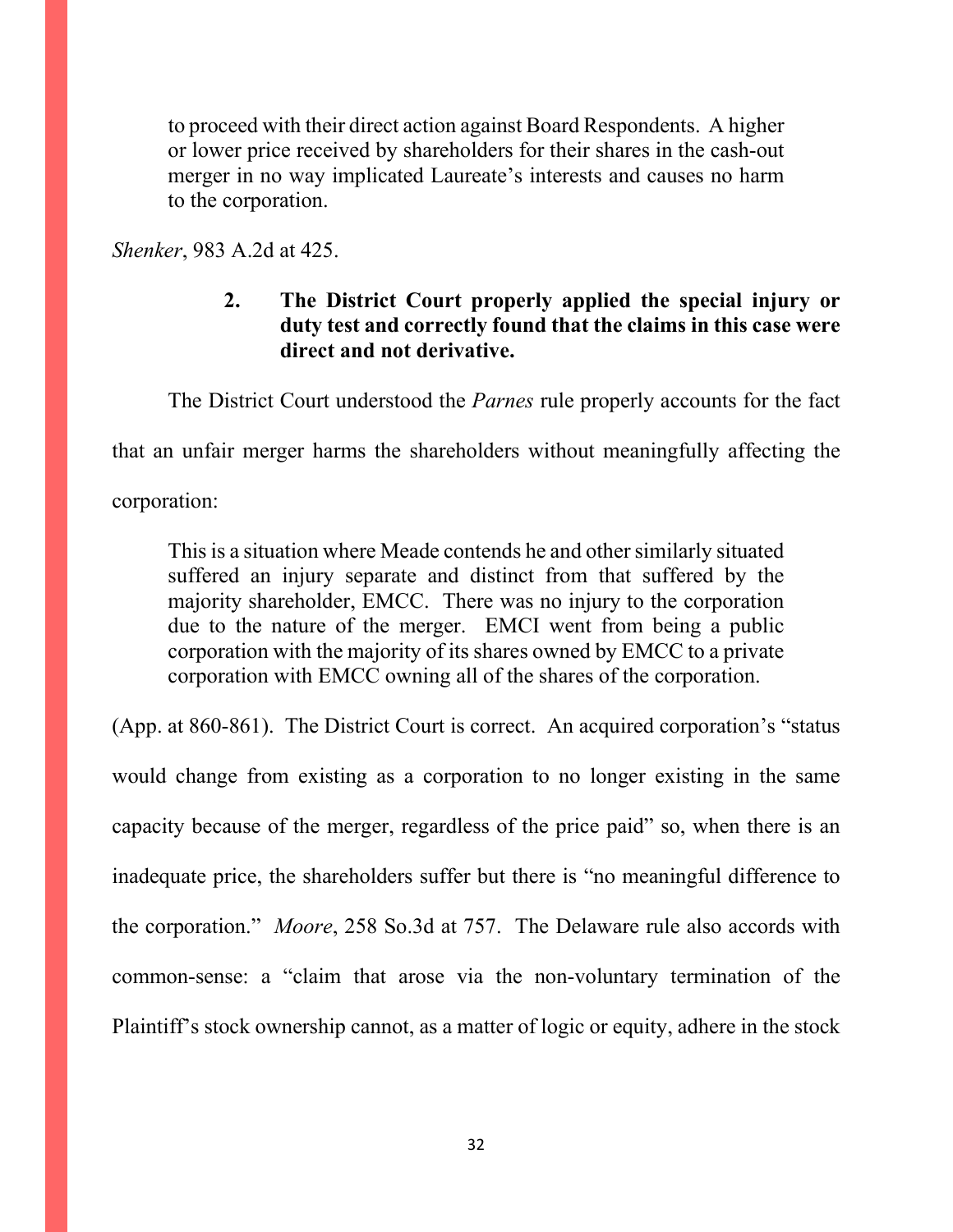> to proceed with their direct action against Board Respondents. A higher or lower price received by shareholders for their shares in the cash-out merger in no way implicated Laureate's interests and causes no harm to the corporation.

*Shenker*, 983 A.2d at 425.

### 2. The District Court properly applied the special injury or duty test and correctly found that the claims in this case were direct and not derivative.

The District Court understood the *Parnes* rule properly accounts for the fact that an unfair merger harms the shareholders without meaningfully affecting the corporation:

> This is a situation where Meade contends he and other similarly situated suffered an injury separate and distinct from that suffered by the majority shareholder, EMCC. There was no injury to the corporation due to the nature of the merger. EMCI went from being a public corporation with the majority of its shares owned by EMCC to a private corporation with EMCC owning all of the shares of the corporation.

(App. at 860-861). The District Court is correct. An acquired corporation's "status would change from existing as a corporation to no longer existing in the same capacity because of the merger, regardless of the price paid" so, when there is an inadequate price, the shareholders suffer but there is "no meaningful difference to the corporation." *Moore*, 258 So.3d at 757. The Delaware rule also accords with common-sense: a "claim that arose via the non-voluntary termination of the Plaintiff's stock ownership cannot, as a matter of logic or equity, adhere in the stock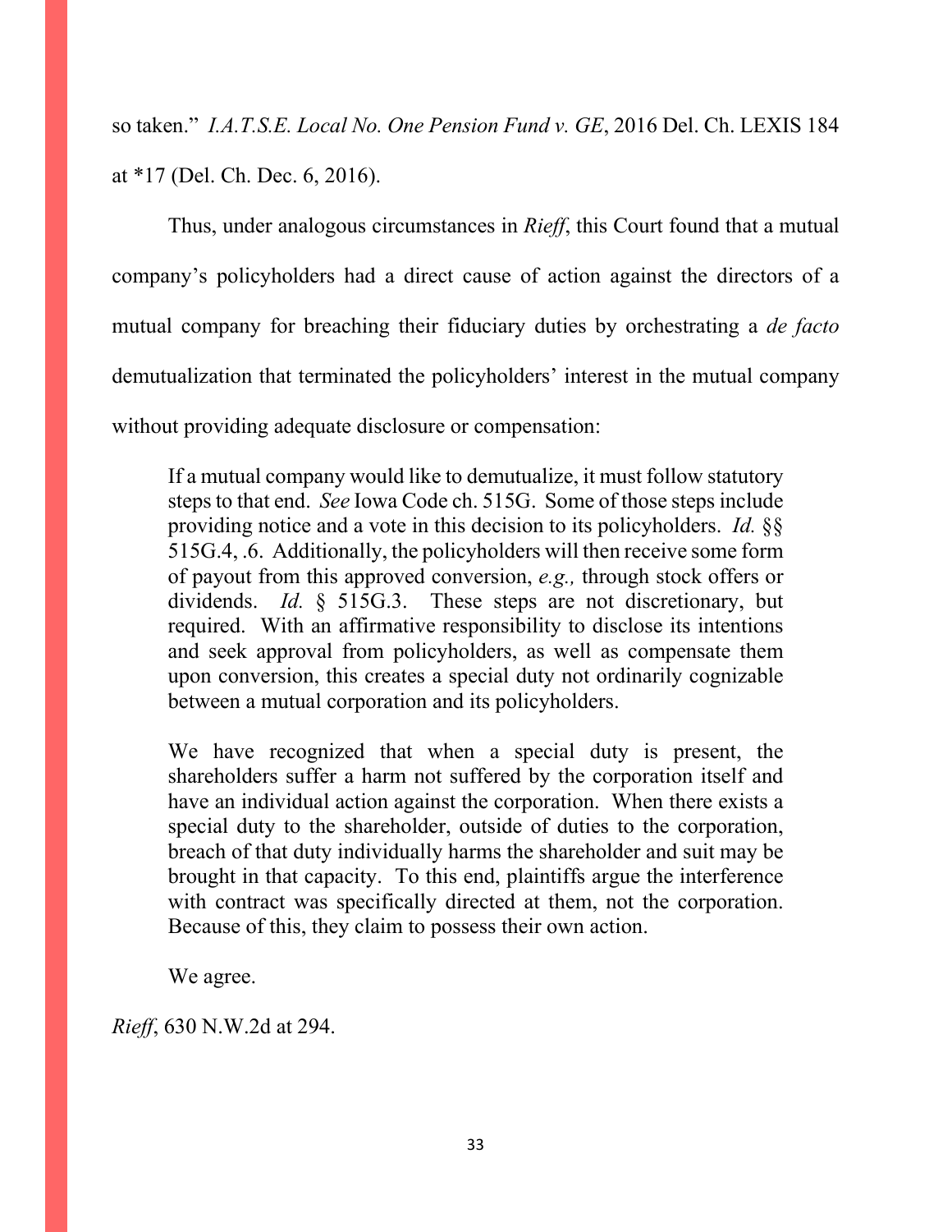so taken." *I.A.T.S.E. Local No. One Pension Fund v. GE*, 2016 Del. Ch. LEXIS 184 at *17 (Del. Ch. Dec. 6, 2016).

Thus, under analogous circumstances in *Rieff*, this Court found that a mutual company's policyholders had a direct cause of action against the directors of a mutual company for breaching their fiduciary duties by orchestrating a *de facto* demutualization that terminated the policyholders' interest in the mutual company without providing adequate disclosure or compensation:

> If a mutual company would like to demutualize, it must follow statutory steps to that end. *See* Iowa Code ch. 515G. Some of those steps include providing notice and a vote in this decision to its policyholders. *Id.* §§ 515G.4, .6. Additionally, the policyholders will then receive some form of payout from this approved conversion, *e.g.,* through stock offers or dividends. *Id.* § 515G.3. These steps are not discretionary, but required. With an affirmative responsibility to disclose its intentions and seek approval from policyholders, as well as compensate them upon conversion, this creates a special duty not ordinarily cognizable between a mutual corporation and its policyholders.
>
> We have recognized that when a special duty is present, the shareholders suffer a harm not suffered by the corporation itself and have an individual action against the corporation. When there exists a special duty to the shareholder, outside of duties to the corporation, breach of that duty individually harms the shareholder and suit may be brought in that capacity. To this end, plaintiffs argue the interference with contract was specifically directed at them, not the corporation. Because of this, they claim to possess their own action.
>
> We agree.

*Rieff*, 630 N.W.2d at 294.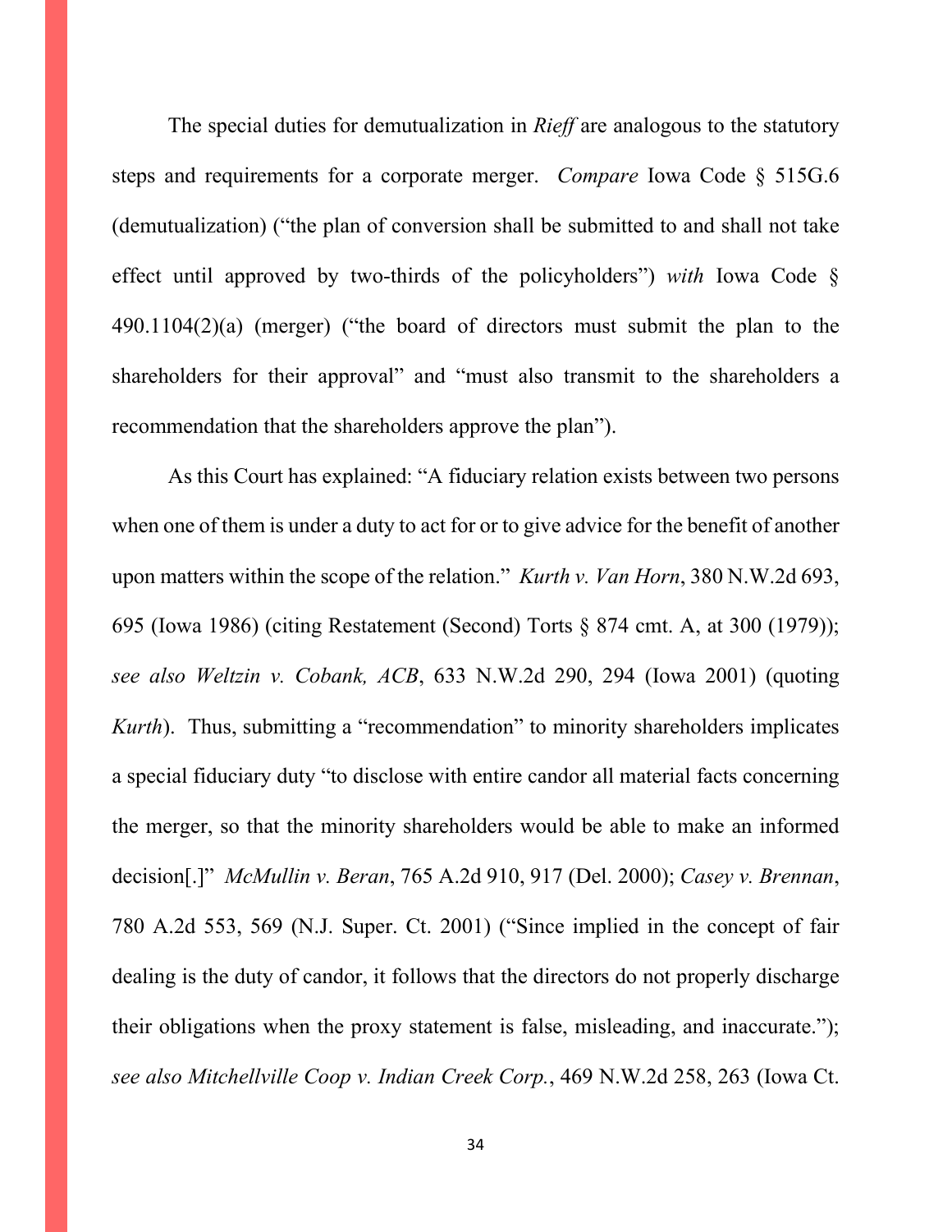The special duties for demutualization in *Rieff* are analogous to the statutory steps and requirements for a corporate merger. *Compare* Iowa Code § 515G.6 (demutualization) ("the plan of conversion shall be submitted to and shall not take effect until approved by two-thirds of the policyholders") *with* Iowa Code § 490.1104(2)(a) (merger) ("the board of directors must submit the plan to the shareholders for their approval" and "must also transmit to the shareholders a recommendation that the shareholders approve the plan").

As this Court has explained: "A fiduciary relation exists between two persons when one of them is under a duty to act for or to give advice for the benefit of another upon matters within the scope of the relation." *Kurth v. Van Horn*, 380 N.W.2d 693, 695 (Iowa 1986) (citing Restatement (Second) Torts § 874 cmt. A, at 300 (1979)); *see also Weltzin v. Cobank, ACB*, 633 N.W.2d 290, 294 (Iowa 2001) (quoting *Kurth*). Thus, submitting a "recommendation" to minority shareholders implicates a special fiduciary duty "to disclose with entire candor all material facts concerning the merger, so that the minority shareholders would be able to make an informed decision[.]" *McMullin v. Beran*, 765 A.2d 910, 917 (Del. 2000); *Casey v. Brennan*, 780 A.2d 553, 569 (N.J. Super. Ct. 2001) ("Since implied in the concept of fair dealing is the duty of candor, it follows that the directors do not properly discharge their obligations when the proxy statement is false, misleading, and inaccurate."); *see also Mitchellville Coop v. Indian Creek Corp.*, 469 N.W.2d 258, 263 (Iowa Ct.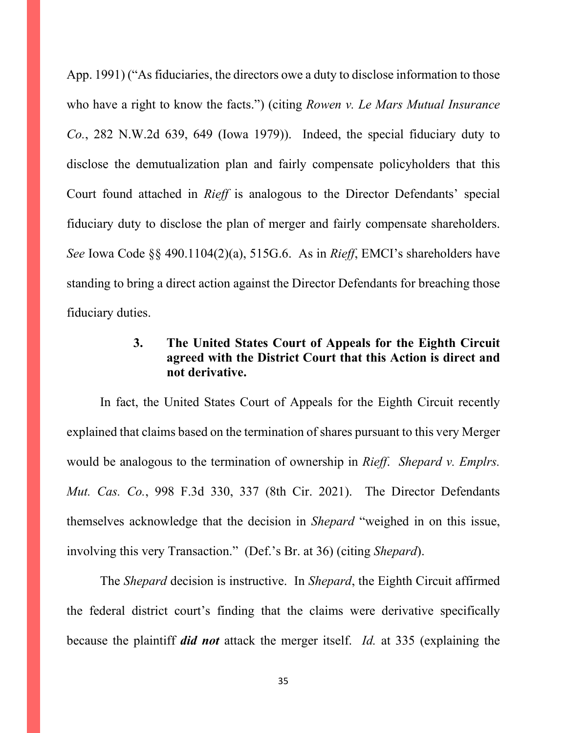App. 1991) ("As fiduciaries, the directors owe a duty to disclose information to those who have a right to know the facts.") (citing *Rowen v. Le Mars Mutual Insurance Co.*, 282 N.W.2d 639, 649 (Iowa 1979)). Indeed, the special fiduciary duty to disclose the demutualization plan and fairly compensate policyholders that this Court found attached in *Rieff* is analogous to the Director Defendants' special fiduciary duty to disclose the plan of merger and fairly compensate shareholders. *See* Iowa Code §§ 490.1104(2)(a), 515G.6. As in *Rieff*, EMCI's shareholders have standing to bring a direct action against the Director Defendants for breaching those fiduciary duties.

### 3. The United States Court of Appeals for the Eighth Circuit agreed with the District Court that this Action is direct and not derivative.

In fact, the United States Court of Appeals for the Eighth Circuit recently explained that claims based on the termination of shares pursuant to this very Merger would be analogous to the termination of ownership in *Rieff*. *Shepard v. Emplrs. Mut. Cas. Co.*, 998 F.3d 330, 337 (8th Cir. 2021). The Director Defendants themselves acknowledge that the decision in *Shepard* "weighed in on this issue, involving this very Transaction." (Def.'s Br. at 36) (citing *Shepard*).

The *Shepard* decision is instructive. In *Shepard*, the Eighth Circuit affirmed the federal district court's finding that the claims were derivative specifically because the plaintiff ***did not*** attack the merger itself. *Id.* at 335 (explaining the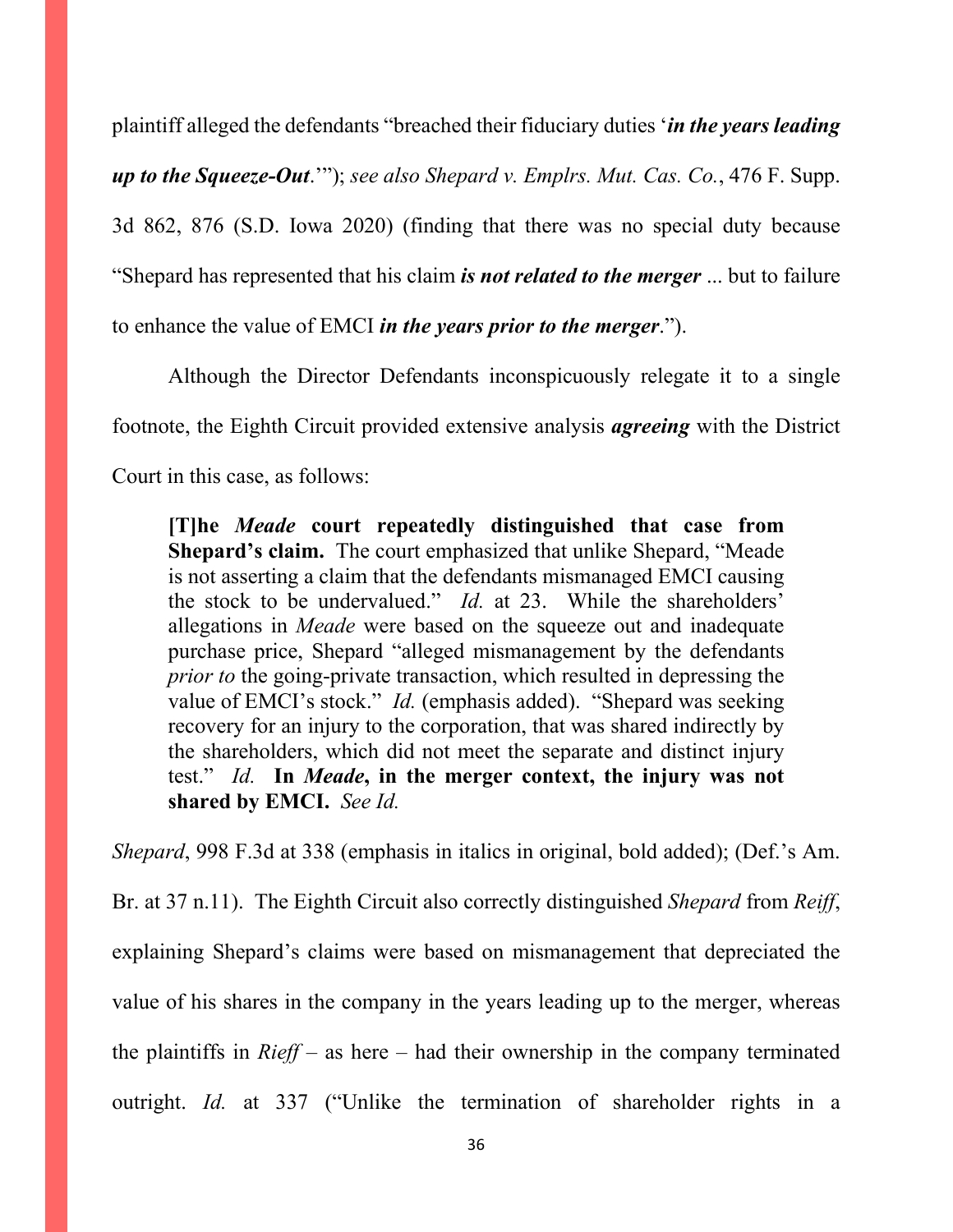plaintiff alleged the defendants "breached their fiduciary duties '***in the years leading up to the Squeeze-Out***.'"); *see also Shepard v. Emplrs. Mut. Cas. Co.*, 476 F. Supp. 3d 862, 876 (S.D. Iowa 2020) (finding that there was no special duty because "Shepard has represented that his claim ***is not related to the merger*** ... but to failure to enhance the value of EMCI ***in the years prior to the merger***.").

Although the Director Defendants inconspicuously relegate it to a single footnote, the Eighth Circuit provided extensive analysis ***agreeing*** with the District Court in this case, as follows:

> **[T]he *Meade* court repeatedly distinguished that case from Shepard's claim.** The court emphasized that unlike Shepard, "Meade is not asserting a claim that the defendants mismanaged EMCI causing the stock to be undervalued." *Id.* at 23. While the shareholders' allegations in *Meade* were based on the squeeze out and inadequate purchase price, Shepard "alleged mismanagement by the defendants *prior to* the going-private transaction, which resulted in depressing the value of EMCI's stock." *Id.* (emphasis added). "Shepard was seeking recovery for an injury to the corporation, that was shared indirectly by the shareholders, which did not meet the separate and distinct injury test." *Id.* **In *Meade*, in the merger context, the injury was not shared by EMCI.** *See Id.*

*Shepard*, 998 F.3d at 338 (emphasis in italics in original, bold added); (Def.'s Am. Br. at 37 n.11). The Eighth Circuit also correctly distinguished *Shepard* from *Reiff*, explaining Shepard's claims were based on mismanagement that depreciated the value of his shares in the company in the years leading up to the merger, whereas the plaintiffs in *Rieff* – as here – had their ownership in the company terminated outright. *Id.* at 337 ("Unlike the termination of shareholder rights in a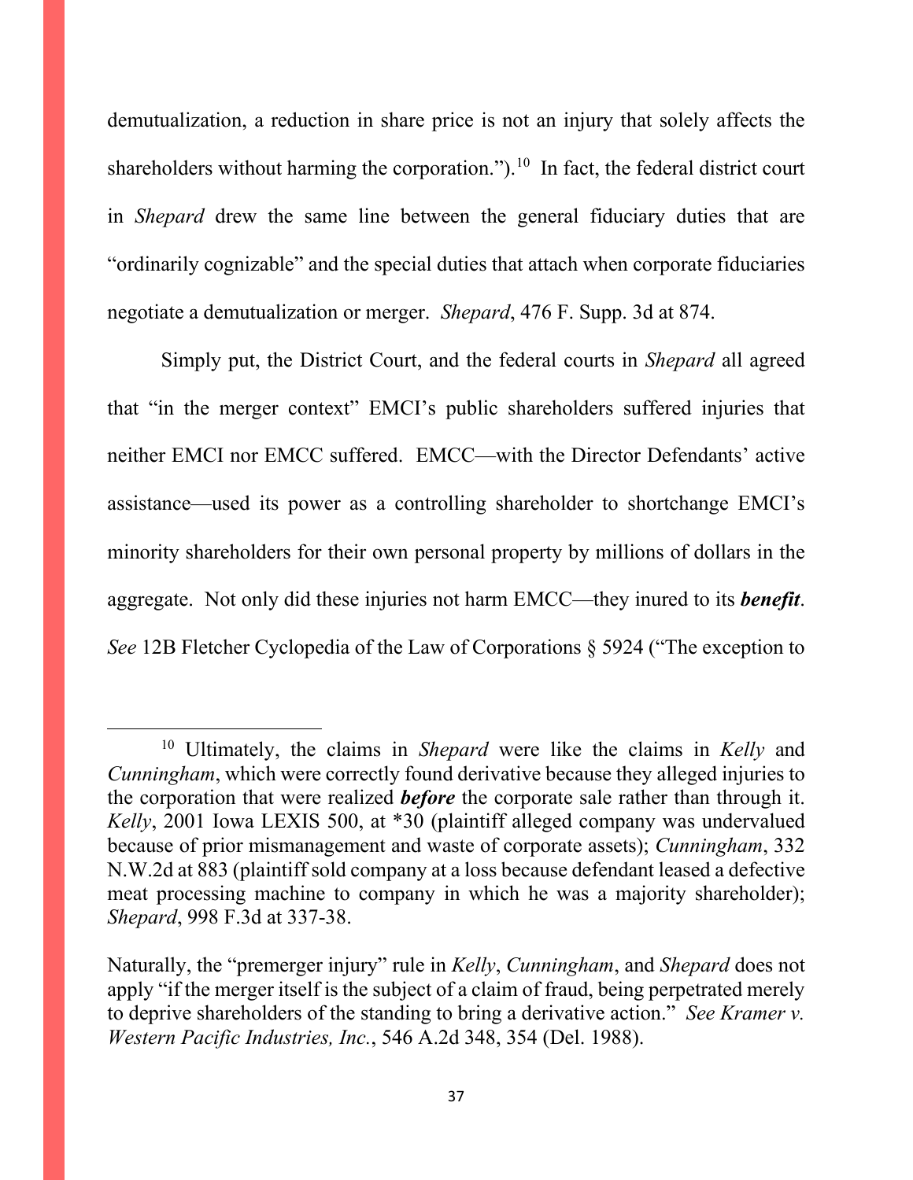demutualization, a reduction in share price is not an injury that solely affects the shareholders without harming the corporation.").[10] In fact, the federal district court in *Shepard* drew the same line between the general fiduciary duties that are "ordinarily cognizable" and the special duties that attach when corporate fiduciaries negotiate a demutualization or merger. *Shepard*, 476 F. Supp. 3d at 874.

Simply put, the District Court, and the federal courts in *Shepard* all agreed that "in the merger context" EMCI's public shareholders suffered injuries that neither EMCI nor EMCC suffered. EMCC—with the Director Defendants' active assistance—used its power as a controlling shareholder to shortchange EMCI's minority shareholders for their own personal property by millions of dollars in the aggregate. Not only did these injuries not harm EMCC—they inured to its ***benefit***. *See* 12B Fletcher Cyclopedia of the Law of Corporations § 5924 ("The exception to

---

[10] Ultimately, the claims in *Shepard* were like the claims in *Kelly* and *Cunningham*, which were correctly found derivative because they alleged injuries to the corporation that were realized ***before*** the corporate sale rather than through it. *Kelly*, 2001 Iowa LEXIS 500, at *30 (plaintiff alleged company was undervalued because of prior mismanagement and waste of corporate assets); *Cunningham*, 332 N.W.2d at 883 (plaintiff sold company at a loss because defendant leased a defective meat processing machine to company in which he was a majority shareholder); *Shepard*, 998 F.3d at 337-38.

Naturally, the "premerger injury" rule in *Kelly*, *Cunningham*, and *Shepard* does not apply "if the merger itself is the subject of a claim of fraud, being perpetrated merely to deprive shareholders of the standing to bring a derivative action." *See Kramer v. Western Pacific Industries, Inc.*, 546 A.2d 348, 354 (Del. 1988).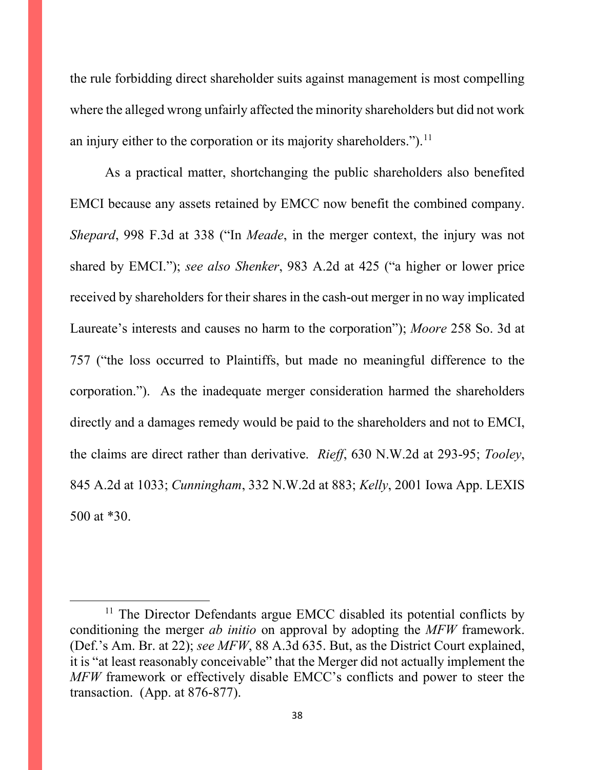the rule forbidding direct shareholder suits against management is most compelling where the alleged wrong unfairly affected the minority shareholders but did not work an injury either to the corporation or its majority shareholders.").[11]

As a practical matter, shortchanging the public shareholders also benefited EMCI because any assets retained by EMCC now benefit the combined company. *Shepard*, 998 F.3d at 338 ("In *Meade*, in the merger context, the injury was not shared by EMCI."); *see also Shenker*, 983 A.2d at 425 ("a higher or lower price received by shareholders for their shares in the cash-out merger in no way implicated Laureate's interests and causes no harm to the corporation"); *Moore* 258 So. 3d at 757 ("the loss occurred to Plaintiffs, but made no meaningful difference to the corporation."). As the inadequate merger consideration harmed the shareholders directly and a damages remedy would be paid to the shareholders and not to EMCI, the claims are direct rather than derivative. *Rieff*, 630 N.W.2d at 293-95; *Tooley*, 845 A.2d at 1033; *Cunningham*, 332 N.W.2d at 883; *Kelly*, 2001 Iowa App. LEXIS 500 at *30.

---

[11] The Director Defendants argue EMCC disabled its potential conflicts by conditioning the merger *ab initio* on approval by adopting the *MFW* framework. (Def.'s Am. Br. at 22); *see MFW*, 88 A.3d 635. But, as the District Court explained, it is "at least reasonably conceivable" that the Merger did not actually implement the *MFW* framework or effectively disable EMCC's conflicts and power to steer the transaction. (App. at 876-877).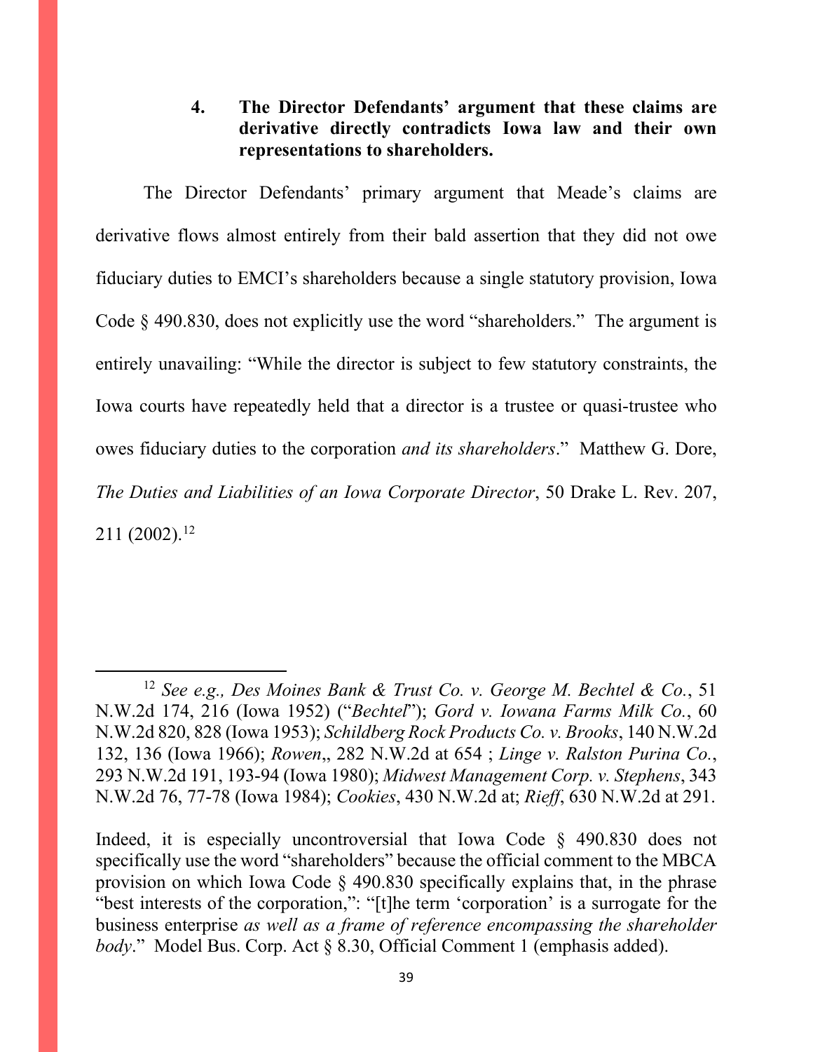### 4. **The Director Defendants' argument that these claims are derivative directly contradicts Iowa law and their own representations to shareholders.**

The Director Defendants' primary argument that Meade's claims are derivative flows almost entirely from their bald assertion that they did not owe fiduciary duties to EMCI's shareholders because a single statutory provision, Iowa Code § 490.830, does not explicitly use the word "shareholders." The argument is entirely unavailing: "While the director is subject to few statutory constraints, the Iowa courts have repeatedly held that a director is a trustee or quasi-trustee who owes fiduciary duties to the corporation *and its shareholders*." Matthew G. Dore, *The Duties and Liabilities of an Iowa Corporate Director*, 50 Drake L. Rev. 207, 211 (2002).[12]

---

[12] *See e.g., Des Moines Bank & Trust Co. v. George M. Bechtel & Co.*, 51 N.W.2d 174, 216 (Iowa 1952) ("*Bechtel*"); *Gord v. Iowana Farms Milk Co.*, 60 N.W.2d 820, 828 (Iowa 1953); *Schildberg Rock Products Co. v. Brooks*, 140 N.W.2d 132, 136 (Iowa 1966); *Rowen*,, 282 N.W.2d at 654 ; *Linge v. Ralston Purina Co.*, 293 N.W.2d 191, 193-94 (Iowa 1980); *Midwest Management Corp. v. Stephens*, 343 N.W.2d 76, 77-78 (Iowa 1984); *Cookies*, 430 N.W.2d at; *Rieff*, 630 N.W.2d at 291.

Indeed, it is especially uncontroversial that Iowa Code § 490.830 does not specifically use the word "shareholders" because the official comment to the MBCA provision on which Iowa Code § 490.830 specifically explains that, in the phrase "best interests of the corporation,": "[t]he term 'corporation' is a surrogate for the business enterprise *as well as a frame of reference encompassing the shareholder body*." Model Bus. Corp. Act § 8.30, Official Comment 1 (emphasis added).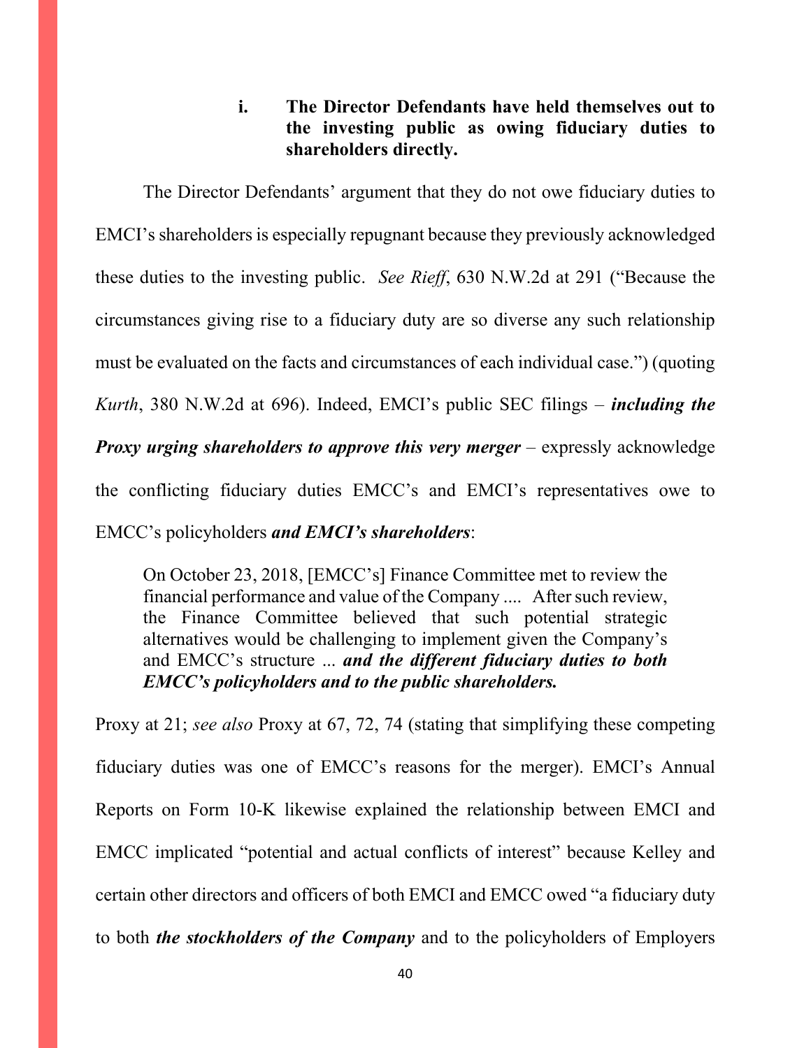#### i. **The Director Defendants have held themselves out to the investing public as owing fiduciary duties to shareholders directly.**

The Director Defendants' argument that they do not owe fiduciary duties to EMCI's shareholders is especially repugnant because they previously acknowledged these duties to the investing public. *See Rieff*, 630 N.W.2d at 291 ("Because the circumstances giving rise to a fiduciary duty are so diverse any such relationship must be evaluated on the facts and circumstances of each individual case.") (quoting *Kurth*, 380 N.W.2d at 696). Indeed, EMCI's public SEC filings – ***including the Proxy urging shareholders to approve this very merger*** – expressly acknowledge the conflicting fiduciary duties EMCC's and EMCI's representatives owe to EMCC's policyholders ***and EMCI's shareholders***:

> On October 23, 2018, [EMCC's] Finance Committee met to review the financial performance and value of the Company .... After such review, the Finance Committee believed that such potential strategic alternatives would be challenging to implement given the Company's and EMCC's structure ... ***and the different fiduciary duties to both EMCC's policyholders and to the public shareholders.***

Proxy at 21; *see also* Proxy at 67, 72, 74 (stating that simplifying these competing fiduciary duties was one of EMCC's reasons for the merger). EMCI's Annual Reports on Form 10-K likewise explained the relationship between EMCI and EMCC implicated "potential and actual conflicts of interest" because Kelley and certain other directors and officers of both EMCI and EMCC owed "a fiduciary duty to both ***the stockholders of the Company*** and to the policyholders of Employers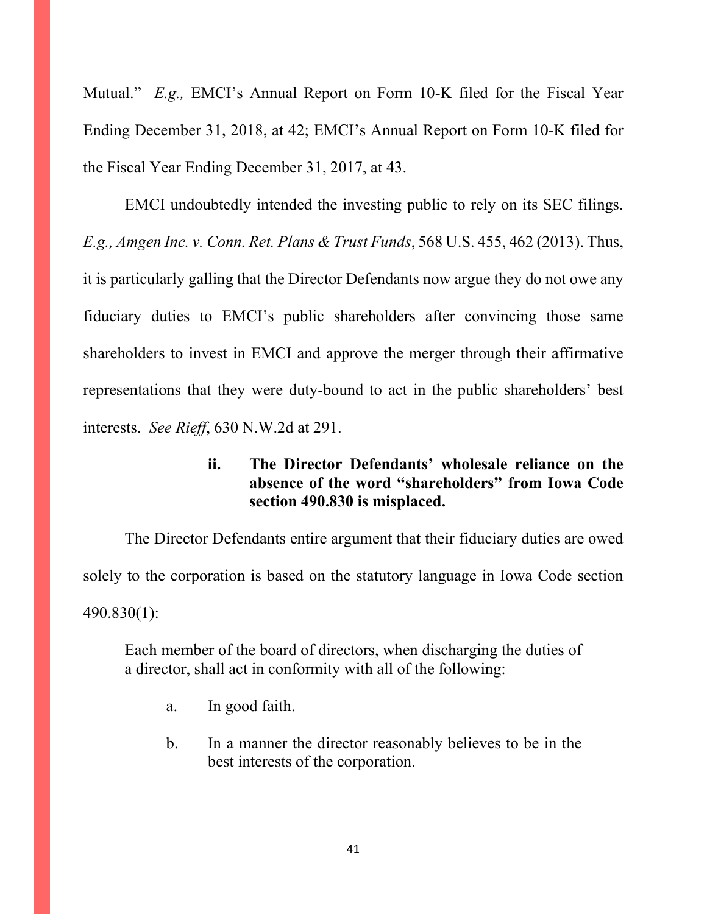Mutual." *E.g.,* EMCI's Annual Report on Form 10-K filed for the Fiscal Year Ending December 31, 2018, at 42; EMCI's Annual Report on Form 10-K filed for the Fiscal Year Ending December 31, 2017, at 43.

EMCI undoubtedly intended the investing public to rely on its SEC filings. *E.g., Amgen Inc. v. Conn. Ret. Plans & Trust Funds*, 568 U.S. 455, 462 (2013). Thus, it is particularly galling that the Director Defendants now argue they do not owe any fiduciary duties to EMCI's public shareholders after convincing those same shareholders to invest in EMCI and approve the merger through their affirmative representations that they were duty-bound to act in the public shareholders' best interests. *See Rieff*, 630 N.W.2d at 291.

#### ii. The Director Defendants' wholesale reliance on the absence of the word "shareholders" from Iowa Code section 490.830 is misplaced.

The Director Defendants entire argument that their fiduciary duties are owed solely to the corporation is based on the statutory language in Iowa Code section 490.830(1):

> Each member of the board of directors, when discharging the duties of a director, shall act in conformity with all of the following:
>
> a. In good faith.
>
> b. In a manner the director reasonably believes to be in the best interests of the corporation.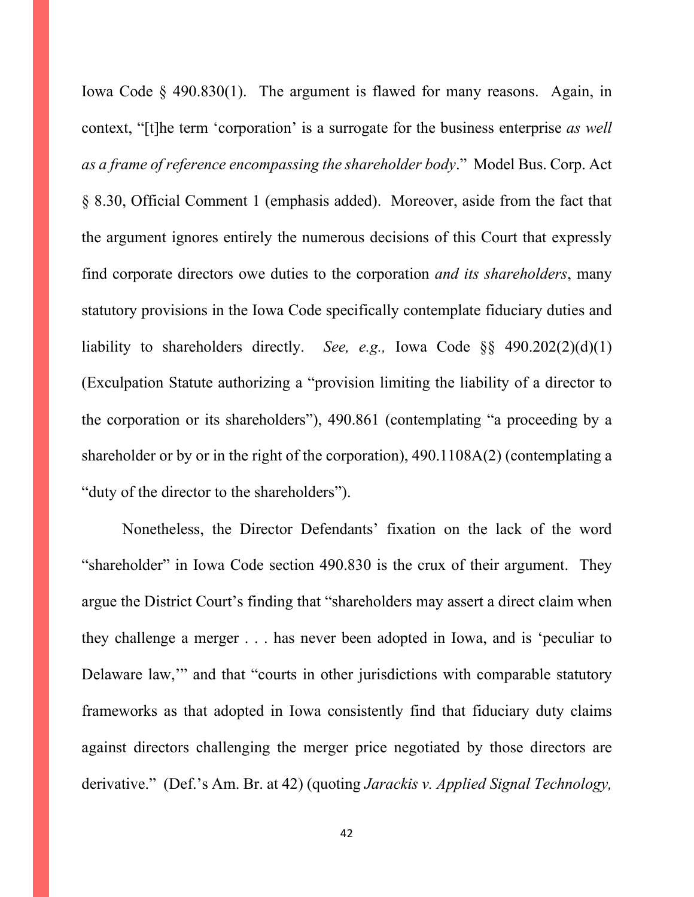Iowa Code § 490.830(1). The argument is flawed for many reasons. Again, in context, "[t]he term 'corporation' is a surrogate for the business enterprise *as well as a frame of reference encompassing the shareholder body*." Model Bus. Corp. Act § 8.30, Official Comment 1 (emphasis added). Moreover, aside from the fact that the argument ignores entirely the numerous decisions of this Court that expressly find corporate directors owe duties to the corporation *and its shareholders*, many statutory provisions in the Iowa Code specifically contemplate fiduciary duties and liability to shareholders directly. *See, e.g.,* Iowa Code §§ 490.202(2)(d)(1) (Exculpation Statute authorizing a "provision limiting the liability of a director to the corporation or its shareholders"), 490.861 (contemplating "a proceeding by a shareholder or by or in the right of the corporation), 490.1108A(2) (contemplating a "duty of the director to the shareholders").

Nonetheless, the Director Defendants' fixation on the lack of the word "shareholder" in Iowa Code section 490.830 is the crux of their argument. They argue the District Court's finding that "shareholders may assert a direct claim when they challenge a merger . . . has never been adopted in Iowa, and is 'peculiar to Delaware law,'" and that "courts in other jurisdictions with comparable statutory frameworks as that adopted in Iowa consistently find that fiduciary duty claims against directors challenging the merger price negotiated by those directors are derivative." (Def.'s Am. Br. at 42) (quoting *Jarackis v. Applied Signal Technology,*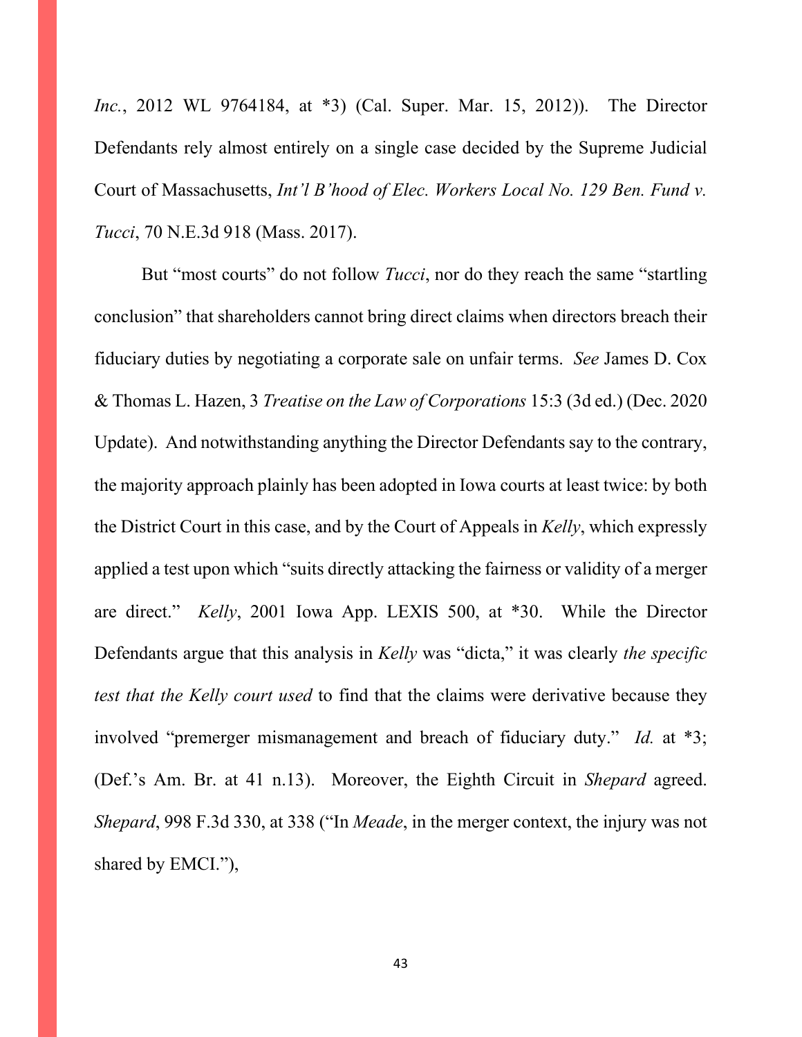*Inc.*, 2012 WL 9764184, at *3) (Cal. Super. Mar. 15, 2012)). The Director Defendants rely almost entirely on a single case decided by the Supreme Judicial Court of Massachusetts, *Int'l B'hood of Elec. Workers Local No. 129 Ben. Fund v. Tucci*, 70 N.E.3d 918 (Mass. 2017).

But "most courts" do not follow *Tucci*, nor do they reach the same "startling conclusion" that shareholders cannot bring direct claims when directors breach their fiduciary duties by negotiating a corporate sale on unfair terms. *See* James D. Cox & Thomas L. Hazen, 3 *Treatise on the Law of Corporations* 15:3 (3d ed.) (Dec. 2020 Update). And notwithstanding anything the Director Defendants say to the contrary, the majority approach plainly has been adopted in Iowa courts at least twice: by both the District Court in this case, and by the Court of Appeals in *Kelly*, which expressly applied a test upon which "suits directly attacking the fairness or validity of a merger are direct." *Kelly*, 2001 Iowa App. LEXIS 500, at *30. While the Director Defendants argue that this analysis in *Kelly* was "dicta," it was clearly *the specific test that the Kelly court used* to find that the claims were derivative because they involved "premerger mismanagement and breach of fiduciary duty." *Id.* at *3; (Def.'s Am. Br. at 41 n.13). Moreover, the Eighth Circuit in *Shepard* agreed. *Shepard*, 998 F.3d 330, at 338 ("In *Meade*, in the merger context, the injury was not shared by EMCI."),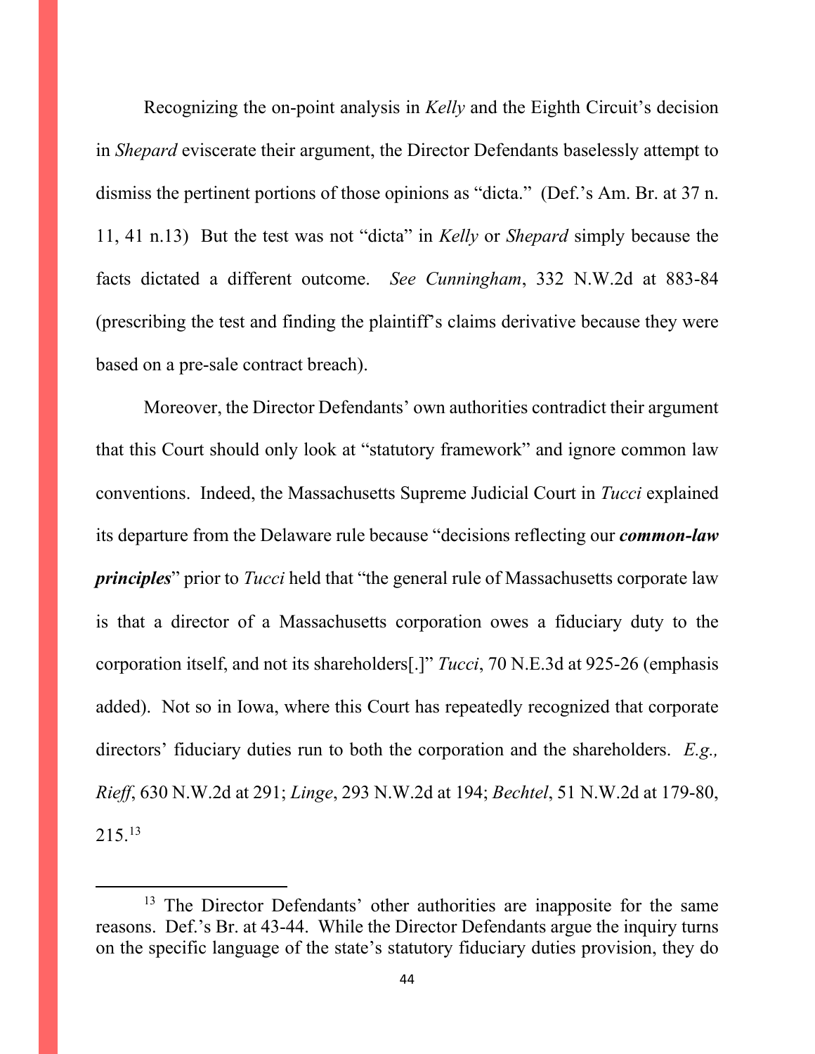Recognizing the on-point analysis in *Kelly* and the Eighth Circuit's decision in *Shepard* eviscerate their argument, the Director Defendants baselessly attempt to dismiss the pertinent portions of those opinions as "dicta." (Def.'s Am. Br. at 37 n. 11, 41 n.13) But the test was not "dicta" in *Kelly* or *Shepard* simply because the facts dictated a different outcome. *See Cunningham*, 332 N.W.2d at 883-84 (prescribing the test and finding the plaintiff's claims derivative because they were based on a pre-sale contract breach).

Moreover, the Director Defendants' own authorities contradict their argument that this Court should only look at "statutory framework" and ignore common law conventions. Indeed, the Massachusetts Supreme Judicial Court in *Tucci* explained its departure from the Delaware rule because "decisions reflecting our ***common-law principles***" prior to *Tucci* held that "the general rule of Massachusetts corporate law is that a director of a Massachusetts corporation owes a fiduciary duty to the corporation itself, and not its shareholders[.]" *Tucci*, 70 N.E.3d at 925-26 (emphasis added). Not so in Iowa, where this Court has repeatedly recognized that corporate directors' fiduciary duties run to both the corporation and the shareholders. *E.g., Rieff*, 630 N.W.2d at 291; *Linge*, 293 N.W.2d at 194; *Bechtel*, 51 N.W.2d at 179-80, 215.[13]

[13] The Director Defendants' other authorities are inapposite for the same reasons. Def.'s Br. at 43-44. While the Director Defendants argue the inquiry turns on the specific language of the state's statutory fiduciary duties provision, they do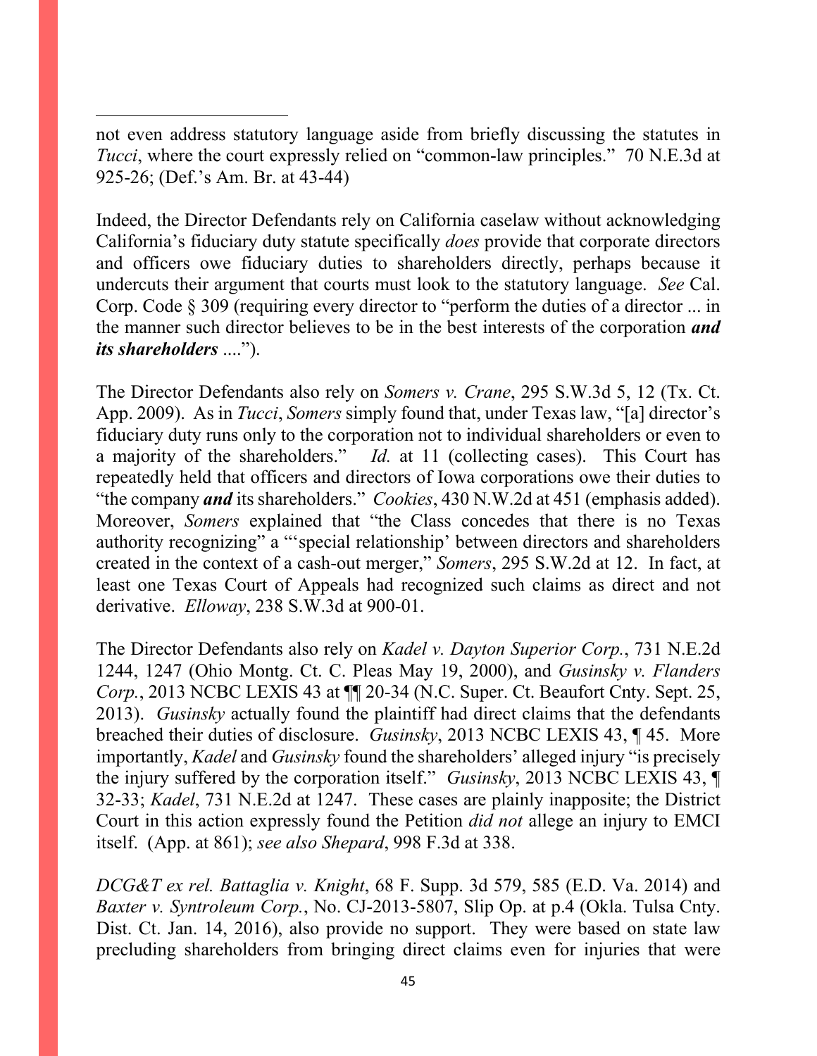---

not even address statutory language aside from briefly discussing the statutes in *Tucci*, where the court expressly relied on "common-law principles." 70 N.E.3d at 925-26; (Def.'s Am. Br. at 43-44)

Indeed, the Director Defendants rely on California caselaw without acknowledging California's fiduciary duty statute specifically *does* provide that corporate directors and officers owe fiduciary duties to shareholders directly, perhaps because it undercuts their argument that courts must look to the statutory language. *See* Cal. Corp. Code § 309 (requiring every director to "perform the duties of a director ... in the manner such director believes to be in the best interests of the corporation ***and its shareholders*** ....").

The Director Defendants also rely on *Somers v. Crane*, 295 S.W.3d 5, 12 (Tx. Ct. App. 2009). As in *Tucci*, *Somers* simply found that, under Texas law, "[a] director's fiduciary duty runs only to the corporation not to individual shareholders or even to a majority of the shareholders." *Id.* at 11 (collecting cases). This Court has repeatedly held that officers and directors of Iowa corporations owe their duties to "the company ***and*** its shareholders." *Cookies*, 430 N.W.2d at 451 (emphasis added). Moreover, *Somers* explained that "the Class concedes that there is no Texas authority recognizing" a "'special relationship' between directors and shareholders created in the context of a cash-out merger," *Somers*, 295 S.W.2d at 12. In fact, at least one Texas Court of Appeals had recognized such claims as direct and not derivative. *Elloway*, 238 S.W.3d at 900-01.

The Director Defendants also rely on *Kadel v. Dayton Superior Corp.*, 731 N.E.2d 1244, 1247 (Ohio Montg. Ct. C. Pleas May 19, 2000), and *Gusinsky v. Flanders Corp.*, 2013 NCBC LEXIS 43 at ¶¶ 20-34 (N.C. Super. Ct. Beaufort Cnty. Sept. 25, 2013). *Gusinsky* actually found the plaintiff had direct claims that the defendants breached their duties of disclosure. *Gusinsky*, 2013 NCBC LEXIS 43, ¶ 45. More importantly, *Kadel* and *Gusinsky* found the shareholders' alleged injury "is precisely the injury suffered by the corporation itself." *Gusinsky*, 2013 NCBC LEXIS 43, ¶ 32-33; *Kadel*, 731 N.E.2d at 1247. These cases are plainly inapposite; the District Court in this action expressly found the Petition *did not* allege an injury to EMCI itself. (App. at 861); *see also Shepard*, 998 F.3d at 338.

*DCG&T ex rel. Battaglia v. Knight*, 68 F. Supp. 3d 579, 585 (E.D. Va. 2014) and *Baxter v. Syntroleum Corp.*, No. CJ-2013-5807, Slip Op. at p.4 (Okla. Tulsa Cnty. Dist. Ct. Jan. 14, 2016), also provide no support. They were based on state law precluding shareholders from bringing direct claims even for injuries that were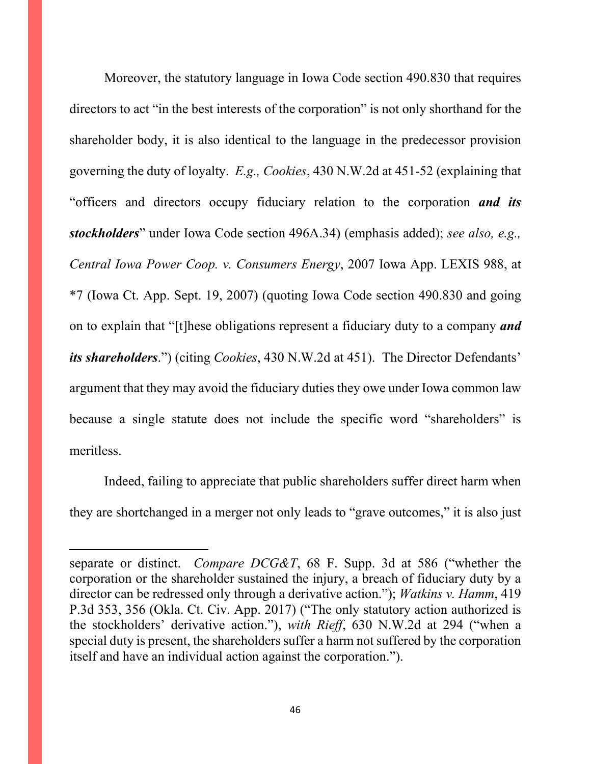Moreover, the statutory language in Iowa Code section 490.830 that requires directors to act "in the best interests of the corporation" is not only shorthand for the shareholder body, it is also identical to the language in the predecessor provision governing the duty of loyalty. *E.g., Cookies*, 430 N.W.2d at 451-52 (explaining that "officers and directors occupy fiduciary relation to the corporation ***and its stockholders***" under Iowa Code section 496A.34) (emphasis added); *see also, e.g., Central Iowa Power Coop. v. Consumers Energy*, 2007 Iowa App. LEXIS 988, at *7 (Iowa Ct. App. Sept. 19, 2007) (quoting Iowa Code section 490.830 and going on to explain that "[t]hese obligations represent a fiduciary duty to a company ***and its shareholders***.") (citing *Cookies*, 430 N.W.2d at 451). The Director Defendants' argument that they may avoid the fiduciary duties they owe under Iowa common law because a single statute does not include the specific word "shareholders" is meritless.

Indeed, failing to appreciate that public shareholders suffer direct harm when they are shortchanged in a merger not only leads to "grave outcomes," it is also just

---

separate or distinct. *Compare DCG&T*, 68 F. Supp. 3d at 586 ("whether the corporation or the shareholder sustained the injury, a breach of fiduciary duty by a director can be redressed only through a derivative action."); *Watkins v. Hamm*, 419 P.3d 353, 356 (Okla. Ct. Civ. App. 2017) ("The only statutory action authorized is the stockholders' derivative action."), *with Rieff*, 630 N.W.2d at 294 ("when a special duty is present, the shareholders suffer a harm not suffered by the corporation itself and have an individual action against the corporation.").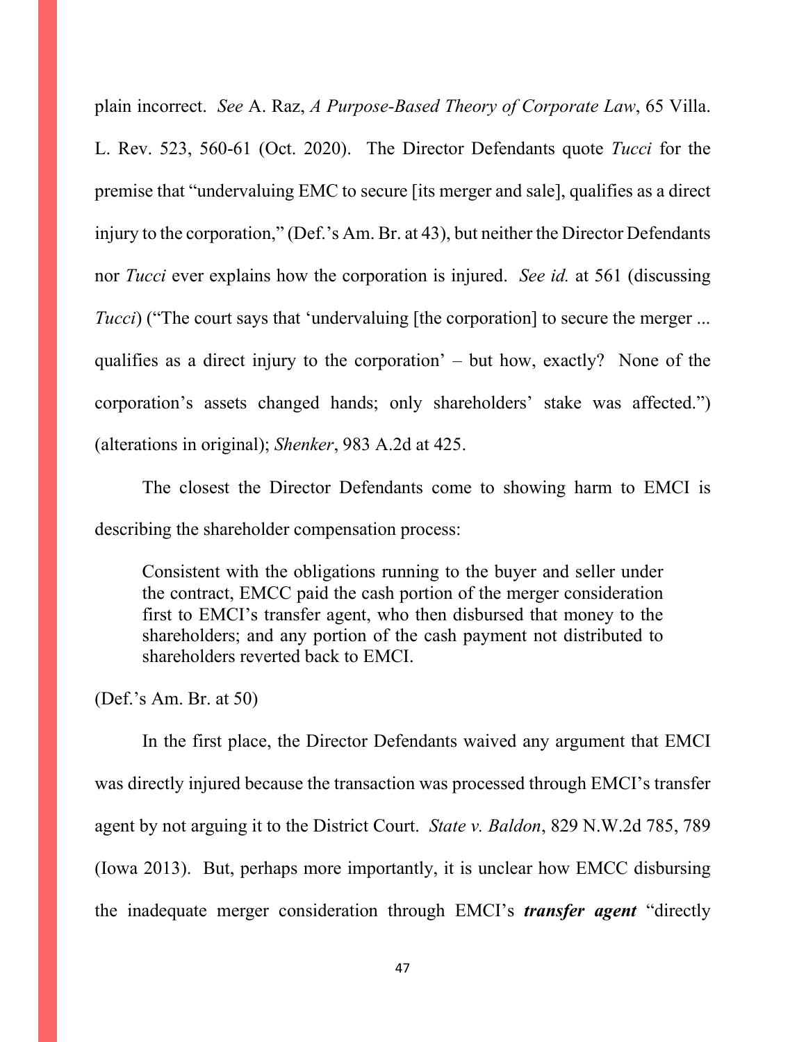plain incorrect. *See* A. Raz, *A Purpose-Based Theory of Corporate Law*, 65 Villa. L. Rev. 523, 560-61 (Oct. 2020). The Director Defendants quote *Tucci* for the premise that "undervaluing EMC to secure [its merger and sale], qualifies as a direct injury to the corporation," (Def.'s Am. Br. at 43), but neither the Director Defendants nor *Tucci* ever explains how the corporation is injured. *See id.* at 561 (discussing *Tucci*) ("The court says that 'undervaluing [the corporation] to secure the merger ... qualifies as a direct injury to the corporation' – but how, exactly? None of the corporation's assets changed hands; only shareholders' stake was affected.") (alterations in original); *Shenker*, 983 A.2d at 425.

The closest the Director Defendants come to showing harm to EMCI is describing the shareholder compensation process:

> Consistent with the obligations running to the buyer and seller under the contract, EMCC paid the cash portion of the merger consideration first to EMCI's transfer agent, who then disbursed that money to the shareholders; and any portion of the cash payment not distributed to shareholders reverted back to EMCI.

(Def.'s Am. Br. at 50)

In the first place, the Director Defendants waived any argument that EMCI was directly injured because the transaction was processed through EMCI's transfer agent by not arguing it to the District Court. *State v. Baldon*, 829 N.W.2d 785, 789 (Iowa 2013). But, perhaps more importantly, it is unclear how EMCC disbursing the inadequate merger consideration through EMCI's ***transfer agent*** "directly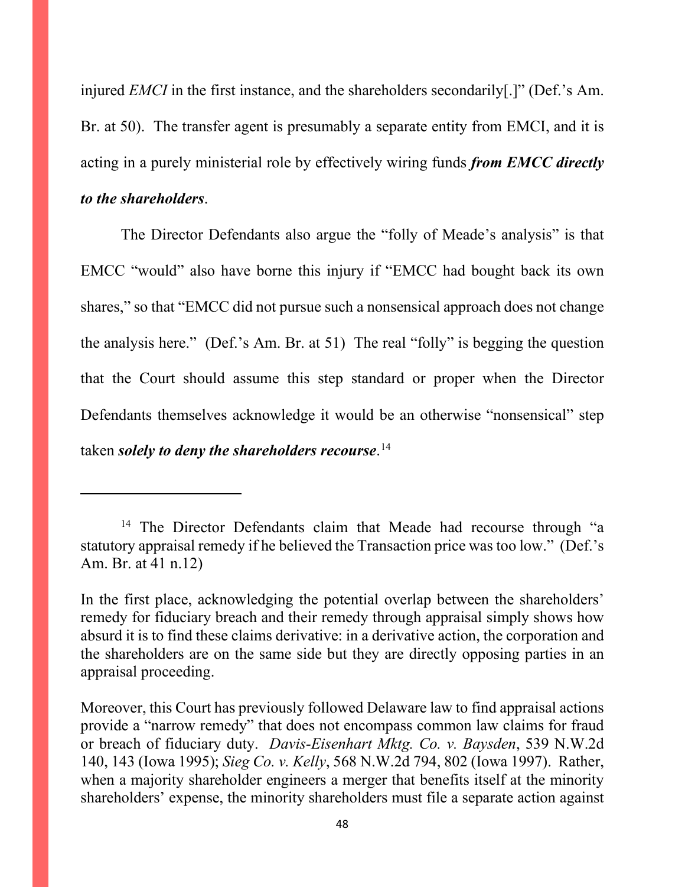injured *EMCI* in the first instance, and the shareholders secondarily[.]" (Def.'s Am. Br. at 50). The transfer agent is presumably a separate entity from EMCI, and it is acting in a purely ministerial role by effectively wiring funds ***from EMCC directly to the shareholders***.

The Director Defendants also argue the "folly of Meade's analysis" is that EMCC "would" also have borne this injury if "EMCC had bought back its own shares," so that "EMCC did not pursue such a nonsensical approach does not change the analysis here." (Def.'s Am. Br. at 51) The real "folly" is begging the question that the Court should assume this step standard or proper when the Director Defendants themselves acknowledge it would be an otherwise "nonsensical" step taken ***solely to deny the shareholders recourse***.[14]

---

[14] The Director Defendants claim that Meade had recourse through "a statutory appraisal remedy if he believed the Transaction price was too low." (Def.'s Am. Br. at 41 n.12)

In the first place, acknowledging the potential overlap between the shareholders' remedy for fiduciary breach and their remedy through appraisal simply shows how absurd it is to find these claims derivative: in a derivative action, the corporation and the shareholders are on the same side but they are directly opposing parties in an appraisal proceeding.

Moreover, this Court has previously followed Delaware law to find appraisal actions provide a "narrow remedy" that does not encompass common law claims for fraud or breach of fiduciary duty. *Davis-Eisenhart Mktg. Co. v. Baysden*, 539 N.W.2d 140, 143 (Iowa 1995); *Sieg Co. v. Kelly*, 568 N.W.2d 794, 802 (Iowa 1997). Rather, when a majority shareholder engineers a merger that benefits itself at the minority shareholders' expense, the minority shareholders must file a separate action against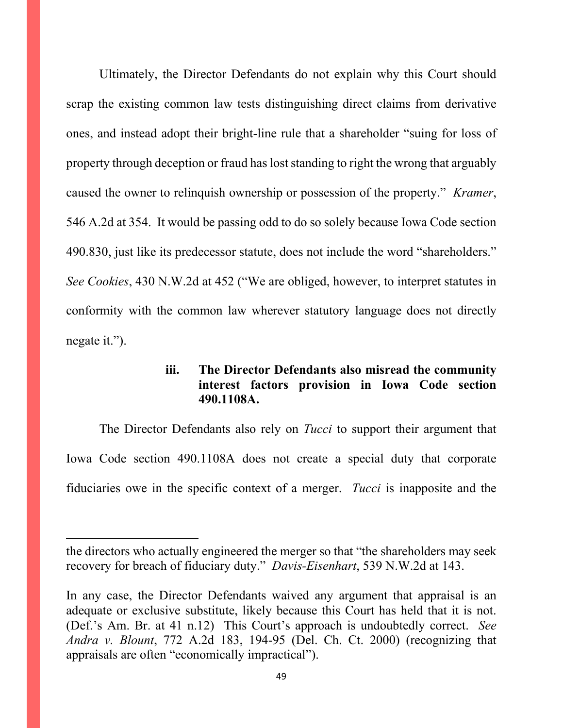Ultimately, the Director Defendants do not explain why this Court should scrap the existing common law tests distinguishing direct claims from derivative ones, and instead adopt their bright-line rule that a shareholder "suing for loss of property through deception or fraud has lost standing to right the wrong that arguably caused the owner to relinquish ownership or possession of the property." *Kramer*, 546 A.2d at 354. It would be passing odd to do so solely because Iowa Code section 490.830, just like its predecessor statute, does not include the word "shareholders." *See Cookies*, 430 N.W.2d at 452 ("We are obliged, however, to interpret statutes in conformity with the common law wherever statutory language does not directly negate it.").

#### iii. The Director Defendants also misread the community interest factors provision in Iowa Code section 490.1108A.

The Director Defendants also rely on *Tucci* to support their argument that Iowa Code section 490.1108A does not create a special duty that corporate fiduciaries owe in the specific context of a merger. *Tucci* is inapposite and the

---

the directors who actually engineered the merger so that "the shareholders may seek recovery for breach of fiduciary duty." *Davis-Eisenhart*, 539 N.W.2d at 143.

In any case, the Director Defendants waived any argument that appraisal is an adequate or exclusive substitute, likely because this Court has held that it is not. (Def.'s Am. Br. at 41 n.12) This Court's approach is undoubtedly correct. *See Andra v. Blount*, 772 A.2d 183, 194-95 (Del. Ch. Ct. 2000) (recognizing that appraisals are often "economically impractical").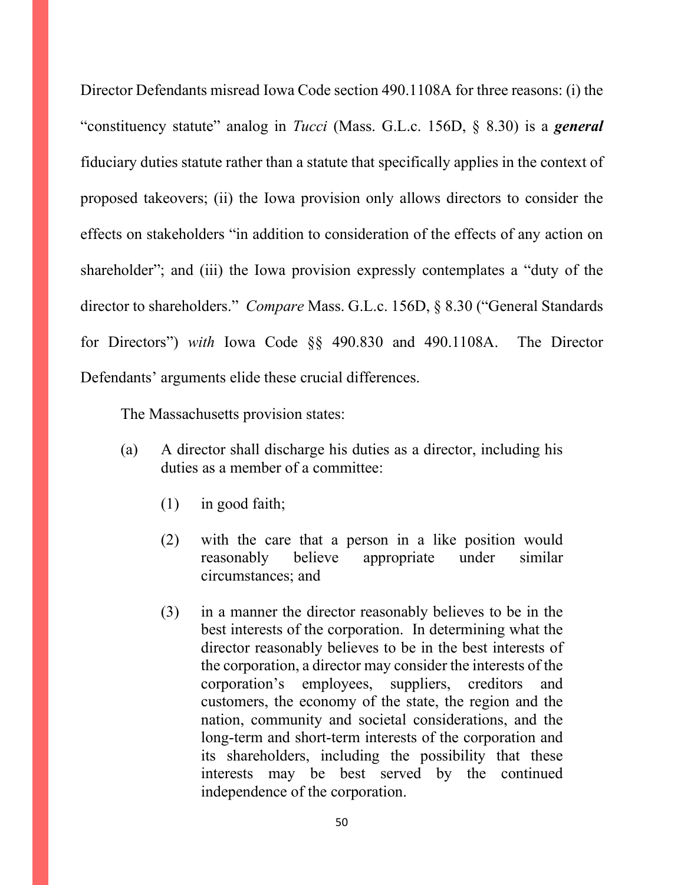Director Defendants misread Iowa Code section 490.1108A for three reasons: (i) the "constituency statute" analog in *Tucci* (Mass. G.L.c. 156D, § 8.30) is a ***general*** fiduciary duties statute rather than a statute that specifically applies in the context of proposed takeovers; (ii) the Iowa provision only allows directors to consider the effects on stakeholders "in addition to consideration of the effects of any action on shareholder"; and (iii) the Iowa provision expressly contemplates a "duty of the director to shareholders." *Compare* Mass. G.L.c. 156D, § 8.30 ("General Standards for Directors") *with* Iowa Code §§ 490.830 and 490.1108A. The Director Defendants' arguments elide these crucial differences.

The Massachusetts provision states:

> (a) A director shall discharge his duties as a director, including his duties as a member of a committee:
>
> (1) in good faith;
>
> (2) with the care that a person in a like position would reasonably believe appropriate under similar circumstances; and
>
> (3) in a manner the director reasonably believes to be in the best interests of the corporation. In determining what the director reasonably believes to be in the best interests of the corporation, a director may consider the interests of the corporation's employees, suppliers, creditors and customers, the economy of the state, the region and the nation, community and societal considerations, and the long-term and short-term interests of the corporation and its shareholders, including the possibility that these interests may be best served by the continued independence of the corporation.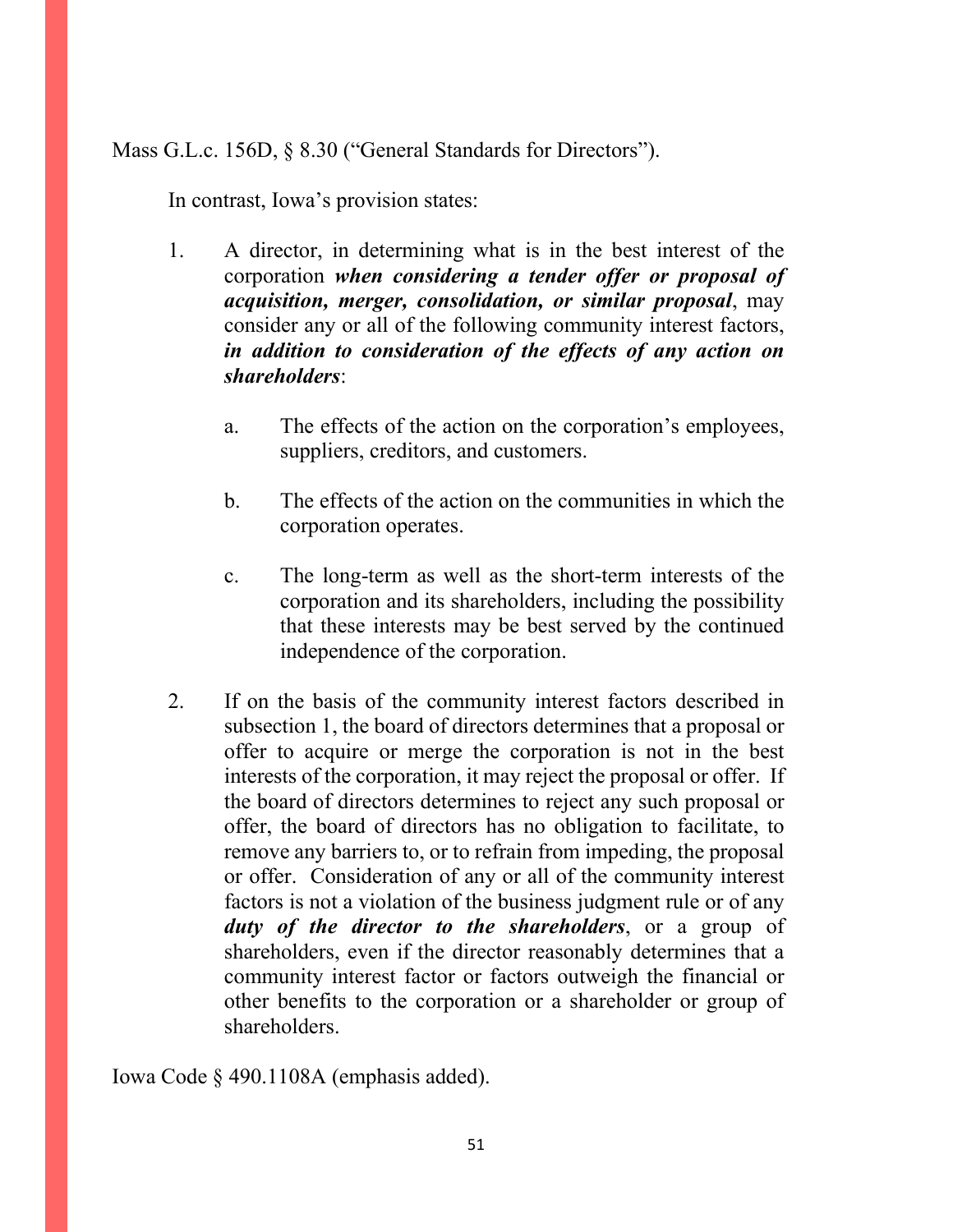Mass G.L.c. 156D, § 8.30 ("General Standards for Directors").

In contrast, Iowa's provision states:

> 1. A director, in determining what is in the best interest of the corporation ***when considering a tender offer or proposal of acquisition, merger, consolidation, or similar proposal***, may consider any or all of the following community interest factors, ***in addition to consideration of the effects of any action on shareholders***:
>
>     a. The effects of the action on the corporation's employees, suppliers, creditors, and customers.
>
>     b. The effects of the action on the communities in which the corporation operates.
>
>     c. The long-term as well as the short-term interests of the corporation and its shareholders, including the possibility that these interests may be best served by the continued independence of the corporation.
>
> 2. If on the basis of the community interest factors described in subsection 1, the board of directors determines that a proposal or offer to acquire or merge the corporation is not in the best interests of the corporation, it may reject the proposal or offer. If the board of directors determines to reject any such proposal or offer, the board of directors has no obligation to facilitate, to remove any barriers to, or to refrain from impeding, the proposal or offer. Consideration of any or all of the community interest factors is not a violation of the business judgment rule or of any ***duty of the director to the shareholders***, or a group of shareholders, even if the director reasonably determines that a community interest factor or factors outweigh the financial or other benefits to the corporation or a shareholder or group of shareholders.

Iowa Code § 490.1108A (emphasis added).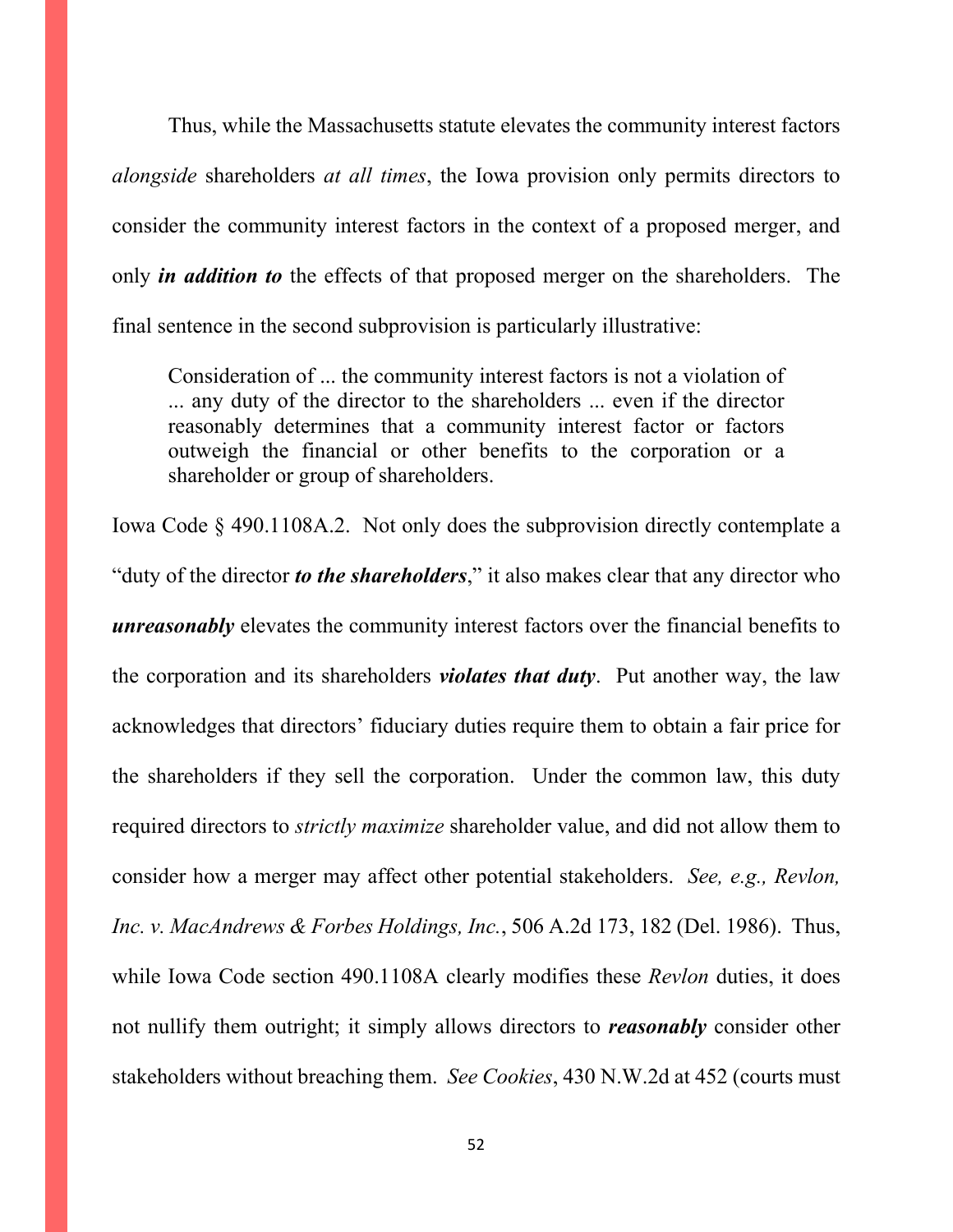Thus, while the Massachusetts statute elevates the community interest factors *alongside* shareholders *at all times*, the Iowa provision only permits directors to consider the community interest factors in the context of a proposed merger, and only ***in addition to*** the effects of that proposed merger on the shareholders. The final sentence in the second subprovision is particularly illustrative:

> Consideration of ... the community interest factors is not a violation of ... any duty of the director to the shareholders ... even if the director reasonably determines that a community interest factor or factors outweigh the financial or other benefits to the corporation or a shareholder or group of shareholders.

Iowa Code § 490.1108A.2. Not only does the subprovision directly contemplate a "duty of the director ***to the shareholders***," it also makes clear that any director who ***unreasonably*** elevates the community interest factors over the financial benefits to the corporation and its shareholders ***violates that duty***. Put another way, the law acknowledges that directors' fiduciary duties require them to obtain a fair price for the shareholders if they sell the corporation. Under the common law, this duty required directors to *strictly maximize* shareholder value, and did not allow them to consider how a merger may affect other potential stakeholders. *See, e.g., Revlon, Inc. v. MacAndrews & Forbes Holdings, Inc.*, 506 A.2d 173, 182 (Del. 1986). Thus, while Iowa Code section 490.1108A clearly modifies these *Revlon* duties, it does not nullify them outright; it simply allows directors to ***reasonably*** consider other stakeholders without breaching them. *See Cookies*, 430 N.W.2d at 452 (courts must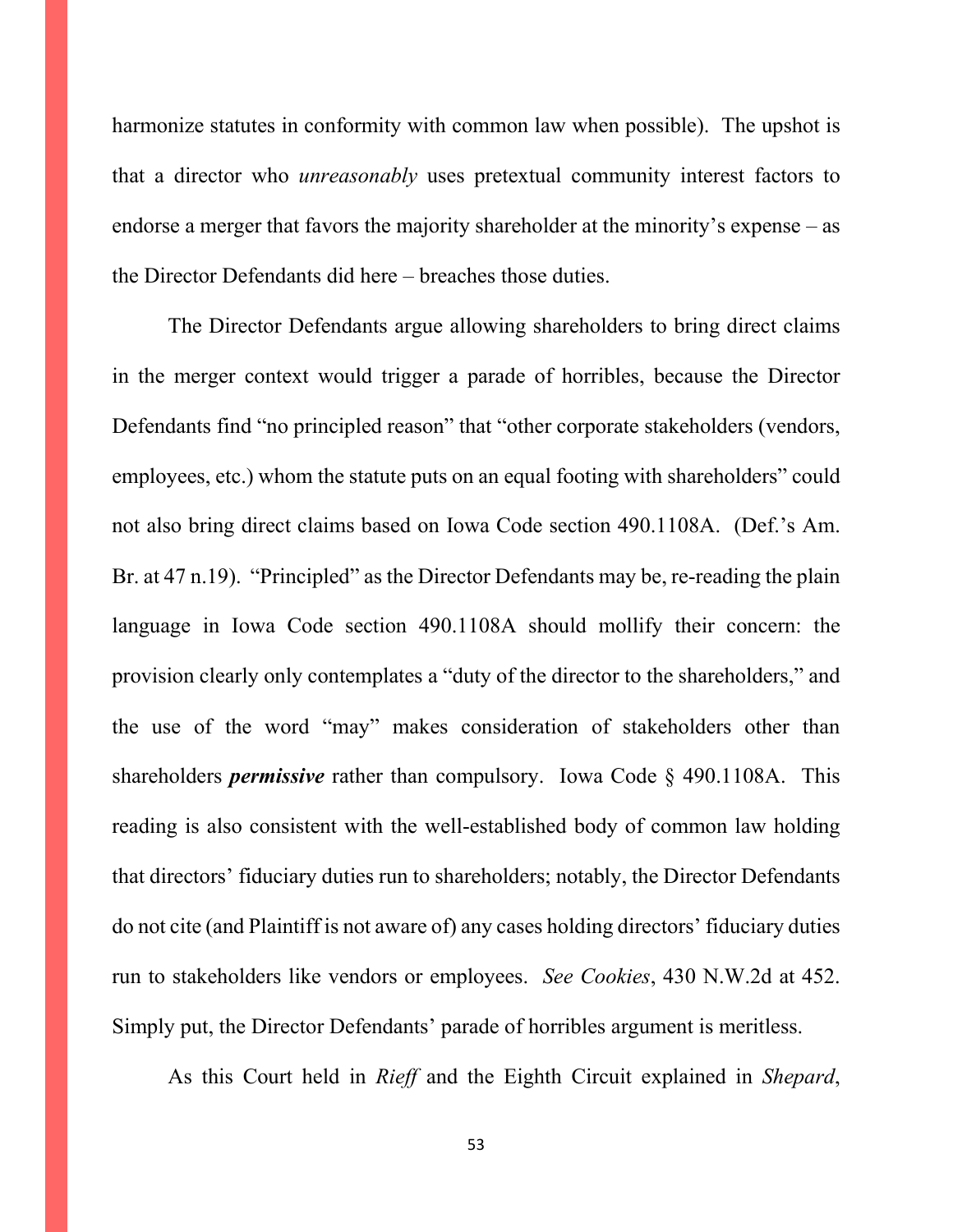harmonize statutes in conformity with common law when possible). The upshot is that a director who *unreasonably* uses pretextual community interest factors to endorse a merger that favors the majority shareholder at the minority's expense – as the Director Defendants did here – breaches those duties.

The Director Defendants argue allowing shareholders to bring direct claims in the merger context would trigger a parade of horribles, because the Director Defendants find "no principled reason" that "other corporate stakeholders (vendors, employees, etc.) whom the statute puts on an equal footing with shareholders" could not also bring direct claims based on Iowa Code section 490.1108A. (Def.'s Am. Br. at 47 n.19). "Principled" as the Director Defendants may be, re-reading the plain language in Iowa Code section 490.1108A should mollify their concern: the provision clearly only contemplates a "duty of the director to the shareholders," and the use of the word "may" makes consideration of stakeholders other than shareholders ***permissive*** rather than compulsory. Iowa Code § 490.1108A. This reading is also consistent with the well-established body of common law holding that directors' fiduciary duties run to shareholders; notably, the Director Defendants do not cite (and Plaintiff is not aware of) any cases holding directors' fiduciary duties run to stakeholders like vendors or employees. *See Cookies*, 430 N.W.2d at 452. Simply put, the Director Defendants' parade of horribles argument is meritless.

As this Court held in *Rieff* and the Eighth Circuit explained in *Shepard*,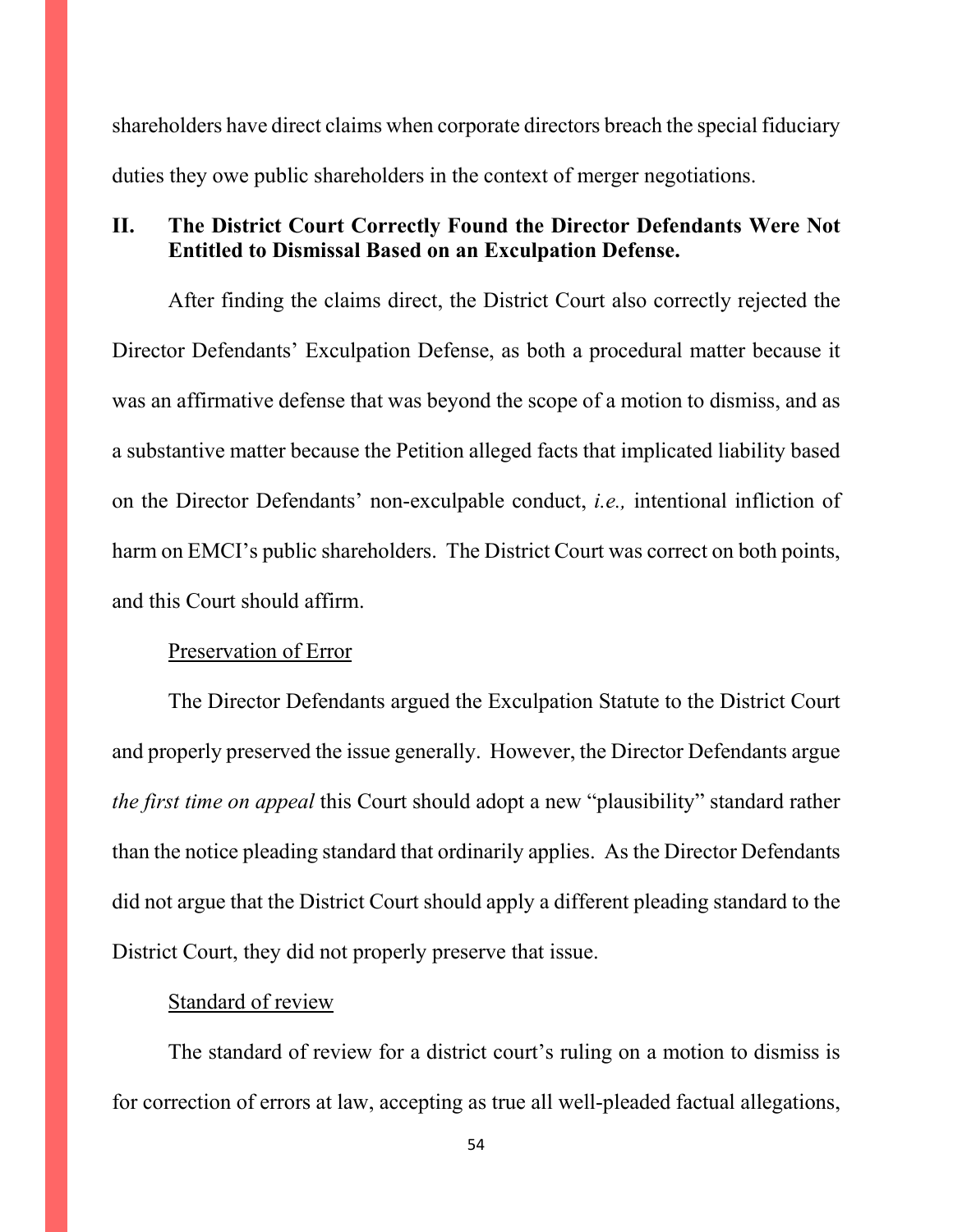shareholders have direct claims when corporate directors breach the special fiduciary duties they owe public shareholders in the context of merger negotiations.

## II. The District Court Correctly Found the Director Defendants Were Not Entitled to Dismissal Based on an Exculpation Defense.

After finding the claims direct, the District Court also correctly rejected the Director Defendants' Exculpation Defense, as both a procedural matter because it was an affirmative defense that was beyond the scope of a motion to dismiss, and as a substantive matter because the Petition alleged facts that implicated liability based on the Director Defendants' non-exculpable conduct, *i.e.,* intentional infliction of harm on EMCI's public shareholders. The District Court was correct on both points, and this Court should affirm.

<u>Preservation of Error</u>

The Director Defendants argued the Exculpation Statute to the District Court and properly preserved the issue generally. However, the Director Defendants argue *the first time on appeal* this Court should adopt a new "plausibility" standard rather than the notice pleading standard that ordinarily applies. As the Director Defendants did not argue that the District Court should apply a different pleading standard to the District Court, they did not properly preserve that issue.

<u>Standard of review</u>

The standard of review for a district court's ruling on a motion to dismiss is for correction of errors at law, accepting as true all well-pleaded factual allegations,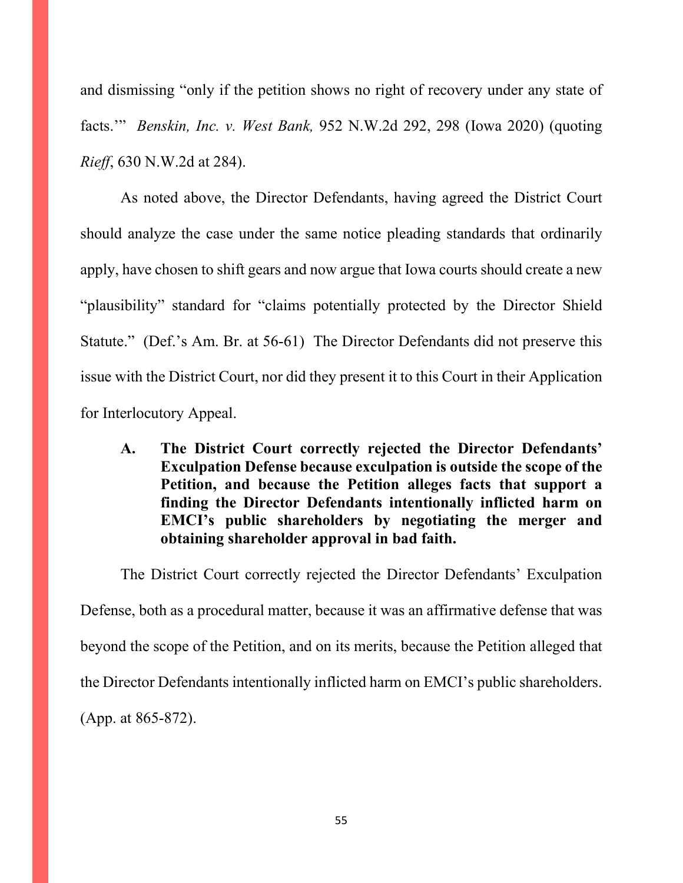and dismissing "only if the petition shows no right of recovery under any state of facts.'" *Benskin, Inc. v. West Bank,* 952 N.W.2d 292, 298 (Iowa 2020) (quoting *Rieff*, 630 N.W.2d at 284).

As noted above, the Director Defendants, having agreed the District Court should analyze the case under the same notice pleading standards that ordinarily apply, have chosen to shift gears and now argue that Iowa courts should create a new "plausibility" standard for "claims potentially protected by the Director Shield Statute." (Def.'s Am. Br. at 56-61) The Director Defendants did not preserve this issue with the District Court, nor did they present it to this Court in their Application for Interlocutory Appeal.

### A. The District Court correctly rejected the Director Defendants' Exculpation Defense because exculpation is outside the scope of the Petition, and because the Petition alleges facts that support a finding the Director Defendants intentionally inflicted harm on EMCI's public shareholders by negotiating the merger and obtaining shareholder approval in bad faith.

The District Court correctly rejected the Director Defendants' Exculpation Defense, both as a procedural matter, because it was an affirmative defense that was beyond the scope of the Petition, and on its merits, because the Petition alleged that the Director Defendants intentionally inflicted harm on EMCI's public shareholders. (App. at 865-872).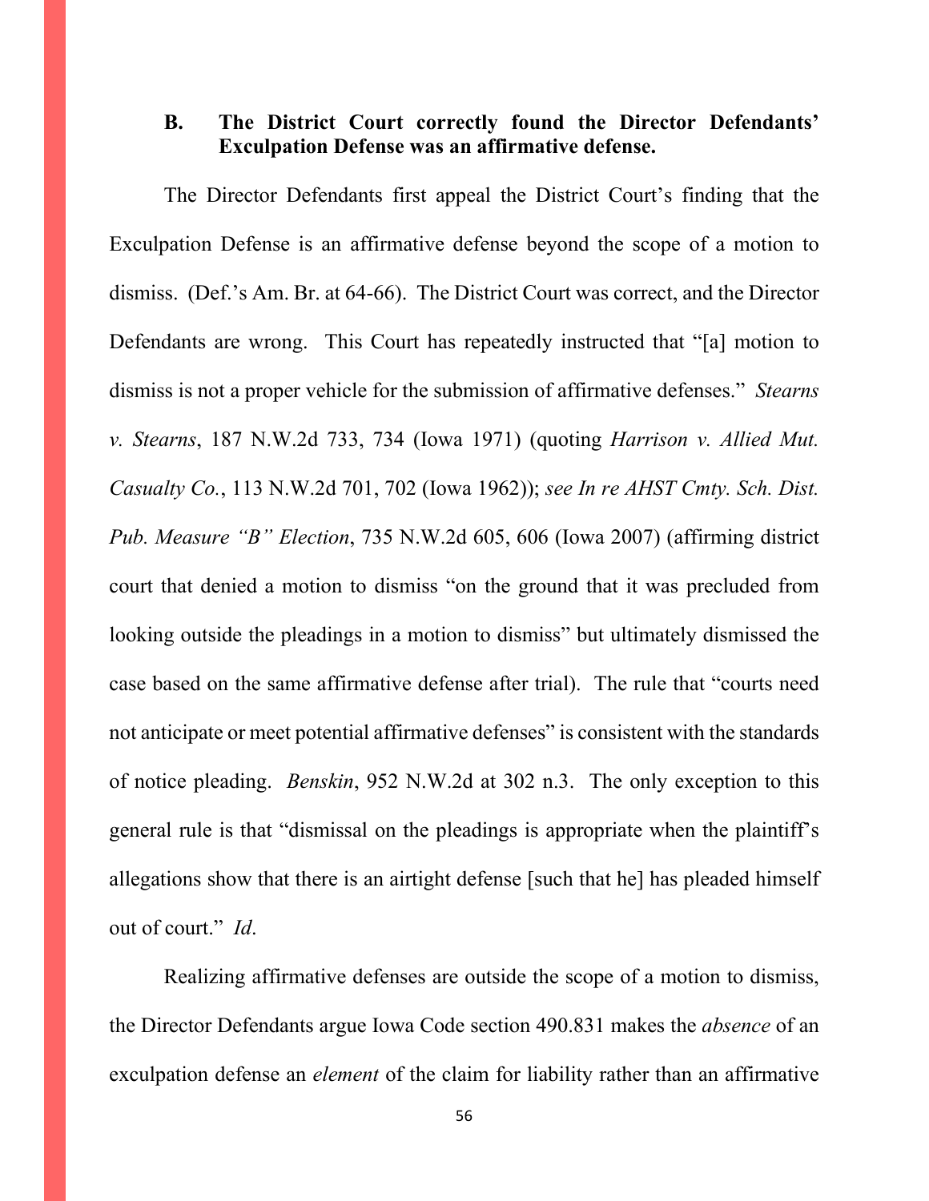### B. The District Court correctly found the Director Defendants' Exculpation Defense was an affirmative defense.

The Director Defendants first appeal the District Court's finding that the Exculpation Defense is an affirmative defense beyond the scope of a motion to dismiss. (Def.'s Am. Br. at 64-66). The District Court was correct, and the Director Defendants are wrong. This Court has repeatedly instructed that "[a] motion to dismiss is not a proper vehicle for the submission of affirmative defenses." *Stearns v. Stearns*, 187 N.W.2d 733, 734 (Iowa 1971) (quoting *Harrison v. Allied Mut. Casualty Co.*, 113 N.W.2d 701, 702 (Iowa 1962)); *see In re AHST Cmty. Sch. Dist. Pub. Measure "B" Election*, 735 N.W.2d 605, 606 (Iowa 2007) (affirming district court that denied a motion to dismiss "on the ground that it was precluded from looking outside the pleadings in a motion to dismiss" but ultimately dismissed the case based on the same affirmative defense after trial). The rule that "courts need not anticipate or meet potential affirmative defenses" is consistent with the standards of notice pleading. *Benskin*, 952 N.W.2d at 302 n.3. The only exception to this general rule is that "dismissal on the pleadings is appropriate when the plaintiff's allegations show that there is an airtight defense [such that he] has pleaded himself out of court." *Id*.

Realizing affirmative defenses are outside the scope of a motion to dismiss, the Director Defendants argue Iowa Code section 490.831 makes the *absence* of an exculpation defense an *element* of the claim for liability rather than an affirmative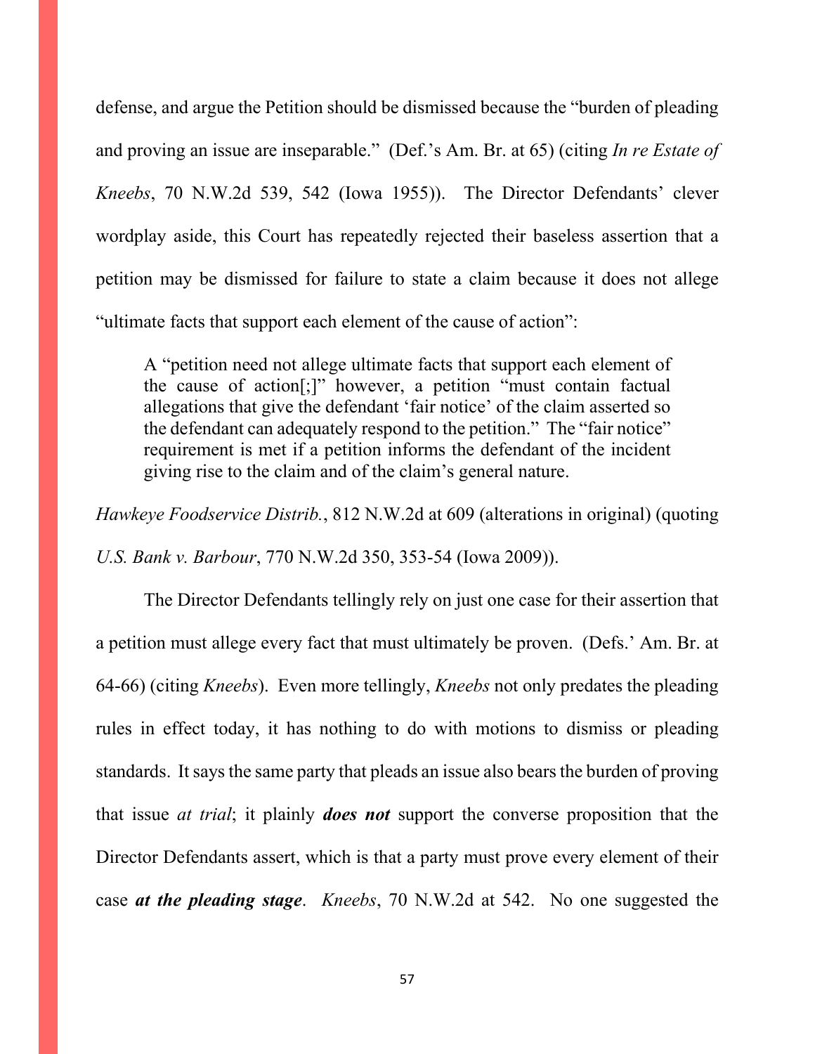defense, and argue the Petition should be dismissed because the "burden of pleading and proving an issue are inseparable." (Def.'s Am. Br. at 65) (citing *In re Estate of Kneebs*, 70 N.W.2d 539, 542 (Iowa 1955)). The Director Defendants' clever wordplay aside, this Court has repeatedly rejected their baseless assertion that a petition may be dismissed for failure to state a claim because it does not allege "ultimate facts that support each element of the cause of action":

> A "petition need not allege ultimate facts that support each element of the cause of action[;]" however, a petition "must contain factual allegations that give the defendant 'fair notice' of the claim asserted so the defendant can adequately respond to the petition." The "fair notice" requirement is met if a petition informs the defendant of the incident giving rise to the claim and of the claim's general nature.

*Hawkeye Foodservice Distrib.*, 812 N.W.2d at 609 (alterations in original) (quoting *U.S. Bank v. Barbour*, 770 N.W.2d 350, 353-54 (Iowa 2009)).

The Director Defendants tellingly rely on just one case for their assertion that a petition must allege every fact that must ultimately be proven. (Defs.' Am. Br. at 64-66) (citing *Kneebs*). Even more tellingly, *Kneebs* not only predates the pleading rules in effect today, it has nothing to do with motions to dismiss or pleading standards. It says the same party that pleads an issue also bears the burden of proving that issue *at trial*; it plainly ***does not*** support the converse proposition that the Director Defendants assert, which is that a party must prove every element of their case ***at the pleading stage***. *Kneebs*, 70 N.W.2d at 542. No one suggested the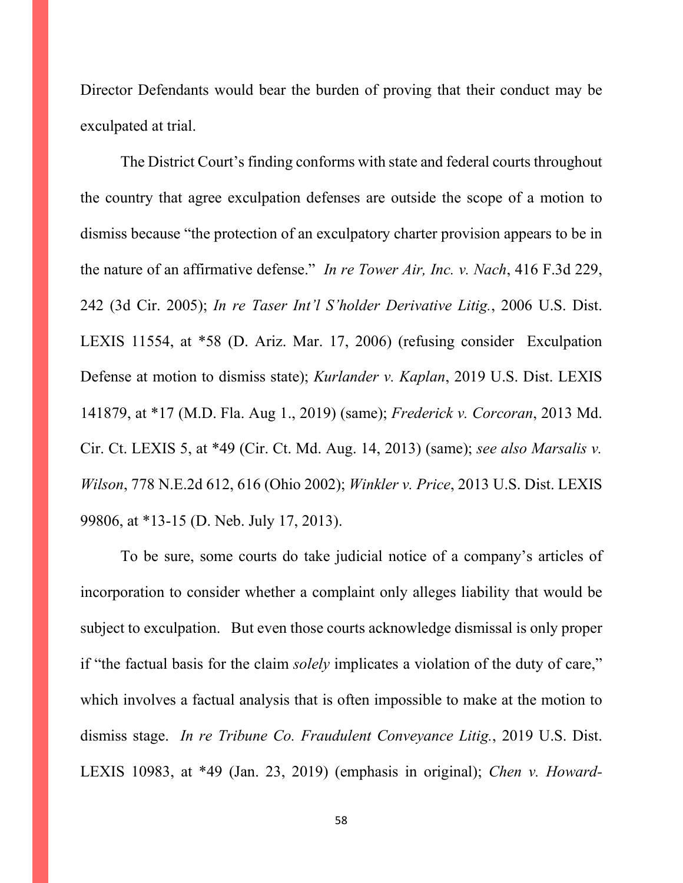Director Defendants would bear the burden of proving that their conduct may be exculpated at trial.

The District Court's finding conforms with state and federal courts throughout the country that agree exculpation defenses are outside the scope of a motion to dismiss because "the protection of an exculpatory charter provision appears to be in the nature of an affirmative defense." *In re Tower Air, Inc. v. Nach*, 416 F.3d 229, 242 (3d Cir. 2005); *In re Taser Int'l S'holder Derivative Litig.*, 2006 U.S. Dist. LEXIS 11554, at *58 (D. Ariz. Mar. 17, 2006) (refusing consider Exculpation Defense at motion to dismiss state); *Kurlander v. Kaplan*, 2019 U.S. Dist. LEXIS 141879, at *17 (M.D. Fla. Aug 1., 2019) (same); *Frederick v. Corcoran*, 2013 Md. Cir. Ct. LEXIS 5, at *49 (Cir. Ct. Md. Aug. 14, 2013) (same); *see also Marsalis v. Wilson*, 778 N.E.2d 612, 616 (Ohio 2002); *Winkler v. Price*, 2013 U.S. Dist. LEXIS 99806, at *13-15 (D. Neb. July 17, 2013).

To be sure, some courts do take judicial notice of a company's articles of incorporation to consider whether a complaint only alleges liability that would be subject to exculpation. But even those courts acknowledge dismissal is only proper if "the factual basis for the claim *solely* implicates a violation of the duty of care," which involves a factual analysis that is often impossible to make at the motion to dismiss stage. *In re Tribune Co. Fraudulent Conveyance Litig.*, 2019 U.S. Dist. LEXIS 10983, at *49 (Jan. 23, 2019) (emphasis in original); *Chen v. Howard-*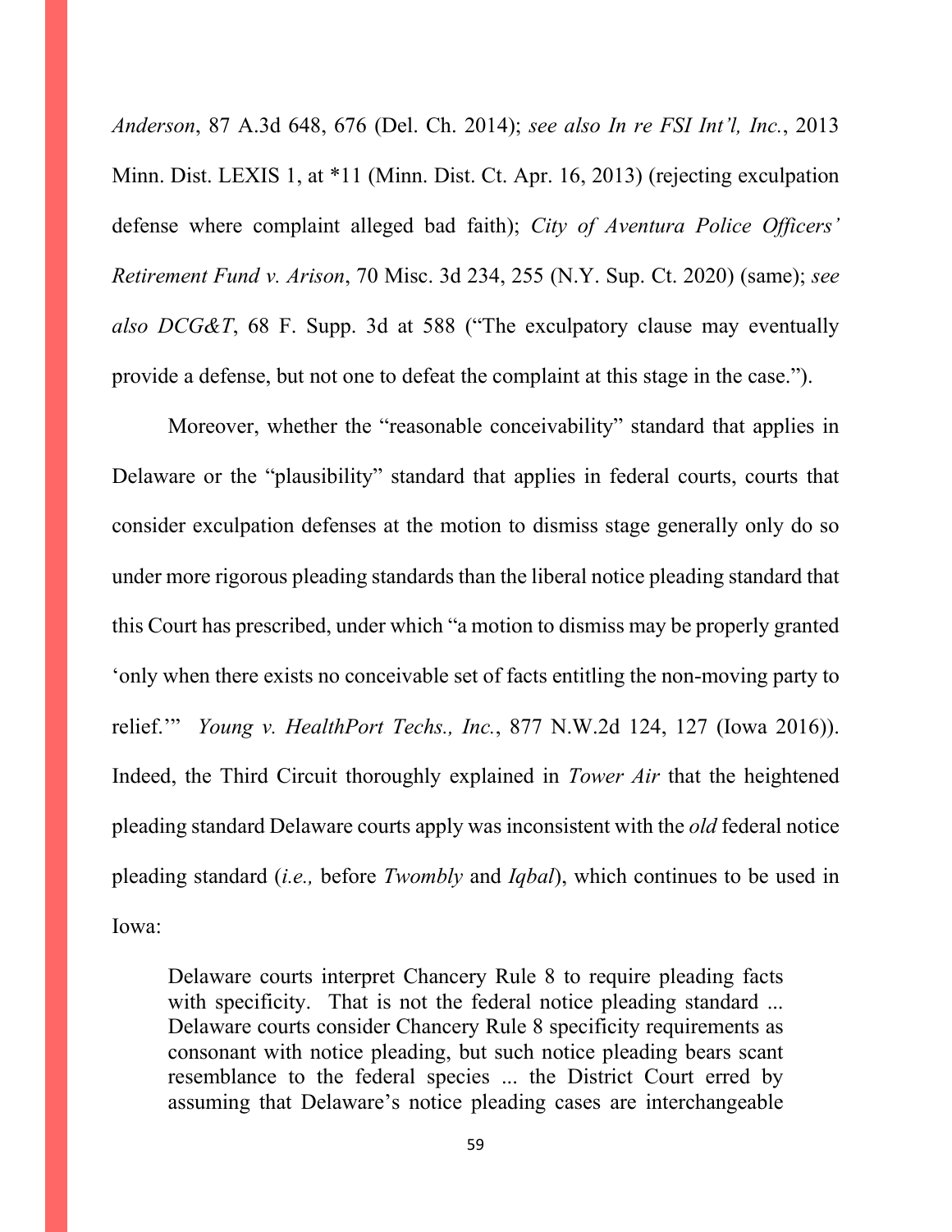*Anderson*, 87 A.3d 648, 676 (Del. Ch. 2014); *see also In re FSI Int'l, Inc.*, 2013 Minn. Dist. LEXIS 1, at *11 (Minn. Dist. Ct. Apr. 16, 2013) (rejecting exculpation defense where complaint alleged bad faith); *City of Aventura Police Officers' Retirement Fund v. Arison*, 70 Misc. 3d 234, 255 (N.Y. Sup. Ct. 2020) (same); *see also DCG&T*, 68 F. Supp. 3d at 588 ("The exculpatory clause may eventually provide a defense, but not one to defeat the complaint at this stage in the case.").

Moreover, whether the "reasonable conceivability" standard that applies in Delaware or the "plausibility" standard that applies in federal courts, courts that consider exculpation defenses at the motion to dismiss stage generally only do so under more rigorous pleading standards than the liberal notice pleading standard that this Court has prescribed, under which "a motion to dismiss may be properly granted 'only when there exists no conceivable set of facts entitling the non-moving party to relief.'" *Young v. HealthPort Techs., Inc.*, 877 N.W.2d 124, 127 (Iowa 2016)). Indeed, the Third Circuit thoroughly explained in *Tower Air* that the heightened pleading standard Delaware courts apply was inconsistent with the *old* federal notice pleading standard (*i.e.,* before *Twombly* and *Iqbal*), which continues to be used in Iowa:

> Delaware courts interpret Chancery Rule 8 to require pleading facts with specificity. That is not the federal notice pleading standard ... Delaware courts consider Chancery Rule 8 specificity requirements as consonant with notice pleading, but such notice pleading bears scant resemblance to the federal species ... the District Court erred by assuming that Delaware's notice pleading cases are interchangeable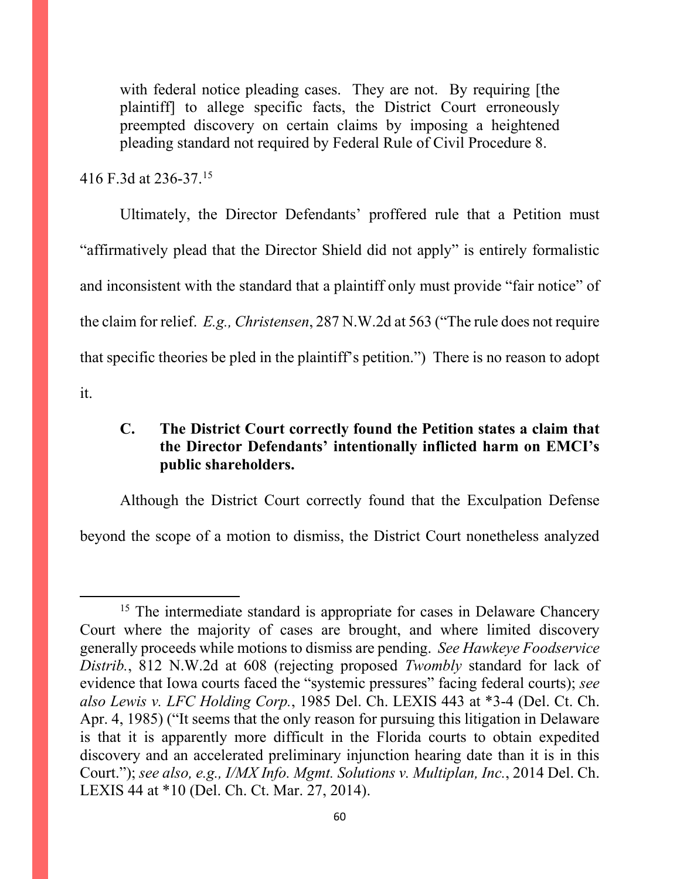> with federal notice pleading cases. They are not. By requiring [the plaintiff] to allege specific facts, the District Court erroneously preempted discovery on certain claims by imposing a heightened pleading standard not required by Federal Rule of Civil Procedure 8.

416 F.3d at 236-37.[15]

Ultimately, the Director Defendants' proffered rule that a Petition must "affirmatively plead that the Director Shield did not apply" is entirely formalistic and inconsistent with the standard that a plaintiff only must provide "fair notice" of the claim for relief. *E.g., Christensen*, 287 N.W.2d at 563 ("The rule does not require that specific theories be pled in the plaintiff's petition.") There is no reason to adopt it.

### C. The District Court correctly found the Petition states a claim that the Director Defendants' intentionally inflicted harm on EMCI's public shareholders.

Although the District Court correctly found that the Exculpation Defense beyond the scope of a motion to dismiss, the District Court nonetheless analyzed

---

[15] The intermediate standard is appropriate for cases in Delaware Chancery Court where the majority of cases are brought, and where limited discovery generally proceeds while motions to dismiss are pending. *See Hawkeye Foodservice Distrib.*, 812 N.W.2d at 608 (rejecting proposed *Twombly* standard for lack of evidence that Iowa courts faced the "systemic pressures" facing federal courts); *see also Lewis v. LFC Holding Corp.*, 1985 Del. Ch. LEXIS 443 at *3-4 (Del. Ct. Ch. Apr. 4, 1985) ("It seems that the only reason for pursuing this litigation in Delaware is that it is apparently more difficult in the Florida courts to obtain expedited discovery and an accelerated preliminary injunction hearing date than it is in this Court."); *see also, e.g., I/MX Info. Mgmt. Solutions v. Multiplan, Inc.*, 2014 Del. Ch. LEXIS 44 at *10 (Del. Ch. Ct. Mar. 27, 2014).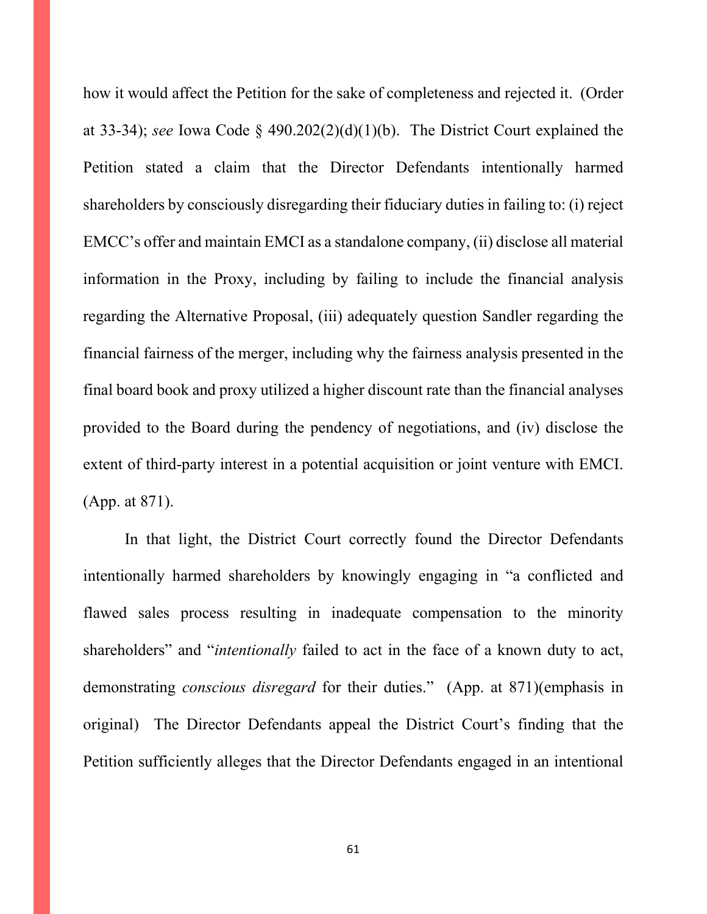how it would affect the Petition for the sake of completeness and rejected it. (Order at 33-34); *see* Iowa Code § 490.202(2)(d)(1)(b). The District Court explained the Petition stated a claim that the Director Defendants intentionally harmed shareholders by consciously disregarding their fiduciary duties in failing to: (i) reject EMCC's offer and maintain EMCI as a standalone company, (ii) disclose all material information in the Proxy, including by failing to include the financial analysis regarding the Alternative Proposal, (iii) adequately question Sandler regarding the financial fairness of the merger, including why the fairness analysis presented in the final board book and proxy utilized a higher discount rate than the financial analyses provided to the Board during the pendency of negotiations, and (iv) disclose the extent of third-party interest in a potential acquisition or joint venture with EMCI. (App. at 871).

In that light, the District Court correctly found the Director Defendants intentionally harmed shareholders by knowingly engaging in "a conflicted and flawed sales process resulting in inadequate compensation to the minority shareholders" and "*intentionally* failed to act in the face of a known duty to act, demonstrating *conscious disregard* for their duties." (App. at 871)(emphasis in original) The Director Defendants appeal the District Court's finding that the Petition sufficiently alleges that the Director Defendants engaged in an intentional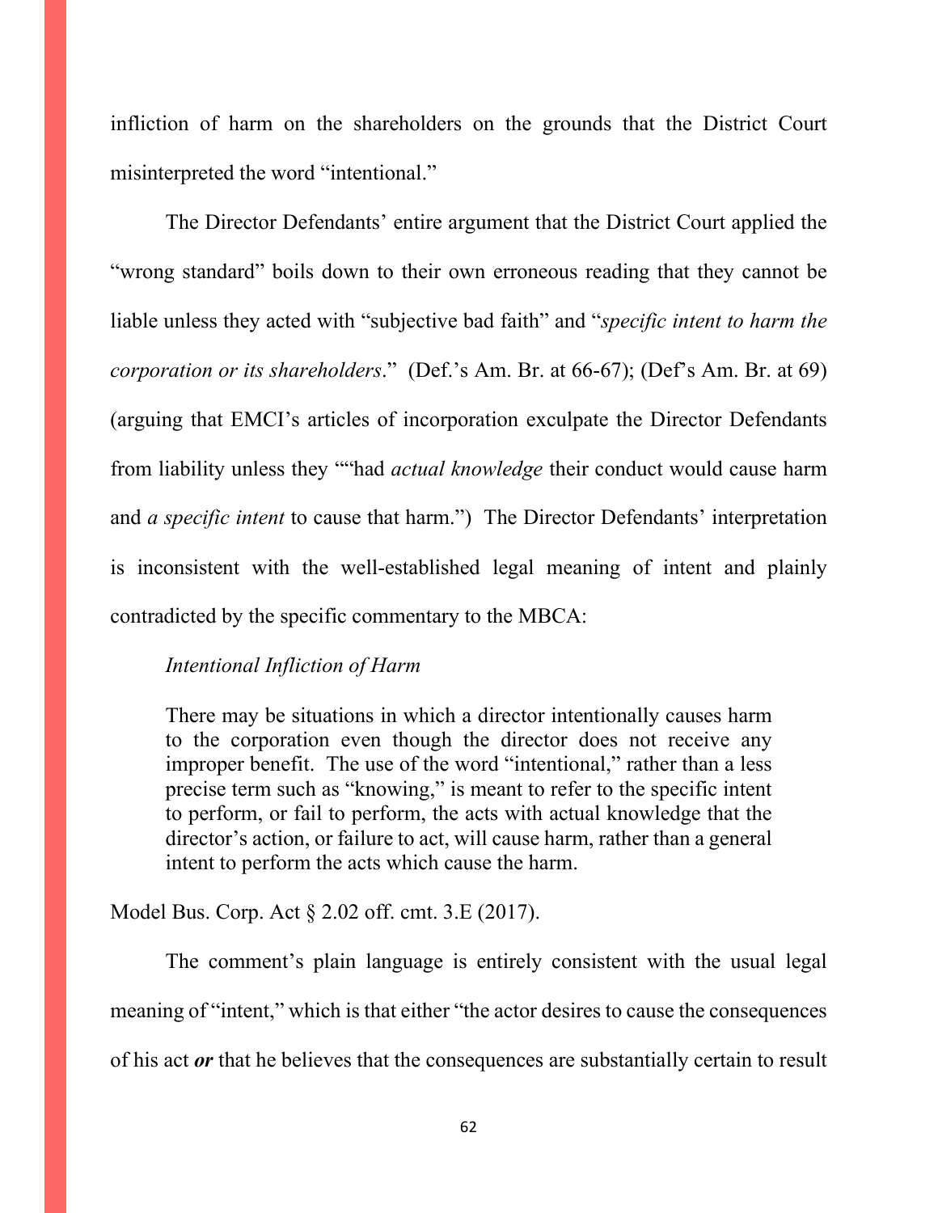infliction of harm on the shareholders on the grounds that the District Court misinterpreted the word "intentional."

The Director Defendants' entire argument that the District Court applied the "wrong standard" boils down to their own erroneous reading that they cannot be liable unless they acted with "subjective bad faith" and "*specific intent to harm the corporation or its shareholders*." (Def.'s Am. Br. at 66-67); (Def's Am. Br. at 69) (arguing that EMCI's articles of incorporation exculpate the Director Defendants from liability unless they ""had *actual knowledge* their conduct would cause harm and *a specific intent* to cause that harm.") The Director Defendants' interpretation is inconsistent with the well-established legal meaning of intent and plainly contradicted by the specific commentary to the MBCA:

> *Intentional Infliction of Harm*
>
> There may be situations in which a director intentionally causes harm to the corporation even though the director does not receive any improper benefit. The use of the word "intentional," rather than a less precise term such as "knowing," is meant to refer to the specific intent to perform, or fail to perform, the acts with actual knowledge that the director's action, or failure to act, will cause harm, rather than a general intent to perform the acts which cause the harm.

Model Bus. Corp. Act § 2.02 off. cmt. 3.E (2017).

The comment's plain language is entirely consistent with the usual legal meaning of "intent," which is that either "the actor desires to cause the consequences of his act ***or*** that he believes that the consequences are substantially certain to result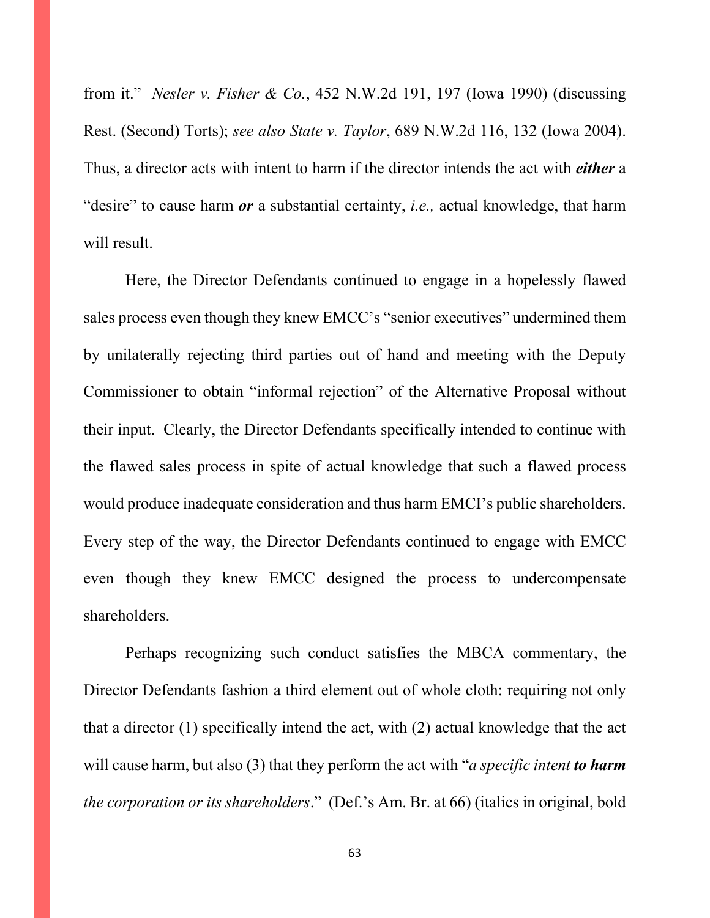from it." *Nesler v. Fisher & Co.*, 452 N.W.2d 191, 197 (Iowa 1990) (discussing Rest. (Second) Torts); *see also State v. Taylor*, 689 N.W.2d 116, 132 (Iowa 2004). Thus, a director acts with intent to harm if the director intends the act with ***either*** a "desire" to cause harm ***or*** a substantial certainty, *i.e.,* actual knowledge, that harm will result.

Here, the Director Defendants continued to engage in a hopelessly flawed sales process even though they knew EMCC's "senior executives" undermined them by unilaterally rejecting third parties out of hand and meeting with the Deputy Commissioner to obtain "informal rejection" of the Alternative Proposal without their input. Clearly, the Director Defendants specifically intended to continue with the flawed sales process in spite of actual knowledge that such a flawed process would produce inadequate consideration and thus harm EMCI's public shareholders. Every step of the way, the Director Defendants continued to engage with EMCC even though they knew EMCC designed the process to undercompensate shareholders.

Perhaps recognizing such conduct satisfies the MBCA commentary, the Director Defendants fashion a third element out of whole cloth: requiring not only that a director (1) specifically intend the act, with (2) actual knowledge that the act will cause harm, but also (3) that they perform the act with "*a specific intent* ***to harm*** *the corporation or its shareholders*." (Def.'s Am. Br. at 66) (italics in original, bold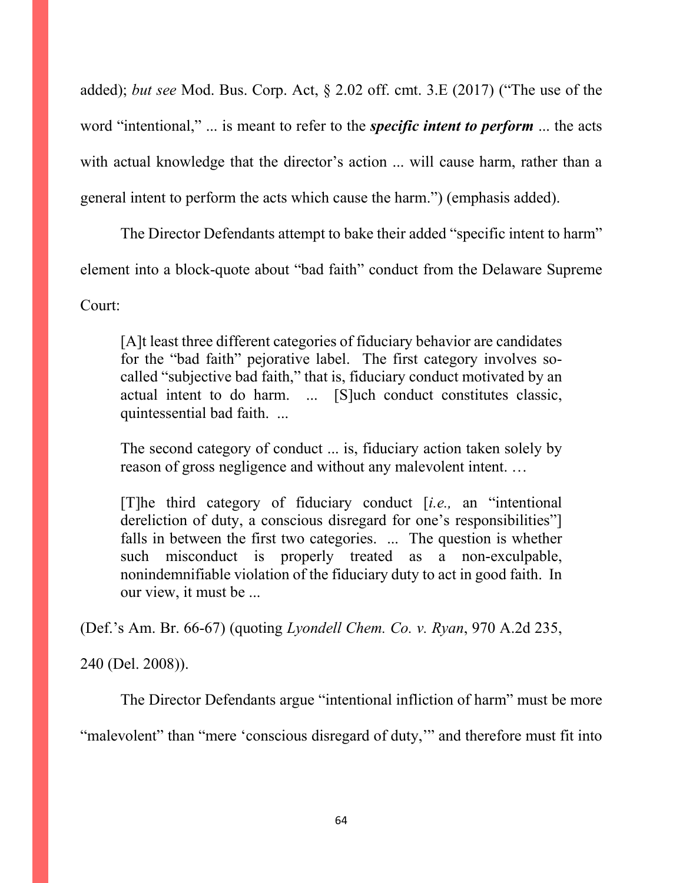added); *but see* Mod. Bus. Corp. Act, § 2.02 off. cmt. 3.E (2017) ("The use of the word "intentional," ... is meant to refer to the ***specific intent to perform*** ... the acts with actual knowledge that the director's action ... will cause harm, rather than a general intent to perform the acts which cause the harm.") (emphasis added).

The Director Defendants attempt to bake their added "specific intent to harm" element into a block-quote about "bad faith" conduct from the Delaware Supreme Court:

> [A]t least three different categories of fiduciary behavior are candidates for the "bad faith" pejorative label. The first category involves so-called "subjective bad faith," that is, fiduciary conduct motivated by an actual intent to do harm. ... [S]uch conduct constitutes classic, quintessential bad faith. ...
>
> The second category of conduct ... is, fiduciary action taken solely by reason of gross negligence and without any malevolent intent. …
>
> [T]he third category of fiduciary conduct [*i.e.,* an "intentional dereliction of duty, a conscious disregard for one's responsibilities"] falls in between the first two categories. ... The question is whether such misconduct is properly treated as a non-exculpable, nonindemnifiable violation of the fiduciary duty to act in good faith. In our view, it must be ...

(Def.'s Am. Br. 66-67) (quoting *Lyondell Chem. Co. v. Ryan*, 970 A.2d 235, 240 (Del. 2008)).

The Director Defendants argue "intentional infliction of harm" must be more "malevolent" than "mere 'conscious disregard of duty,'" and therefore must fit into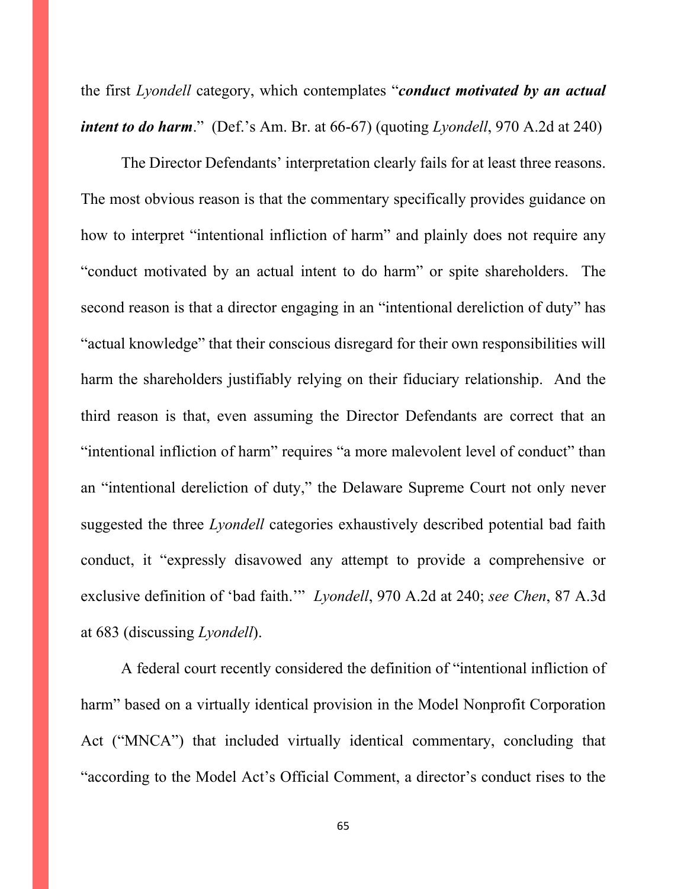the first *Lyondell* category, which contemplates "***conduct motivated by an actual intent to do harm***." (Def.'s Am. Br. at 66-67) (quoting *Lyondell*, 970 A.2d at 240)

The Director Defendants' interpretation clearly fails for at least three reasons. The most obvious reason is that the commentary specifically provides guidance on how to interpret "intentional infliction of harm" and plainly does not require any "conduct motivated by an actual intent to do harm" or spite shareholders. The second reason is that a director engaging in an "intentional dereliction of duty" has "actual knowledge" that their conscious disregard for their own responsibilities will harm the shareholders justifiably relying on their fiduciary relationship. And the third reason is that, even assuming the Director Defendants are correct that an "intentional infliction of harm" requires "a more malevolent level of conduct" than an "intentional dereliction of duty," the Delaware Supreme Court not only never suggested the three *Lyondell* categories exhaustively described potential bad faith conduct, it "expressly disavowed any attempt to provide a comprehensive or exclusive definition of 'bad faith.'" *Lyondell*, 970 A.2d at 240; *see Chen*, 87 A.3d at 683 (discussing *Lyondell*).

A federal court recently considered the definition of "intentional infliction of harm" based on a virtually identical provision in the Model Nonprofit Corporation Act ("MNCA") that included virtually identical commentary, concluding that "according to the Model Act's Official Comment, a director's conduct rises to the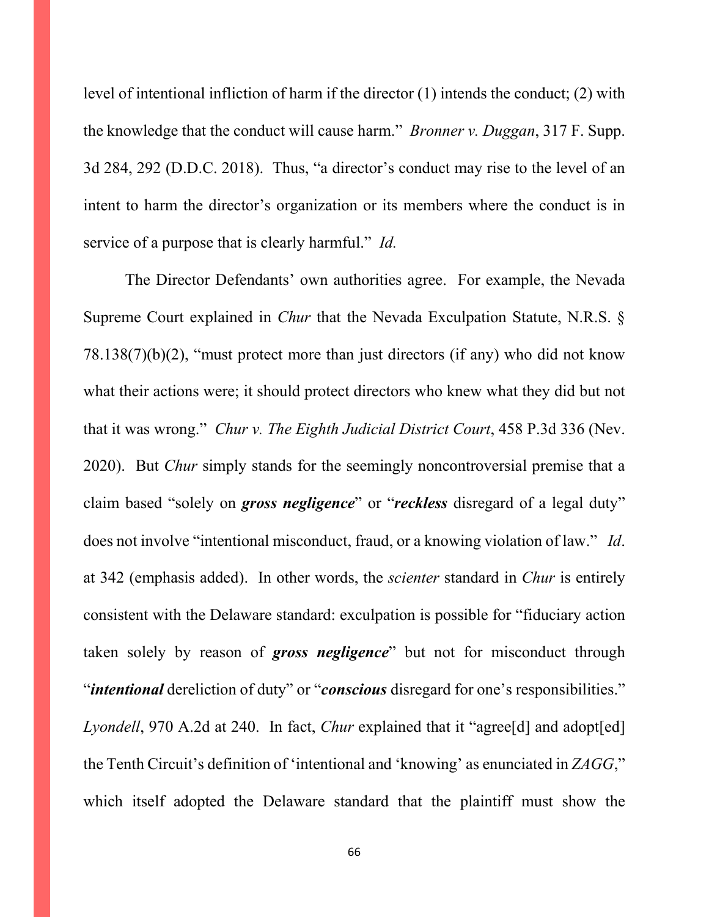level of intentional infliction of harm if the director (1) intends the conduct; (2) with the knowledge that the conduct will cause harm." *Bronner v. Duggan*, 317 F. Supp. 3d 284, 292 (D.D.C. 2018). Thus, "a director's conduct may rise to the level of an intent to harm the director's organization or its members where the conduct is in service of a purpose that is clearly harmful." *Id.*

The Director Defendants' own authorities agree. For example, the Nevada Supreme Court explained in *Chur* that the Nevada Exculpation Statute, N.R.S. § 78.138(7)(b)(2), "must protect more than just directors (if any) who did not know what their actions were; it should protect directors who knew what they did but not that it was wrong." *Chur v. The Eighth Judicial District Court*, 458 P.3d 336 (Nev. 2020). But *Chur* simply stands for the seemingly noncontroversial premise that a claim based "solely on ***gross negligence***" or "***reckless*** disregard of a legal duty" does not involve "intentional misconduct, fraud, or a knowing violation of law." *Id*. at 342 (emphasis added). In other words, the *scienter* standard in *Chur* is entirely consistent with the Delaware standard: exculpation is possible for "fiduciary action taken solely by reason of ***gross negligence***" but not for misconduct through "***intentional*** dereliction of duty" or "***conscious*** disregard for one's responsibilities." *Lyondell*, 970 A.2d at 240. In fact, *Chur* explained that it "agree[d] and adopt[ed] the Tenth Circuit's definition of 'intentional and 'knowing' as enunciated in *ZAGG*," which itself adopted the Delaware standard that the plaintiff must show the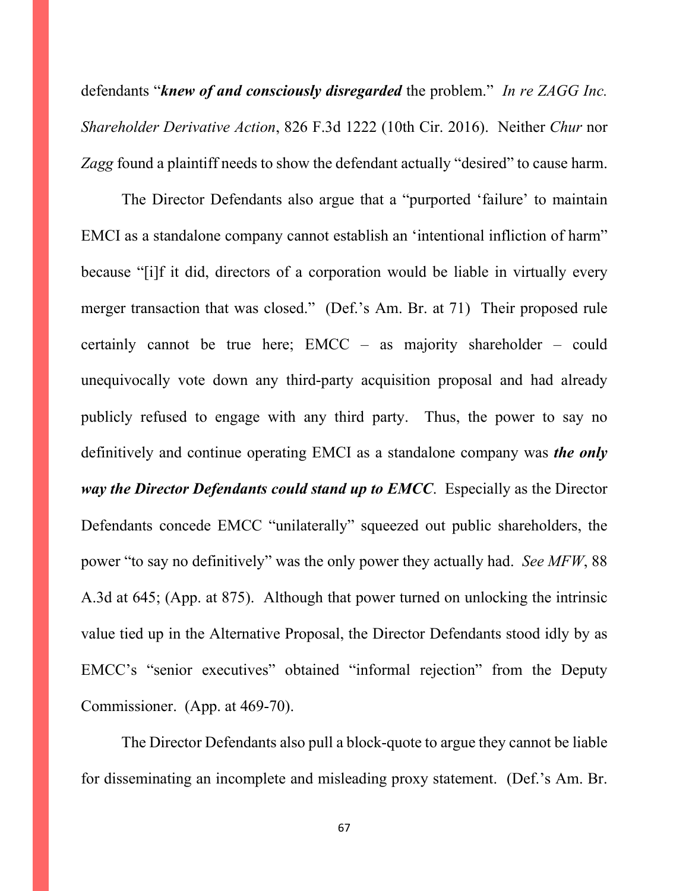defendants "***knew of and consciously disregarded*** the problem." *In re ZAGG Inc. Shareholder Derivative Action*, 826 F.3d 1222 (10th Cir. 2016). Neither *Chur* nor *Zagg* found a plaintiff needs to show the defendant actually "desired" to cause harm.

The Director Defendants also argue that a "purported 'failure' to maintain EMCI as a standalone company cannot establish an 'intentional infliction of harm" because "[i]f it did, directors of a corporation would be liable in virtually every merger transaction that was closed." (Def.'s Am. Br. at 71) Their proposed rule certainly cannot be true here; EMCC – as majority shareholder – could unequivocally vote down any third-party acquisition proposal and had already publicly refused to engage with any third party. Thus, the power to say no definitively and continue operating EMCI as a standalone company was ***the only way the Director Defendants could stand up to EMCC***. Especially as the Director Defendants concede EMCC "unilaterally" squeezed out public shareholders, the power "to say no definitively" was the only power they actually had. *See MFW*, 88 A.3d at 645; (App. at 875). Although that power turned on unlocking the intrinsic value tied up in the Alternative Proposal, the Director Defendants stood idly by as EMCC's "senior executives" obtained "informal rejection" from the Deputy Commissioner. (App. at 469-70).

The Director Defendants also pull a block-quote to argue they cannot be liable for disseminating an incomplete and misleading proxy statement. (Def.'s Am. Br.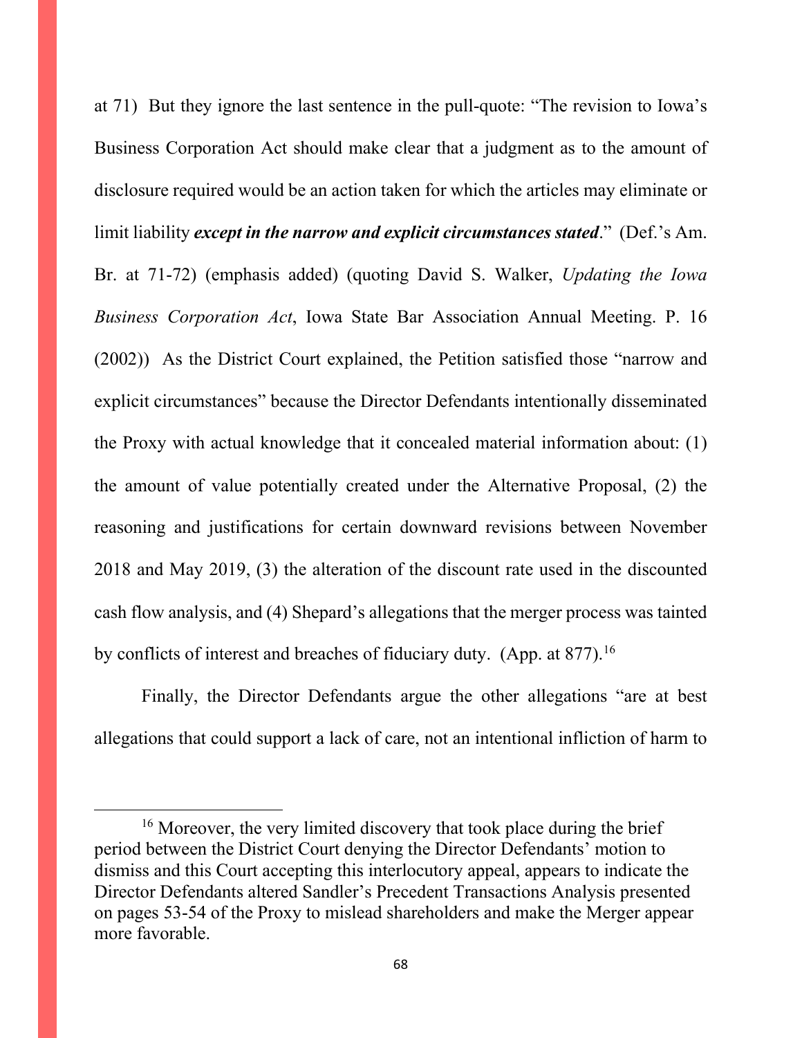at 71) But they ignore the last sentence in the pull-quote: "The revision to Iowa's Business Corporation Act should make clear that a judgment as to the amount of disclosure required would be an action taken for which the articles may eliminate or limit liability ***except in the narrow and explicit circumstances stated***." (Def.'s Am. Br. at 71-72) (emphasis added) (quoting David S. Walker, *Updating the Iowa Business Corporation Act*, Iowa State Bar Association Annual Meeting. P. 16 (2002)) As the District Court explained, the Petition satisfied those "narrow and explicit circumstances" because the Director Defendants intentionally disseminated the Proxy with actual knowledge that it concealed material information about: (1) the amount of value potentially created under the Alternative Proposal, (2) the reasoning and justifications for certain downward revisions between November 2018 and May 2019, (3) the alteration of the discount rate used in the discounted cash flow analysis, and (4) Shepard's allegations that the merger process was tainted by conflicts of interest and breaches of fiduciary duty. (App. at 877).[16]

Finally, the Director Defendants argue the other allegations "are at best allegations that could support a lack of care, not an intentional infliction of harm to

---

[16] Moreover, the very limited discovery that took place during the brief period between the District Court denying the Director Defendants' motion to dismiss and this Court accepting this interlocutory appeal, appears to indicate the Director Defendants altered Sandler's Precedent Transactions Analysis presented on pages 53-54 of the Proxy to mislead shareholders and make the Merger appear more favorable.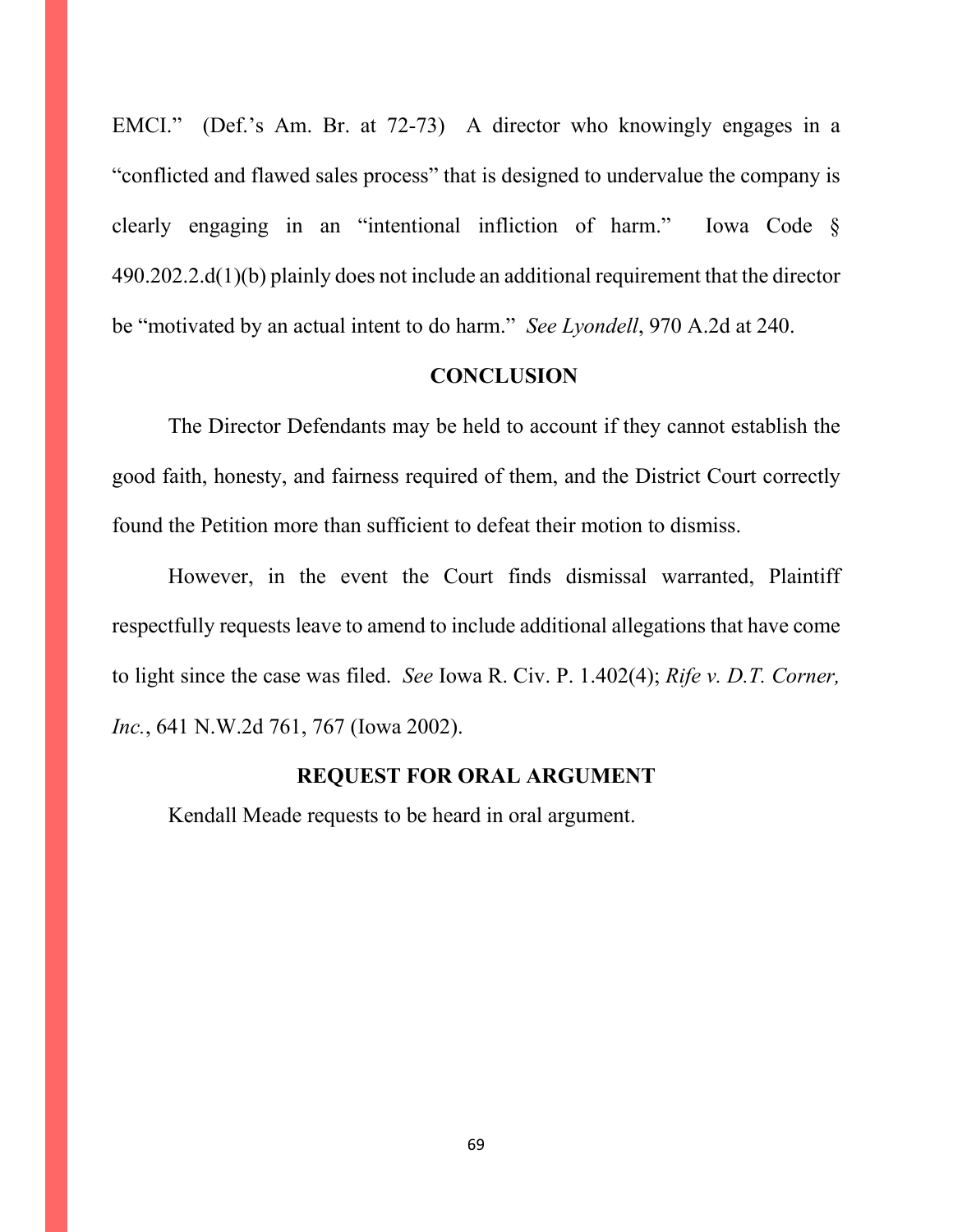EMCI." (Def.'s Am. Br. at 72-73) A director who knowingly engages in a "conflicted and flawed sales process" that is designed to undervalue the company is clearly engaging in an "intentional infliction of harm." Iowa Code § 490.202.2.d(1)(b) plainly does not include an additional requirement that the director be "motivated by an actual intent to do harm." *See Lyondell*, 970 A.2d at 240.

## CONCLUSION

The Director Defendants may be held to account if they cannot establish the good faith, honesty, and fairness required of them, and the District Court correctly found the Petition more than sufficient to defeat their motion to dismiss.

However, in the event the Court finds dismissal warranted, Plaintiff respectfully requests leave to amend to include additional allegations that have come to light since the case was filed. *See* Iowa R. Civ. P. 1.402(4); *Rife v. D.T. Corner, Inc.*, 641 N.W.2d 761, 767 (Iowa 2002).

## REQUEST FOR ORAL ARGUMENT

Kendall Meade requests to be heard in oral argument.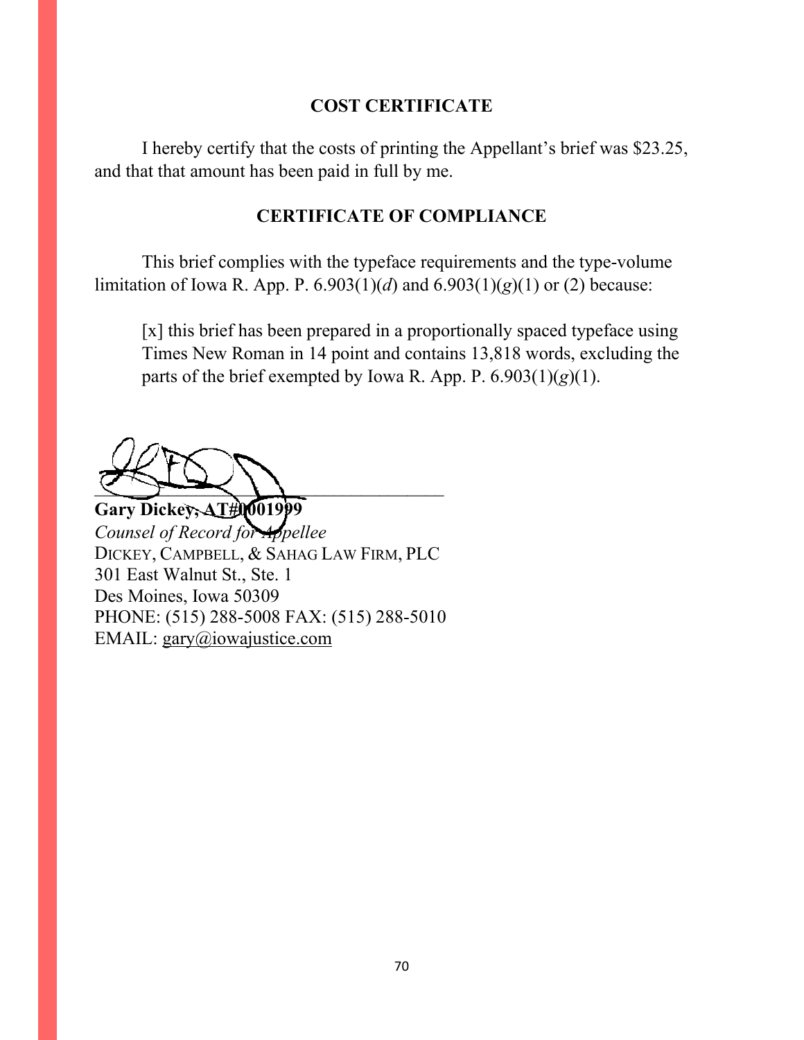## COST CERTIFICATE

I hereby certify that the costs of printing the Appellant's brief was $23.25, and that that amount has been paid in full by me.

## CERTIFICATE OF COMPLIANCE

This brief complies with the typeface requirements and the type-volume limitation of Iowa R. App. P. 6.903(1)(*d*) and 6.903(1)(*g*)(1) or (2) because:

> [x] this brief has been prepared in a proportionally spaced typeface using Times New Roman in 14 point and contains 13,818 words, excluding the parts of the brief exempted by Iowa R. App. P. 6.903(1)(*g*)(1).

______________________________________

**Gary Dickey, AT#0001999**
*Counsel of Record for Appellee*
DICKEY, CAMPBELL, & SAHAG LAW FIRM, PLC
301 East Walnut St., Ste. 1
Des Moines, Iowa 50309
PHONE: (515) 288-5008 FAX: (515) 288-5010
EMAIL: gary@iowajustice.com